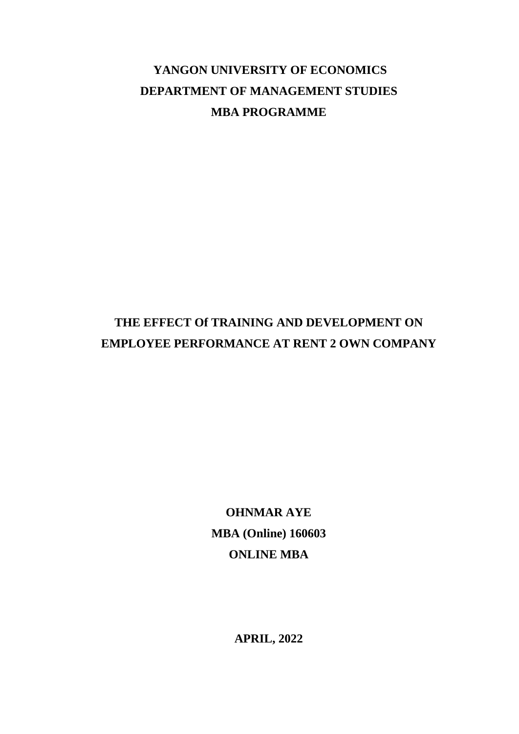**YANGON UNIVERSITY OF ECONOMICS**

**DEPARTMENT OF MANAGEMENT STUDIES**

**MBA PROGRAMME**

# THE EFFECT Of TRAINING AND DEVELOPMENT ON EMPLOYEE PERFORMANCE AT RENT 2 OWN COMPANY

**OHNMAR AYE**

**MBA (Online) 160603**

**ONLINE MBA**

**APRIL, 2022**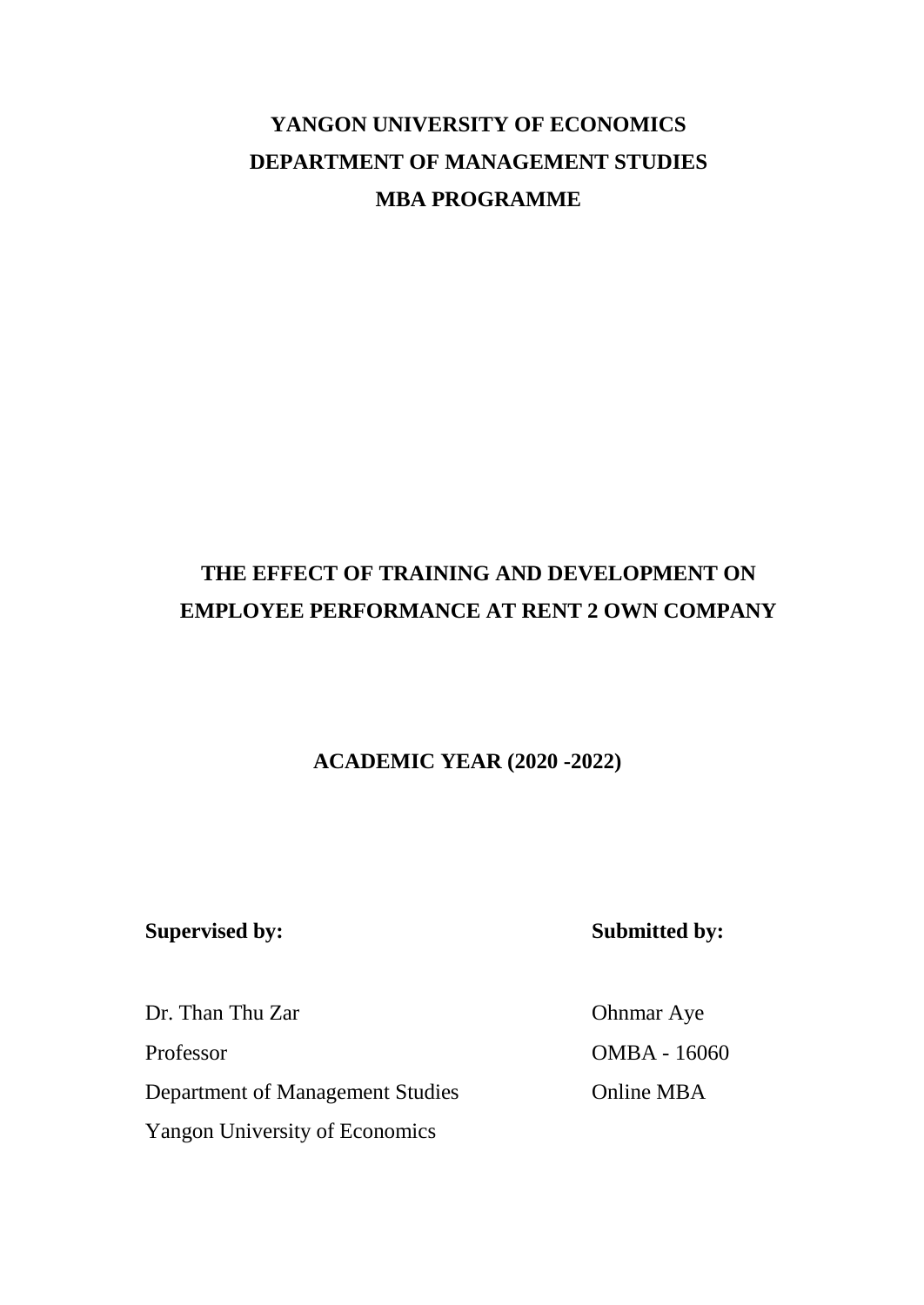**YANGON UNIVERSITY OF ECONOMICS**

**DEPARTMENT OF MANAGEMENT STUDIES**

**MBA PROGRAMME**

# THE EFFECT OF TRAINING AND DEVELOPMENT ON EMPLOYEE PERFORMANCE AT RENT 2 OWN COMPANY

**ACADEMIC YEAR (2020 -2022)**

**Supervised by:**

Dr. Than Thu Zar
Professor
Department of Management Studies
Yangon University of Economics

**Submitted by:**

Ohnmar Aye
OMBA - 16060
Online MBA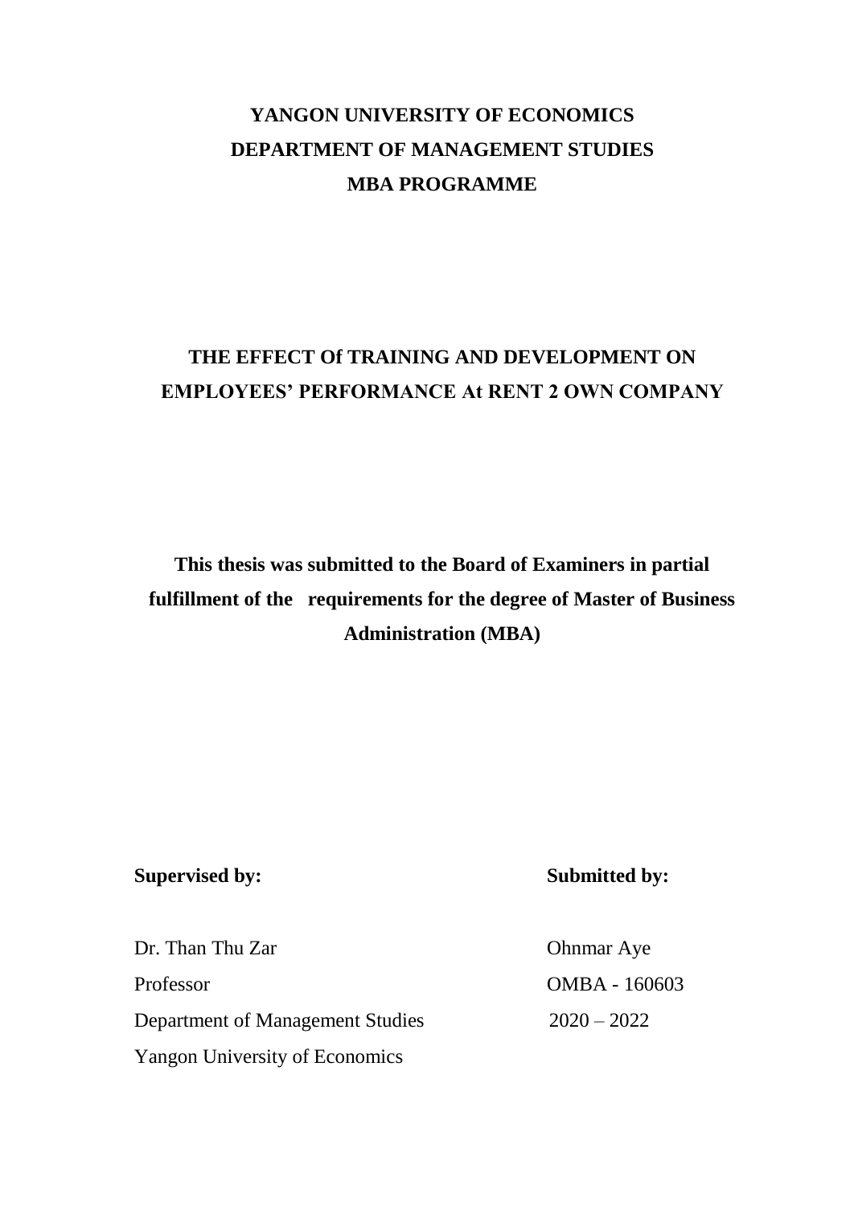**YANGON UNIVERSITY OF ECONOMICS**

**DEPARTMENT OF MANAGEMENT STUDIES**

**MBA PROGRAMME**

# THE EFFECT Of TRAINING AND DEVELOPMENT ON EMPLOYEES' PERFORMANCE At RENT 2 OWN COMPANY

**This thesis was submitted to the Board of Examiners in partial fulfillment of the requirements for the degree of Master of Business Administration (MBA)**

| **Supervised by:** | **Submitted by:** |
|---|---|
| Dr. Than Thu Zar | Ohnmar Aye |
| Professor | OMBA - 160603 |
| Department of Management Studies | 2020 – 2022 |
| Yangon University of Economics | |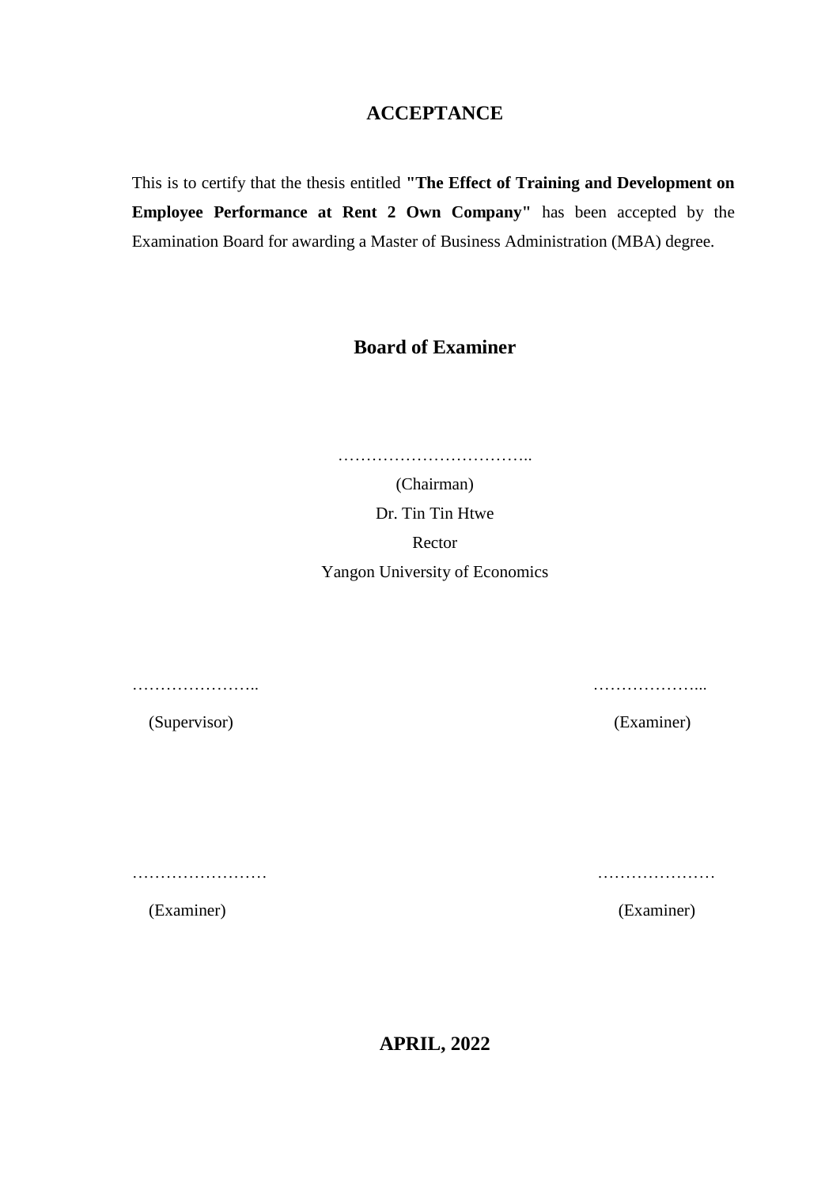# ACCEPTANCE

This is to certify that the thesis entitled **"The Effect of Training and Development on Employee Performance at Rent 2 Own Company"** has been accepted by the Examination Board for awarding a Master of Business Administration (MBA) degree.

## Board of Examiner

……………………………..

(Chairman)

Dr. Tin Tin Htwe

Rector

Yangon University of Economics

………………….. ………………...

(Supervisor) (Examiner)

…………………… …………………

(Examiner) (Examiner)

**APRIL, 2022**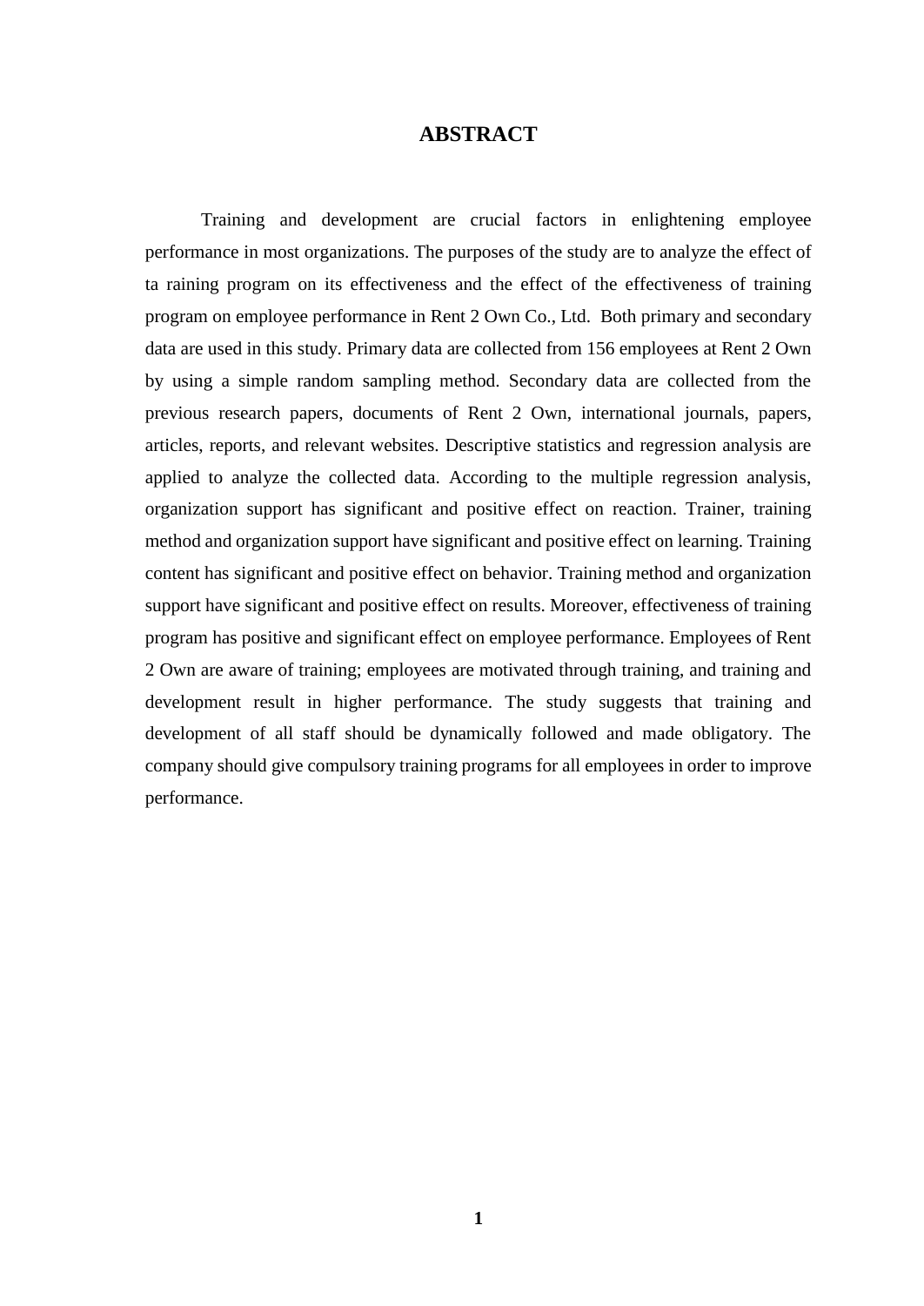# ABSTRACT

Training and development are crucial factors in enlightening employee performance in most organizations. The purposes of the study are to analyze the effect of ta raining program on its effectiveness and the effect of the effectiveness of training program on employee performance in Rent 2 Own Co., Ltd. Both primary and secondary data are used in this study. Primary data are collected from 156 employees at Rent 2 Own by using a simple random sampling method. Secondary data are collected from the previous research papers, documents of Rent 2 Own, international journals, papers, articles, reports, and relevant websites. Descriptive statistics and regression analysis are applied to analyze the collected data. According to the multiple regression analysis, organization support has significant and positive effect on reaction. Trainer, training method and organization support have significant and positive effect on learning. Training content has significant and positive effect on behavior. Training method and organization support have significant and positive effect on results. Moreover, effectiveness of training program has positive and significant effect on employee performance. Employees of Rent 2 Own are aware of training; employees are motivated through training, and training and development result in higher performance. The study suggests that training and development of all staff should be dynamically followed and made obligatory. The company should give compulsory training programs for all employees in order to improve performance.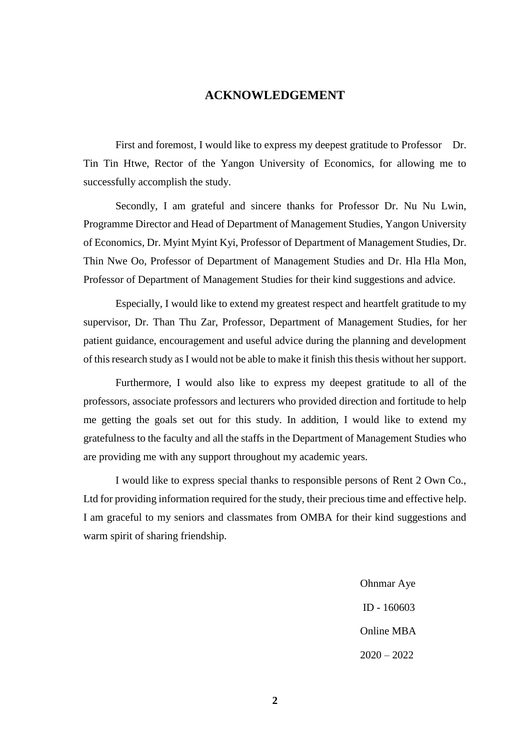# ACKNOWLEDGEMENT

First and foremost, I would like to express my deepest gratitude to Professor Dr. Tin Tin Htwe, Rector of the Yangon University of Economics, for allowing me to successfully accomplish the study.

Secondly, I am grateful and sincere thanks for Professor Dr. Nu Nu Lwin, Programme Director and Head of Department of Management Studies, Yangon University of Economics, Dr. Myint Myint Kyi, Professor of Department of Management Studies, Dr. Thin Nwe Oo, Professor of Department of Management Studies and Dr. Hla Hla Mon, Professor of Department of Management Studies for their kind suggestions and advice.

Especially, I would like to extend my greatest respect and heartfelt gratitude to my supervisor, Dr. Than Thu Zar, Professor, Department of Management Studies, for her patient guidance, encouragement and useful advice during the planning and development of this research study as I would not be able to make it finish this thesis without her support.

Furthermore, I would also like to express my deepest gratitude to all of the professors, associate professors and lecturers who provided direction and fortitude to help me getting the goals set out for this study. In addition, I would like to extend my gratefulness to the faculty and all the staffs in the Department of Management Studies who are providing me with any support throughout my academic years.

I would like to express special thanks to responsible persons of Rent 2 Own Co., Ltd for providing information required for the study, their precious time and effective help. I am graceful to my seniors and classmates from OMBA for their kind suggestions and warm spirit of sharing friendship.

Ohnmar Aye

ID - 160603

Online MBA

2020 – 2022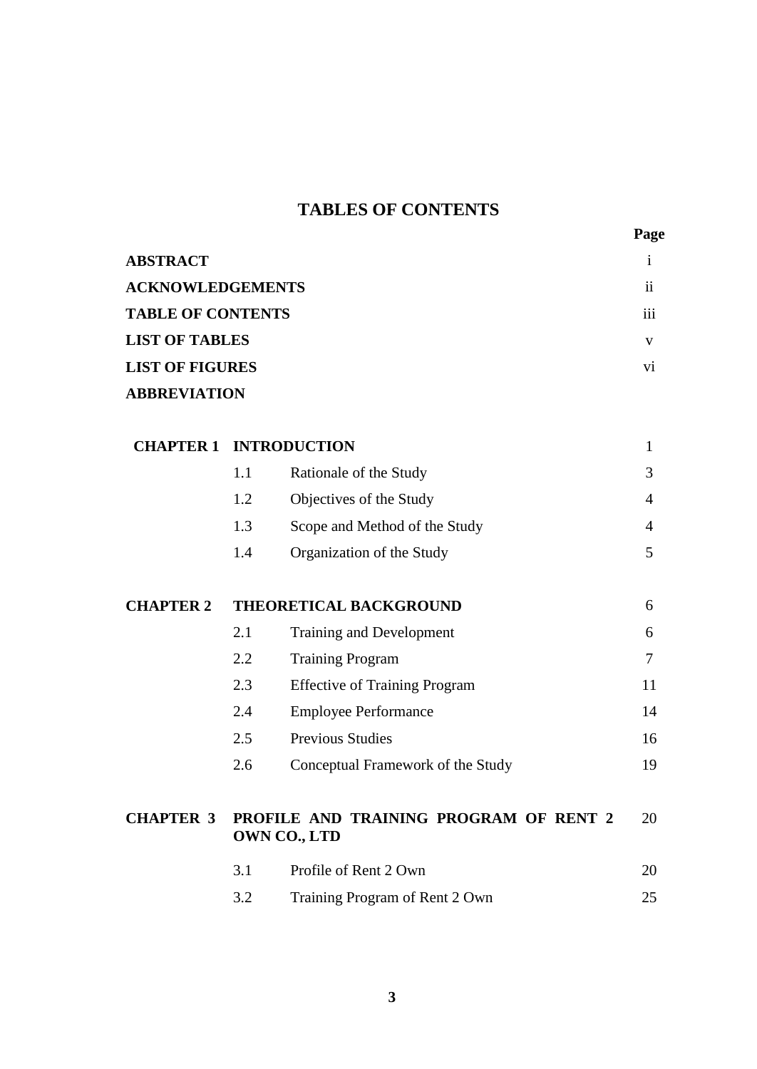# TABLES OF CONTENTS

| | | | Page |
|---|---|---|---|
| **ABSTRACT** | | | i |
| **ACKNOWLEDGEMENTS** | | | ii |
| **TABLE OF CONTENTS** | | | iii |
| **LIST OF TABLES** | | | v |
| **LIST OF FIGURES** | | | vi |
| **ABBREVIATION** | | | |
| **CHAPTER 1** | **INTRODUCTION** | | 1 |
| | 1.1 | Rationale of the Study | 3 |
| | 1.2 | Objectives of the Study | 4 |
| | 1.3 | Scope and Method of the Study | 4 |
| | 1.4 | Organization of the Study | 5 |
| **CHAPTER 2** | **THEORETICAL BACKGROUND** | | 6 |
| | 2.1 | Training and Development | 6 |
| | 2.2 | Training Program | 7 |
| | 2.3 | Effective of Training Program | 11 |
| | 2.4 | Employee Performance | 14 |
| | 2.5 | Previous Studies | 16 |
| | 2.6 | Conceptual Framework of the Study | 19 |
| **CHAPTER 3** | **PROFILE AND TRAINING PROGRAM OF RENT 2 OWN CO., LTD** | | 20 |
| | 3.1 | Profile of Rent 2 Own | 20 |
| | 3.2 | Training Program of Rent 2 Own | 25 |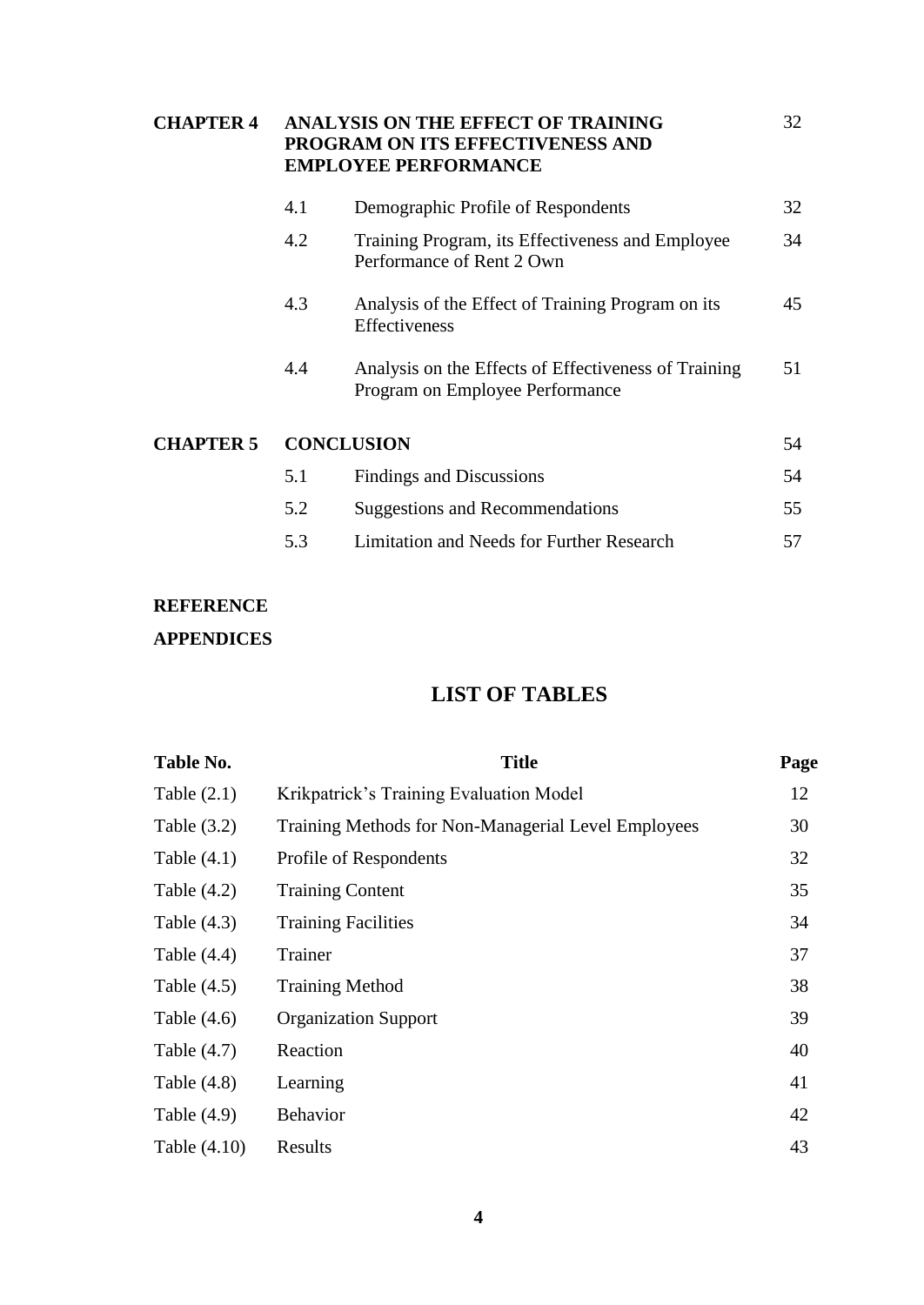| | | | |
|---|---|---|---|
| **CHAPTER 4** | **ANALYSIS ON THE EFFECT OF TRAINING PROGRAM ON ITS EFFECTIVENESS AND EMPLOYEE PERFORMANCE** | | 32 |
| | 4.1 | Demographic Profile of Respondents | 32 |
| | 4.2 | Training Program, its Effectiveness and Employee Performance of Rent 2 Own | 34 |
| | 4.3 | Analysis of the Effect of Training Program on its Effectiveness | 45 |
| | 4.4 | Analysis on the Effects of Effectiveness of Training Program on Employee Performance | 51 |
| **CHAPTER 5** | **CONCLUSION** | | 54 |
| | 5.1 | Findings and Discussions | 54 |
| | 5.2 | Suggestions and Recommendations | 55 |
| | 5.3 | Limitation and Needs for Further Research | 57 |

**REFERENCE**

**APPENDICES**

## LIST OF TABLES

| Table No. | Title | Page |
|---|---|---|
| Table (2.1) | Krikpatrick's Training Evaluation Model | 12 |
| Table (3.2) | Training Methods for Non-Managerial Level Employees | 30 |
| Table (4.1) | Profile of Respondents | 32 |
| Table (4.2) | Training Content | 35 |
| Table (4.3) | Training Facilities | 34 |
| Table (4.4) | Trainer | 37 |
| Table (4.5) | Training Method | 38 |
| Table (4.6) | Organization Support | 39 |
| Table (4.7) | Reaction | 40 |
| Table (4.8) | Learning | 41 |
| Table (4.9) | Behavior | 42 |
| Table (4.10) | Results | 43 |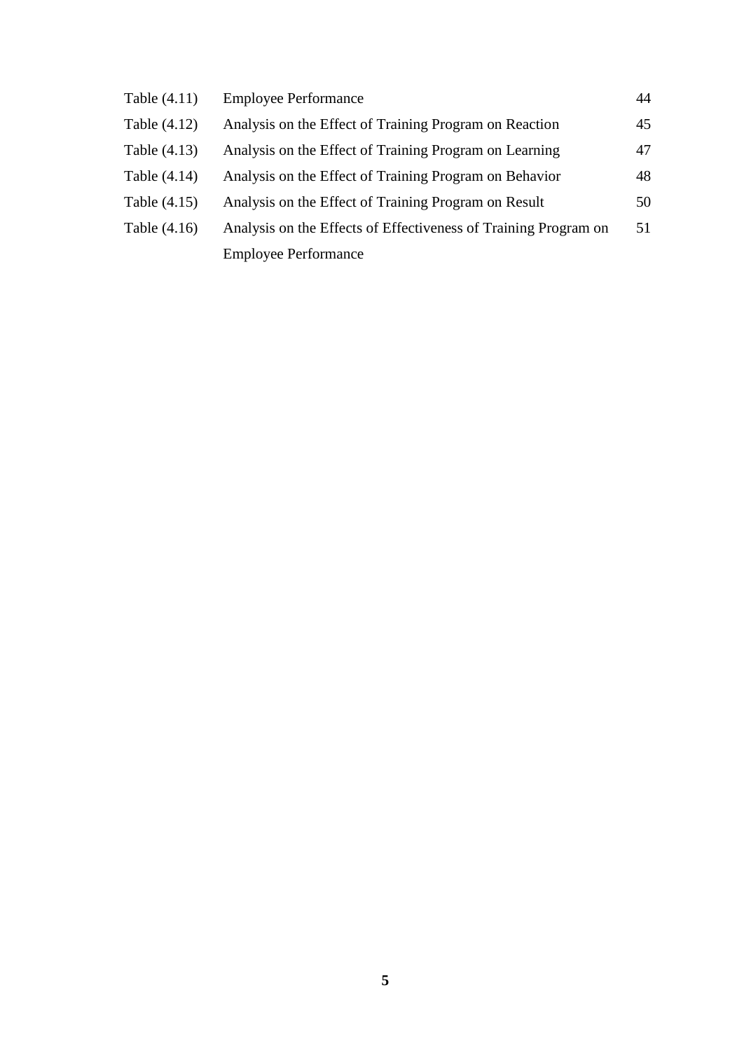| | | |
|---|---|---|
| Table (4.11) | Employee Performance | 44 |
| Table (4.12) | Analysis on the Effect of Training Program on Reaction | 45 |
| Table (4.13) | Analysis on the Effect of Training Program on Learning | 47 |
| Table (4.14) | Analysis on the Effect of Training Program on Behavior | 48 |
| Table (4.15) | Analysis on the Effect of Training Program on Result | 50 |
| Table (4.16) | Analysis on the Effects of Effectiveness of Training Program on Employee Performance | 51 |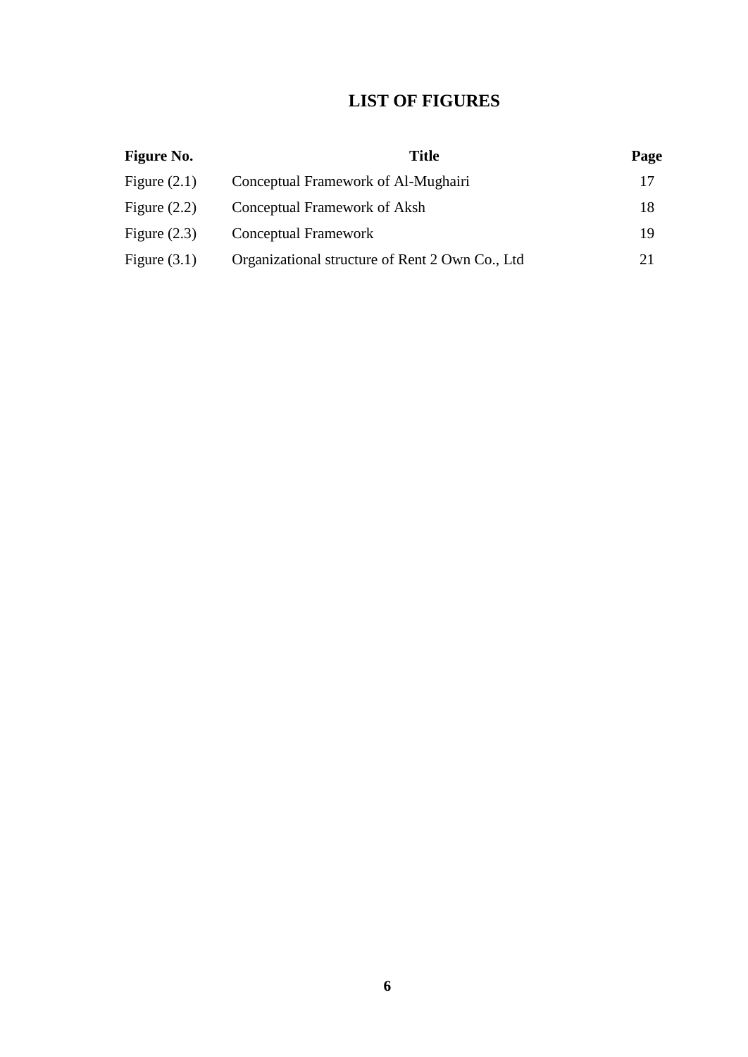# LIST OF FIGURES

| Figure No. | Title | Page |
| --- | --- | --- |
| Figure (2.1) | Conceptual Framework of Al-Mughairi | 17 |
| Figure (2.2) | Conceptual Framework of Aksh | 18 |
| Figure (2.3) | Conceptual Framework | 19 |
| Figure (3.1) | Organizational structure of Rent 2 Own Co., Ltd | 21 |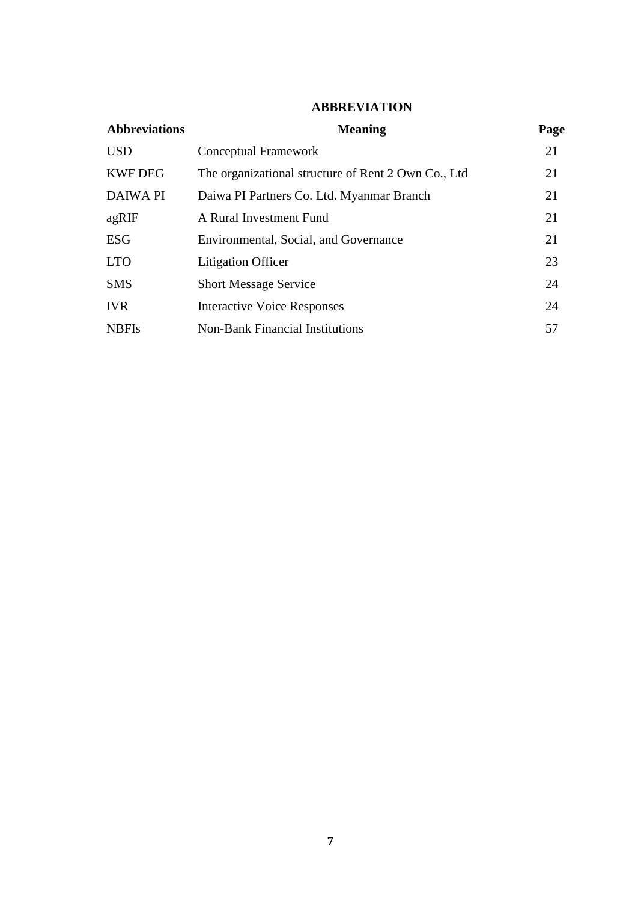## ABBREVIATION

| Abbreviations | Meaning | Page |
|---|---|---|
| USD | Conceptual Framework | 21 |
| KWF DEG | The organizational structure of Rent 2 Own Co., Ltd | 21 |
| DAIWA PI | Daiwa PI Partners Co. Ltd. Myanmar Branch | 21 |
| agRIF | A Rural Investment Fund | 21 |
| ESG | Environmental, Social, and Governance | 21 |
| LTO | Litigation Officer | 23 |
| SMS | Short Message Service | 24 |
| IVR | Interactive Voice Responses | 24 |
| NBFIs | Non-Bank Financial Institutions | 57 |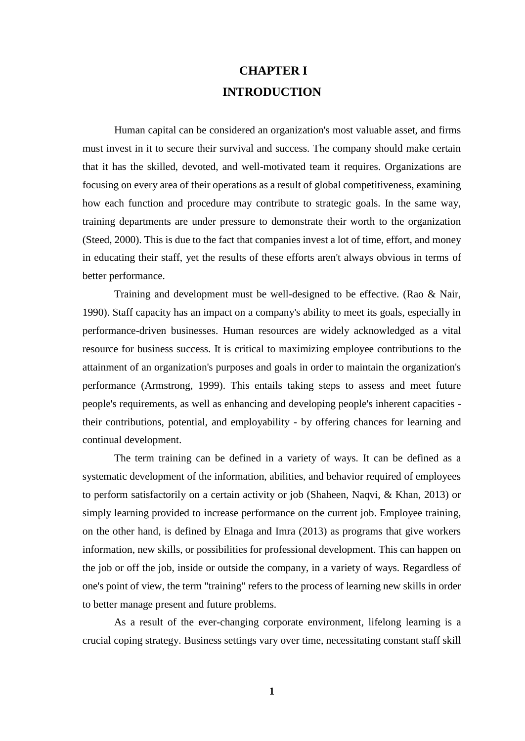# CHAPTER I
# INTRODUCTION

Human capital can be considered an organization's most valuable asset, and firms must invest in it to secure their survival and success. The company should make certain that it has the skilled, devoted, and well-motivated team it requires. Organizations are focusing on every area of their operations as a result of global competitiveness, examining how each function and procedure may contribute to strategic goals. In the same way, training departments are under pressure to demonstrate their worth to the organization (Steed, 2000). This is due to the fact that companies invest a lot of time, effort, and money in educating their staff, yet the results of these efforts aren't always obvious in terms of better performance.

Training and development must be well-designed to be effective. (Rao & Nair, 1990). Staff capacity has an impact on a company's ability to meet its goals, especially in performance-driven businesses. Human resources are widely acknowledged as a vital resource for business success. It is critical to maximizing employee contributions to the attainment of an organization's purposes and goals in order to maintain the organization's performance (Armstrong, 1999). This entails taking steps to assess and meet future people's requirements, as well as enhancing and developing people's inherent capacities - their contributions, potential, and employability - by offering chances for learning and continual development.

The term training can be defined in a variety of ways. It can be defined as a systematic development of the information, abilities, and behavior required of employees to perform satisfactorily on a certain activity or job (Shaheen, Naqvi, & Khan, 2013) or simply learning provided to increase performance on the current job. Employee training, on the other hand, is defined by Elnaga and Imra (2013) as programs that give workers information, new skills, or possibilities for professional development. This can happen on the job or off the job, inside or outside the company, in a variety of ways. Regardless of one's point of view, the term "training" refers to the process of learning new skills in order to better manage present and future problems.

As a result of the ever-changing corporate environment, lifelong learning is a crucial coping strategy. Business settings vary over time, necessitating constant staff skill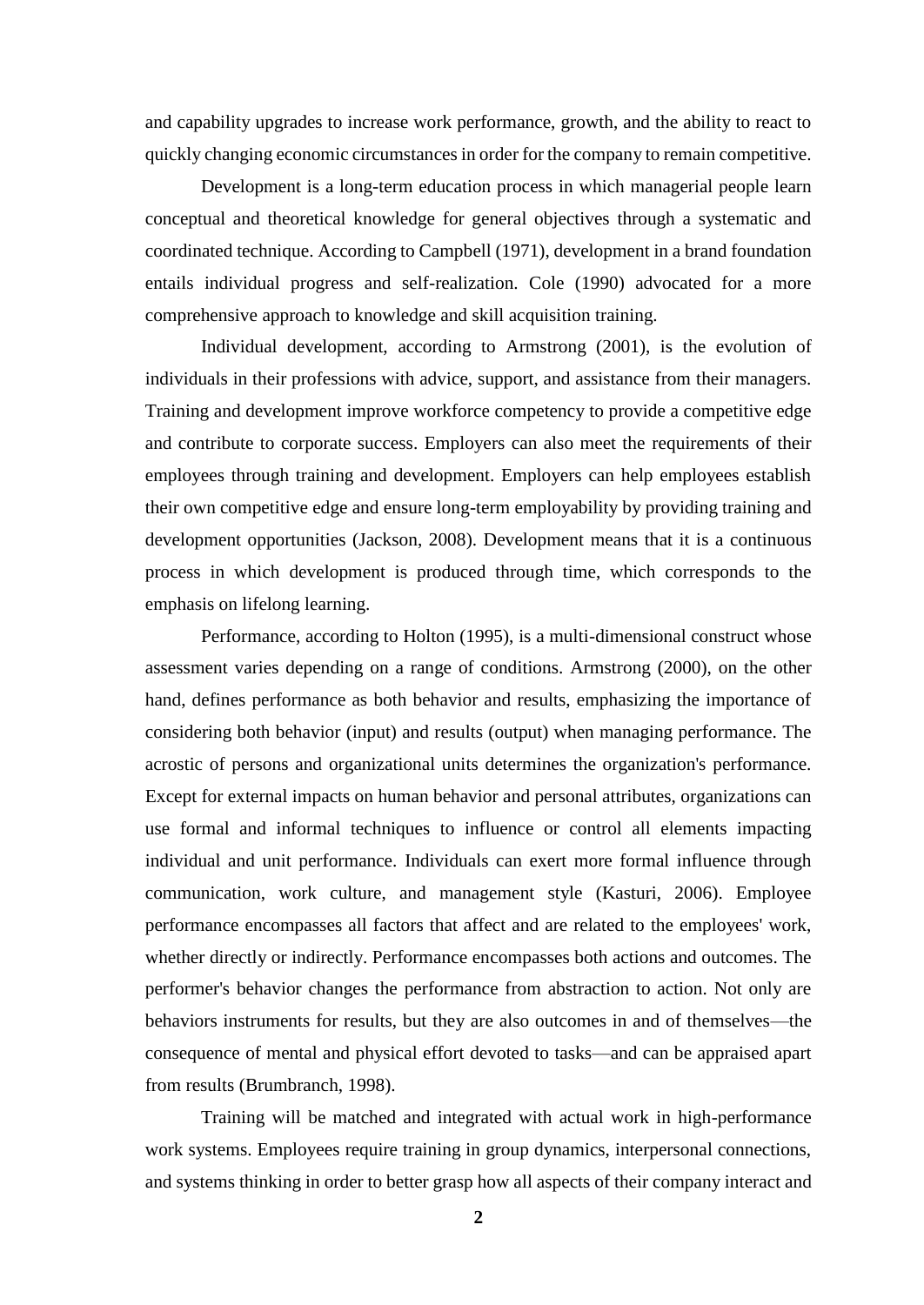and capability upgrades to increase work performance, growth, and the ability to react to quickly changing economic circumstances in order for the company to remain competitive.

Development is a long-term education process in which managerial people learn conceptual and theoretical knowledge for general objectives through a systematic and coordinated technique. According to Campbell (1971), development in a brand foundation entails individual progress and self-realization. Cole (1990) advocated for a more comprehensive approach to knowledge and skill acquisition training.

Individual development, according to Armstrong (2001), is the evolution of individuals in their professions with advice, support, and assistance from their managers. Training and development improve workforce competency to provide a competitive edge and contribute to corporate success. Employers can also meet the requirements of their employees through training and development. Employers can help employees establish their own competitive edge and ensure long-term employability by providing training and development opportunities (Jackson, 2008). Development means that it is a continuous process in which development is produced through time, which corresponds to the emphasis on lifelong learning.

Performance, according to Holton (1995), is a multi-dimensional construct whose assessment varies depending on a range of conditions. Armstrong (2000), on the other hand, defines performance as both behavior and results, emphasizing the importance of considering both behavior (input) and results (output) when managing performance. The acrostic of persons and organizational units determines the organization's performance. Except for external impacts on human behavior and personal attributes, organizations can use formal and informal techniques to influence or control all elements impacting individual and unit performance. Individuals can exert more formal influence through communication, work culture, and management style (Kasturi, 2006). Employee performance encompasses all factors that affect and are related to the employees' work, whether directly or indirectly. Performance encompasses both actions and outcomes. The performer's behavior changes the performance from abstraction to action. Not only are behaviors instruments for results, but they are also outcomes in and of themselves—the consequence of mental and physical effort devoted to tasks—and can be appraised apart from results (Brumbranch, 1998).

Training will be matched and integrated with actual work in high-performance work systems. Employees require training in group dynamics, interpersonal connections, and systems thinking in order to better grasp how all aspects of their company interact and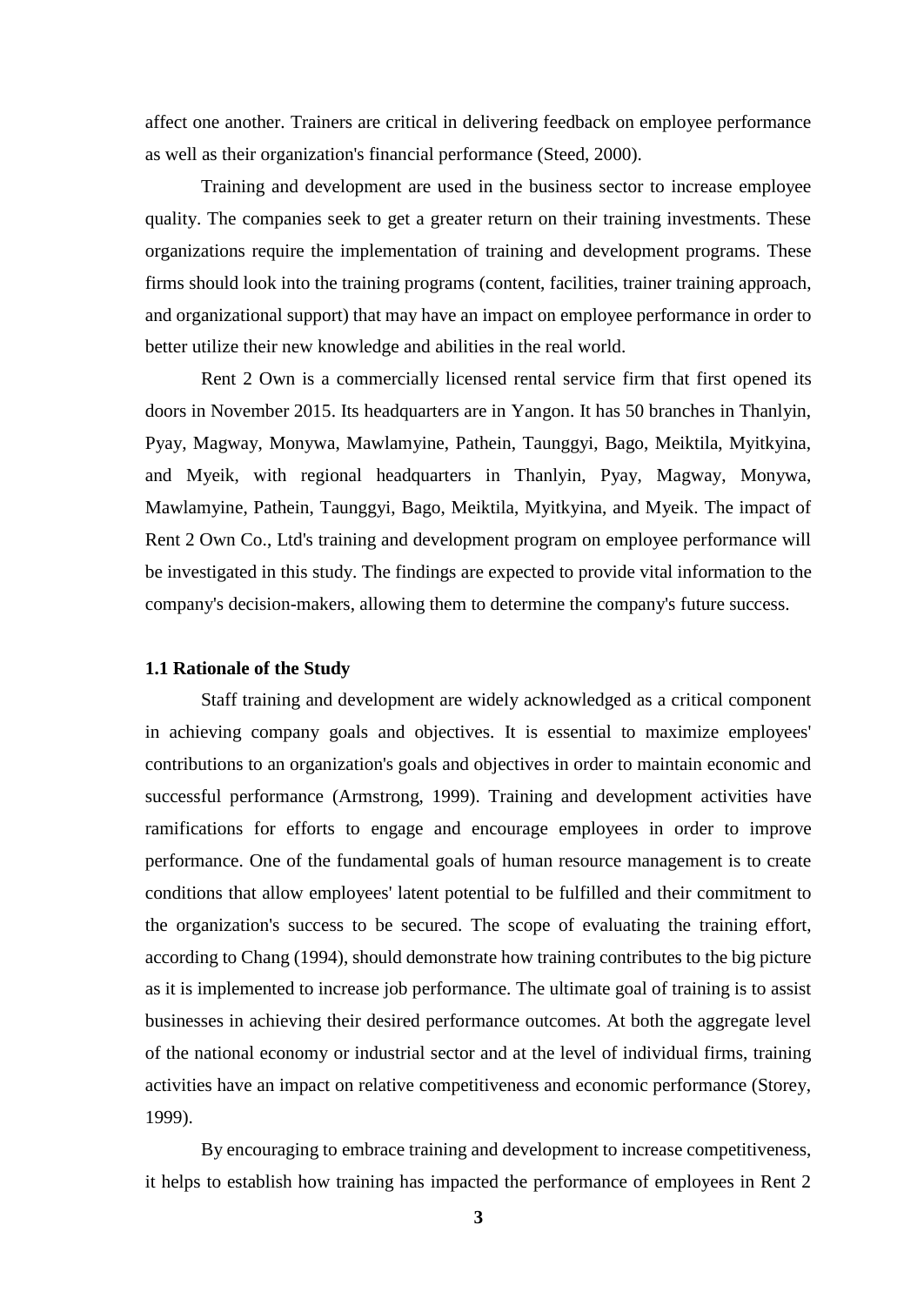affect one another. Trainers are critical in delivering feedback on employee performance as well as their organization's financial performance (Steed, 2000).

Training and development are used in the business sector to increase employee quality. The companies seek to get a greater return on their training investments. These organizations require the implementation of training and development programs. These firms should look into the training programs (content, facilities, trainer training approach, and organizational support) that may have an impact on employee performance in order to better utilize their new knowledge and abilities in the real world.

Rent 2 Own is a commercially licensed rental service firm that first opened its doors in November 2015. Its headquarters are in Yangon. It has 50 branches in Thanlyin, Pyay, Magway, Monywa, Mawlamyine, Pathein, Taunggyi, Bago, Meiktila, Myitkyina, and Myeik, with regional headquarters in Thanlyin, Pyay, Magway, Monywa, Mawlamyine, Pathein, Taunggyi, Bago, Meiktila, Myitkyina, and Myeik. The impact of Rent 2 Own Co., Ltd's training and development program on employee performance will be investigated in this study. The findings are expected to provide vital information to the company's decision-makers, allowing them to determine the company's future success.

### 1.1 Rationale of the Study

Staff training and development are widely acknowledged as a critical component in achieving company goals and objectives. It is essential to maximize employees' contributions to an organization's goals and objectives in order to maintain economic and successful performance (Armstrong, 1999). Training and development activities have ramifications for efforts to engage and encourage employees in order to improve performance. One of the fundamental goals of human resource management is to create conditions that allow employees' latent potential to be fulfilled and their commitment to the organization's success to be secured. The scope of evaluating the training effort, according to Chang (1994), should demonstrate how training contributes to the big picture as it is implemented to increase job performance. The ultimate goal of training is to assist businesses in achieving their desired performance outcomes. At both the aggregate level of the national economy or industrial sector and at the level of individual firms, training activities have an impact on relative competitiveness and economic performance (Storey, 1999).

By encouraging to embrace training and development to increase competitiveness, it helps to establish how training has impacted the performance of employees in Rent 2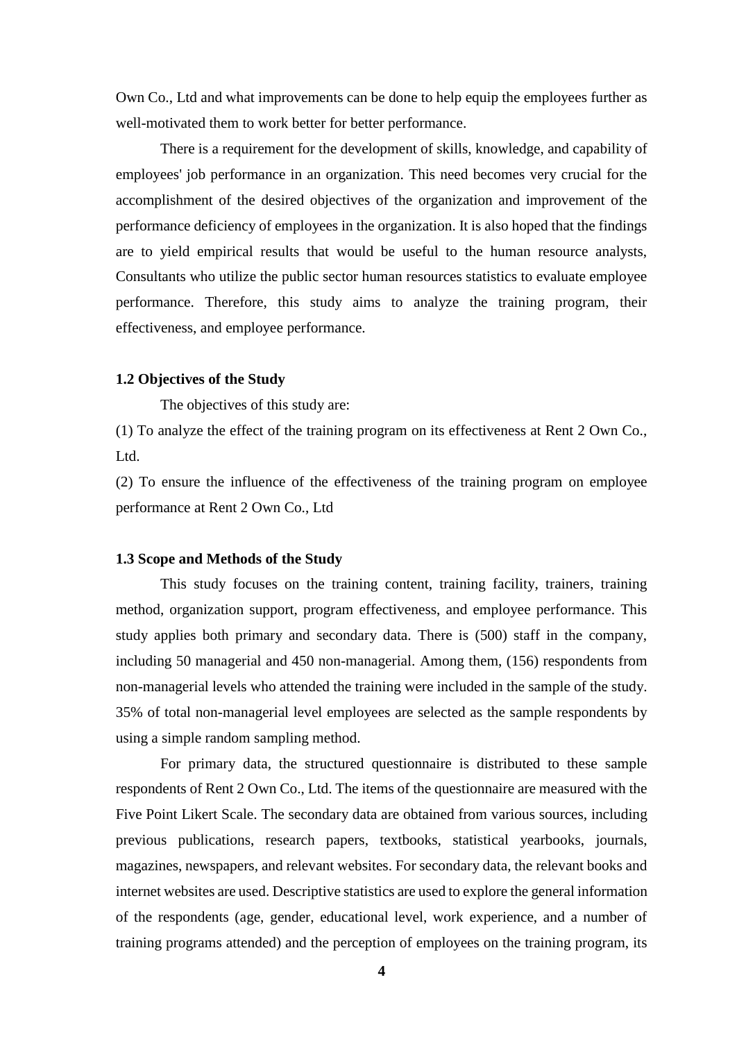Own Co., Ltd and what improvements can be done to help equip the employees further as well-motivated them to work better for better performance.

There is a requirement for the development of skills, knowledge, and capability of employees' job performance in an organization. This need becomes very crucial for the accomplishment of the desired objectives of the organization and improvement of the performance deficiency of employees in the organization. It is also hoped that the findings are to yield empirical results that would be useful to the human resource analysts, Consultants who utilize the public sector human resources statistics to evaluate employee performance. Therefore, this study aims to analyze the training program, their effectiveness, and employee performance.

### 1.2 Objectives of the Study

The objectives of this study are:

(1) To analyze the effect of the training program on its effectiveness at Rent 2 Own Co., Ltd.

(2) To ensure the influence of the effectiveness of the training program on employee performance at Rent 2 Own Co., Ltd

### 1.3 Scope and Methods of the Study

This study focuses on the training content, training facility, trainers, training method, organization support, program effectiveness, and employee performance. This study applies both primary and secondary data. There is (500) staff in the company, including 50 managerial and 450 non-managerial. Among them, (156) respondents from non-managerial levels who attended the training were included in the sample of the study. 35% of total non-managerial level employees are selected as the sample respondents by using a simple random sampling method.

For primary data, the structured questionnaire is distributed to these sample respondents of Rent 2 Own Co., Ltd. The items of the questionnaire are measured with the Five Point Likert Scale. The secondary data are obtained from various sources, including previous publications, research papers, textbooks, statistical yearbooks, journals, magazines, newspapers, and relevant websites. For secondary data, the relevant books and internet websites are used. Descriptive statistics are used to explore the general information of the respondents (age, gender, educational level, work experience, and a number of training programs attended) and the perception of employees on the training program, its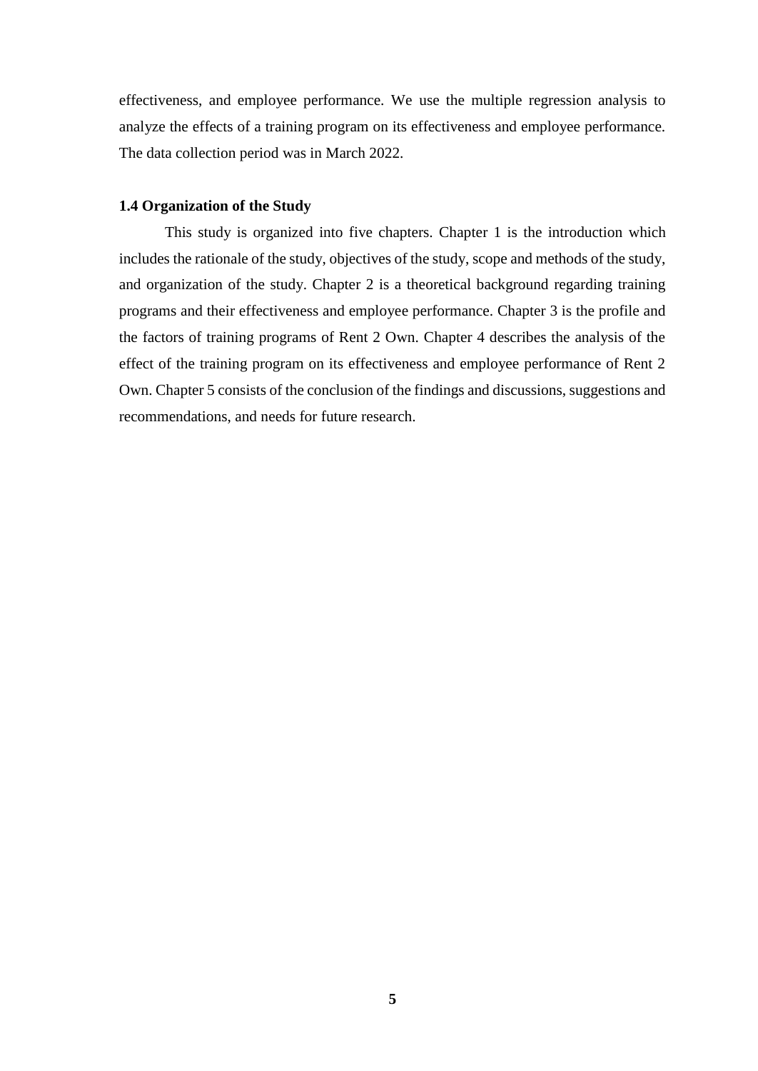effectiveness, and employee performance. We use the multiple regression analysis to analyze the effects of a training program on its effectiveness and employee performance. The data collection period was in March 2022.

### 1.4 Organization of the Study

This study is organized into five chapters. Chapter 1 is the introduction which includes the rationale of the study, objectives of the study, scope and methods of the study, and organization of the study. Chapter 2 is a theoretical background regarding training programs and their effectiveness and employee performance. Chapter 3 is the profile and the factors of training programs of Rent 2 Own. Chapter 4 describes the analysis of the effect of the training program on its effectiveness and employee performance of Rent 2 Own. Chapter 5 consists of the conclusion of the findings and discussions, suggestions and recommendations, and needs for future research.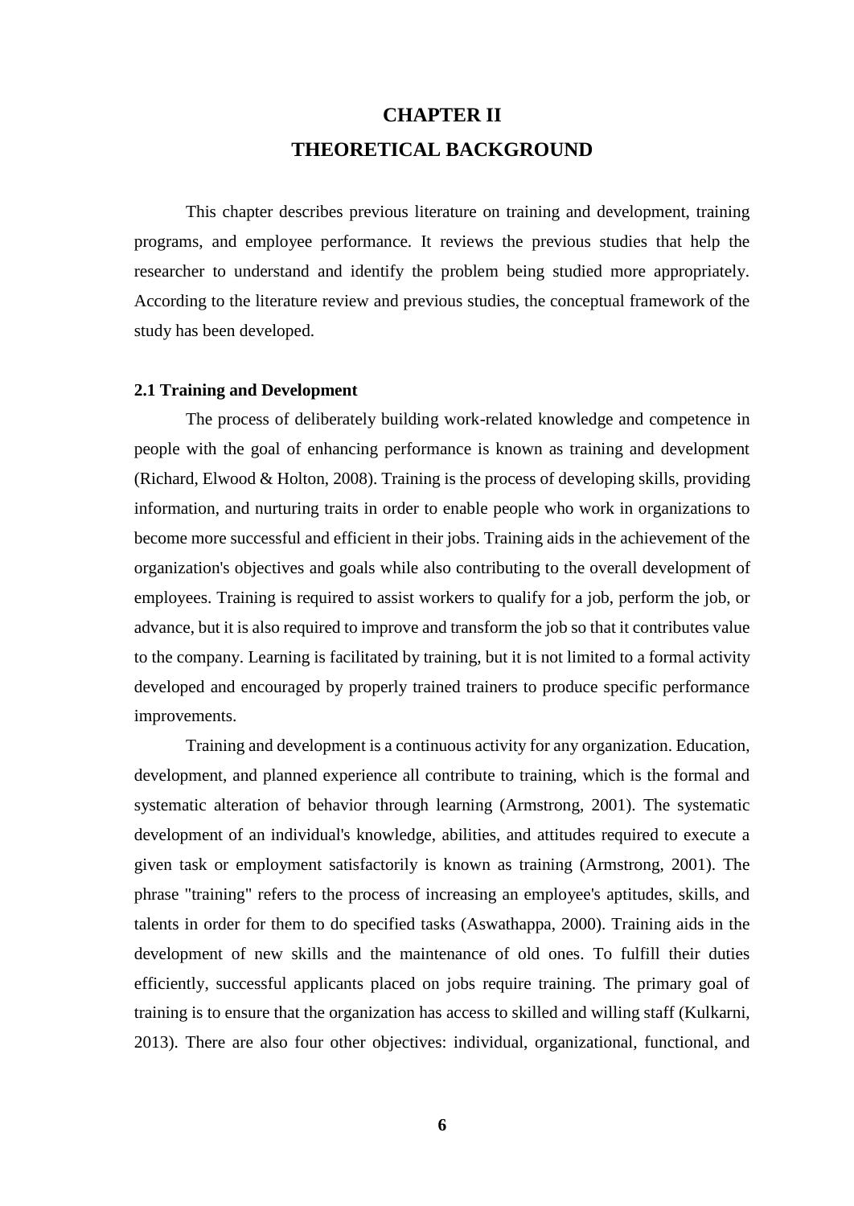# CHAPTER II
# THEORETICAL BACKGROUND

This chapter describes previous literature on training and development, training programs, and employee performance. It reviews the previous studies that help the researcher to understand and identify the problem being studied more appropriately. According to the literature review and previous studies, the conceptual framework of the study has been developed.

## 2.1 Training and Development

The process of deliberately building work-related knowledge and competence in people with the goal of enhancing performance is known as training and development (Richard, Elwood & Holton, 2008). Training is the process of developing skills, providing information, and nurturing traits in order to enable people who work in organizations to become more successful and efficient in their jobs. Training aids in the achievement of the organization's objectives and goals while also contributing to the overall development of employees. Training is required to assist workers to qualify for a job, perform the job, or advance, but it is also required to improve and transform the job so that it contributes value to the company. Learning is facilitated by training, but it is not limited to a formal activity developed and encouraged by properly trained trainers to produce specific performance improvements.

Training and development is a continuous activity for any organization. Education, development, and planned experience all contribute to training, which is the formal and systematic alteration of behavior through learning (Armstrong, 2001). The systematic development of an individual's knowledge, abilities, and attitudes required to execute a given task or employment satisfactorily is known as training (Armstrong, 2001). The phrase "training" refers to the process of increasing an employee's aptitudes, skills, and talents in order for them to do specified tasks (Aswathappa, 2000). Training aids in the development of new skills and the maintenance of old ones. To fulfill their duties efficiently, successful applicants placed on jobs require training. The primary goal of training is to ensure that the organization has access to skilled and willing staff (Kulkarni, 2013). There are also four other objectives: individual, organizational, functional, and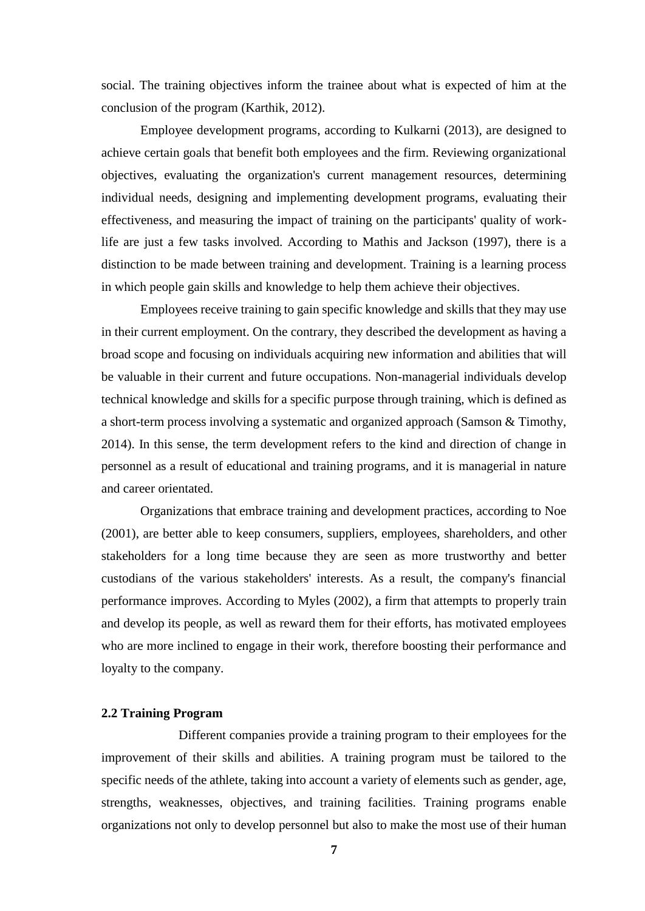social. The training objectives inform the trainee about what is expected of him at the conclusion of the program (Karthik, 2012).

Employee development programs, according to Kulkarni (2013), are designed to achieve certain goals that benefit both employees and the firm. Reviewing organizational objectives, evaluating the organization's current management resources, determining individual needs, designing and implementing development programs, evaluating their effectiveness, and measuring the impact of training on the participants' quality of work-life are just a few tasks involved. According to Mathis and Jackson (1997), there is a distinction to be made between training and development. Training is a learning process in which people gain skills and knowledge to help them achieve their objectives.

Employees receive training to gain specific knowledge and skills that they may use in their current employment. On the contrary, they described the development as having a broad scope and focusing on individuals acquiring new information and abilities that will be valuable in their current and future occupations. Non-managerial individuals develop technical knowledge and skills for a specific purpose through training, which is defined as a short-term process involving a systematic and organized approach (Samson & Timothy, 2014). In this sense, the term development refers to the kind and direction of change in personnel as a result of educational and training programs, and it is managerial in nature and career orientated.

Organizations that embrace training and development practices, according to Noe (2001), are better able to keep consumers, suppliers, employees, shareholders, and other stakeholders for a long time because they are seen as more trustworthy and better custodians of the various stakeholders' interests. As a result, the company's financial performance improves. According to Myles (2002), a firm that attempts to properly train and develop its people, as well as reward them for their efforts, has motivated employees who are more inclined to engage in their work, therefore boosting their performance and loyalty to the company.

### 2.2 Training Program

Different companies provide a training program to their employees for the improvement of their skills and abilities. A training program must be tailored to the specific needs of the athlete, taking into account a variety of elements such as gender, age, strengths, weaknesses, objectives, and training facilities. Training programs enable organizations not only to develop personnel but also to make the most use of their human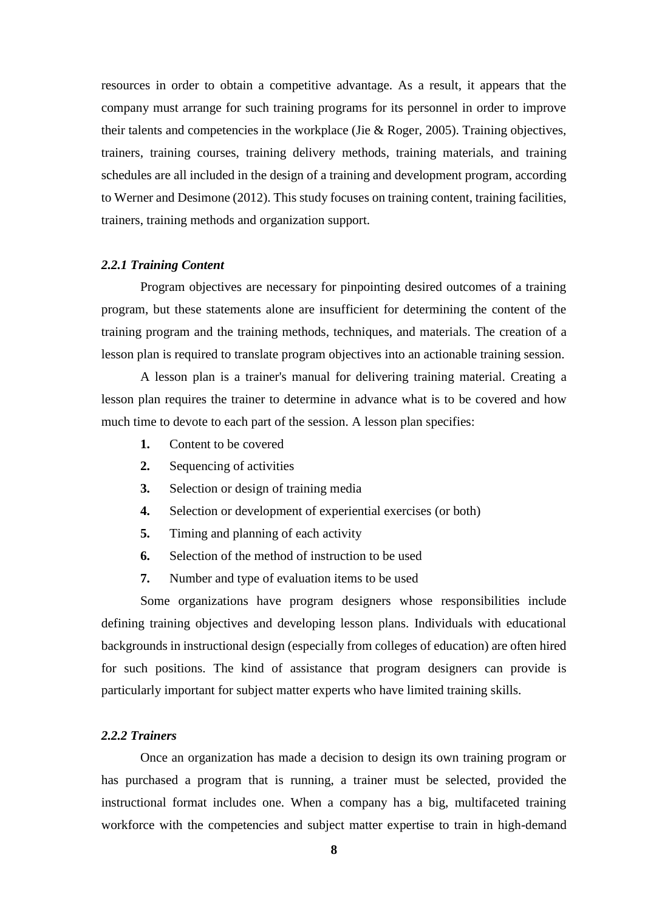resources in order to obtain a competitive advantage. As a result, it appears that the company must arrange for such training programs for its personnel in order to improve their talents and competencies in the workplace (Jie & Roger, 2005). Training objectives, trainers, training courses, training delivery methods, training materials, and training schedules are all included in the design of a training and development program, according to Werner and Desimone (2012). This study focuses on training content, training facilities, trainers, training methods and organization support.

### *2.2.1 Training Content*

Program objectives are necessary for pinpointing desired outcomes of a training program, but these statements alone are insufficient for determining the content of the training program and the training methods, techniques, and materials. The creation of a lesson plan is required to translate program objectives into an actionable training session.

A lesson plan is a trainer's manual for delivering training material. Creating a lesson plan requires the trainer to determine in advance what is to be covered and how much time to devote to each part of the session. A lesson plan specifies:

1. Content to be covered
2. Sequencing of activities
3. Selection or design of training media
4. Selection or development of experiential exercises (or both)
5. Timing and planning of each activity
6. Selection of the method of instruction to be used
7. Number and type of evaluation items to be used

Some organizations have program designers whose responsibilities include defining training objectives and developing lesson plans. Individuals with educational backgrounds in instructional design (especially from colleges of education) are often hired for such positions. The kind of assistance that program designers can provide is particularly important for subject matter experts who have limited training skills.

### *2.2.2 Trainers*

Once an organization has made a decision to design its own training program or has purchased a program that is running, a trainer must be selected, provided the instructional format includes one. When a company has a big, multifaceted training workforce with the competencies and subject matter expertise to train in high-demand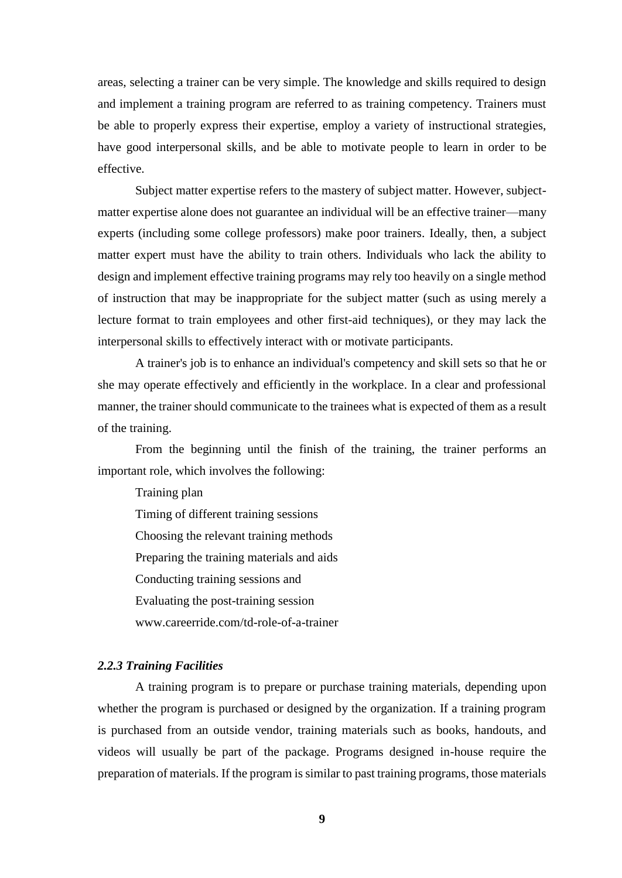areas, selecting a trainer can be very simple. The knowledge and skills required to design and implement a training program are referred to as training competency. Trainers must be able to properly express their expertise, employ a variety of instructional strategies, have good interpersonal skills, and be able to motivate people to learn in order to be effective.

Subject matter expertise refers to the mastery of subject matter. However, subject-matter expertise alone does not guarantee an individual will be an effective trainer—many experts (including some college professors) make poor trainers. Ideally, then, a subject matter expert must have the ability to train others. Individuals who lack the ability to design and implement effective training programs may rely too heavily on a single method of instruction that may be inappropriate for the subject matter (such as using merely a lecture format to train employees and other first-aid techniques), or they may lack the interpersonal skills to effectively interact with or motivate participants.

A trainer's job is to enhance an individual's competency and skill sets so that he or she may operate effectively and efficiently in the workplace. In a clear and professional manner, the trainer should communicate to the trainees what is expected of them as a result of the training.

From the beginning until the finish of the training, the trainer performs an important role, which involves the following:

Training plan

Timing of different training sessions

Choosing the relevant training methods

Preparing the training materials and aids

Conducting training sessions and

Evaluating the post-training session

www.careerride.com/td-role-of-a-trainer

### *2.2.3 Training Facilities*

A training program is to prepare or purchase training materials, depending upon whether the program is purchased or designed by the organization. If a training program is purchased from an outside vendor, training materials such as books, handouts, and videos will usually be part of the package. Programs designed in-house require the preparation of materials. If the program is similar to past training programs, those materials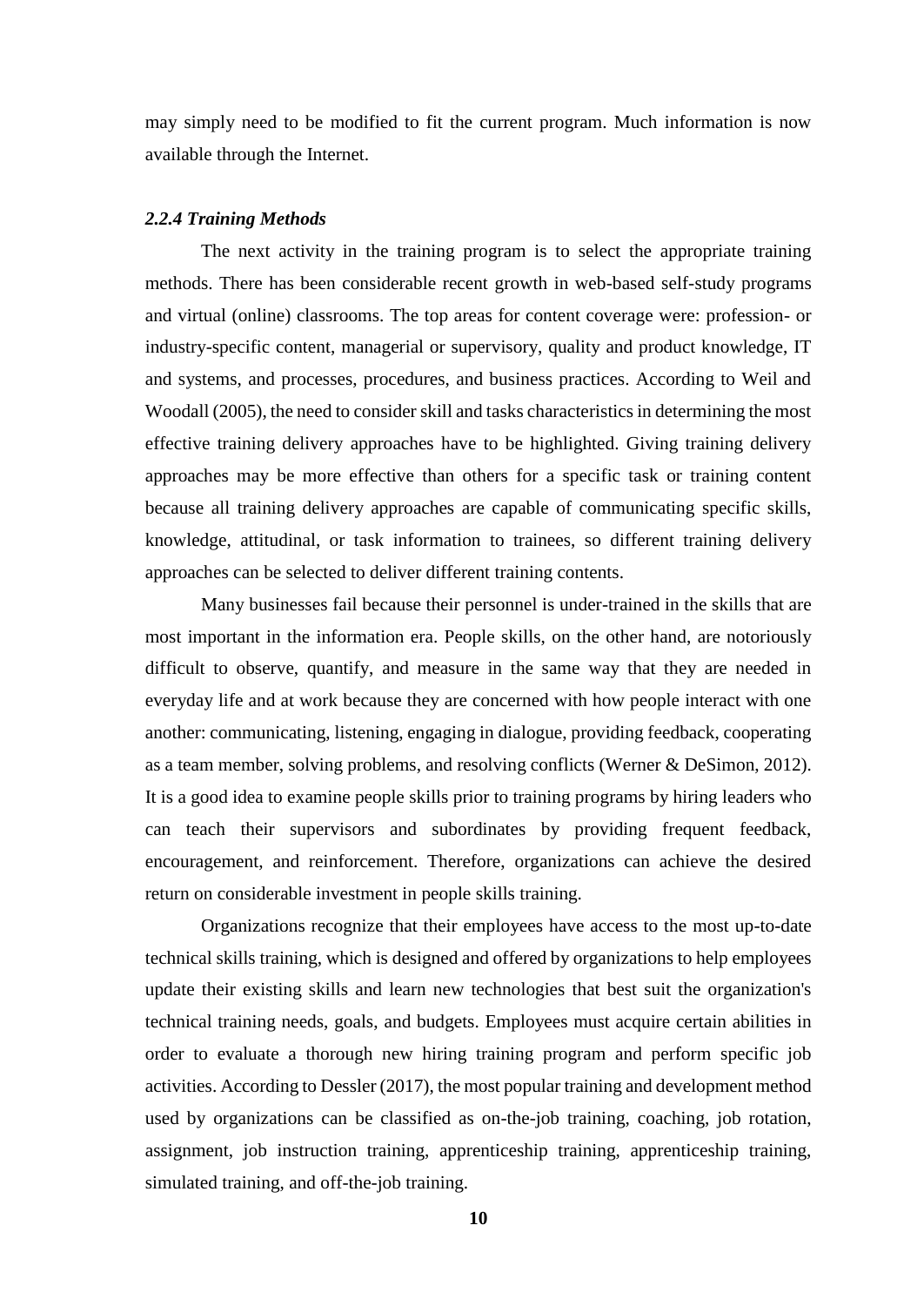may simply need to be modified to fit the current program. Much information is now available through the Internet.

### *2.2.4 Training Methods*

The next activity in the training program is to select the appropriate training methods. There has been considerable recent growth in web-based self-study programs and virtual (online) classrooms. The top areas for content coverage were: profession- or industry-specific content, managerial or supervisory, quality and product knowledge, IT and systems, and processes, procedures, and business practices. According to Weil and Woodall (2005), the need to consider skill and tasks characteristics in determining the most effective training delivery approaches have to be highlighted. Giving training delivery approaches may be more effective than others for a specific task or training content because all training delivery approaches are capable of communicating specific skills, knowledge, attitudinal, or task information to trainees, so different training delivery approaches can be selected to deliver different training contents.

Many businesses fail because their personnel is under-trained in the skills that are most important in the information era. People skills, on the other hand, are notoriously difficult to observe, quantify, and measure in the same way that they are needed in everyday life and at work because they are concerned with how people interact with one another: communicating, listening, engaging in dialogue, providing feedback, cooperating as a team member, solving problems, and resolving conflicts (Werner & DeSimon, 2012). It is a good idea to examine people skills prior to training programs by hiring leaders who can teach their supervisors and subordinates by providing frequent feedback, encouragement, and reinforcement. Therefore, organizations can achieve the desired return on considerable investment in people skills training.

Organizations recognize that their employees have access to the most up-to-date technical skills training, which is designed and offered by organizations to help employees update their existing skills and learn new technologies that best suit the organization's technical training needs, goals, and budgets. Employees must acquire certain abilities in order to evaluate a thorough new hiring training program and perform specific job activities. According to Dessler (2017), the most popular training and development method used by organizations can be classified as on-the-job training, coaching, job rotation, assignment, job instruction training, apprenticeship training, apprenticeship training, simulated training, and off-the-job training.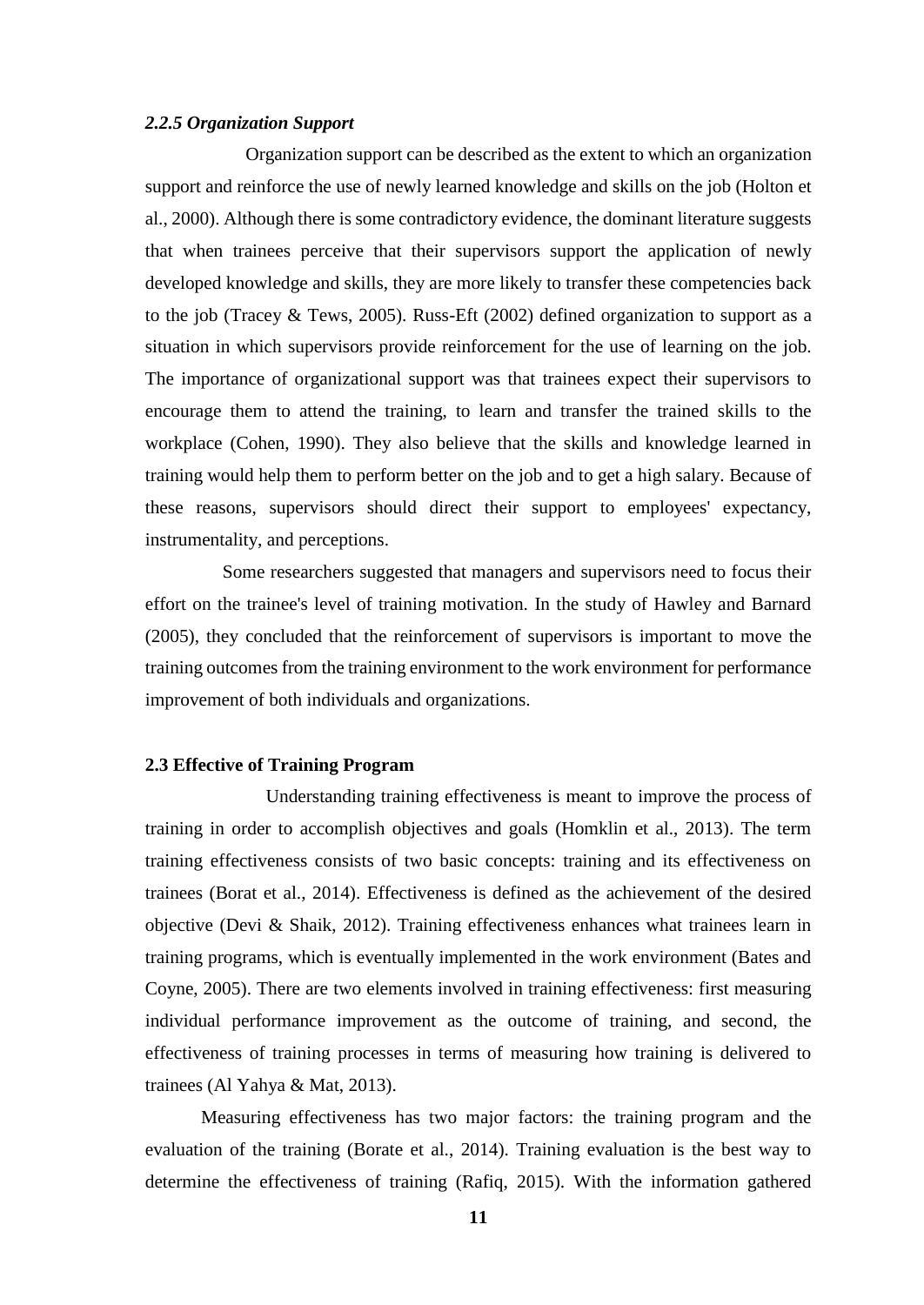### *2.2.5 Organization Support*

Organization support can be described as the extent to which an organization support and reinforce the use of newly learned knowledge and skills on the job (Holton et al., 2000). Although there is some contradictory evidence, the dominant literature suggests that when trainees perceive that their supervisors support the application of newly developed knowledge and skills, they are more likely to transfer these competencies back to the job (Tracey & Tews, 2005). Russ-Eft (2002) defined organization to support as a situation in which supervisors provide reinforcement for the use of learning on the job. The importance of organizational support was that trainees expect their supervisors to encourage them to attend the training, to learn and transfer the trained skills to the workplace (Cohen, 1990). They also believe that the skills and knowledge learned in training would help them to perform better on the job and to get a high salary. Because of these reasons, supervisors should direct their support to employees' expectancy, instrumentality, and perceptions.

Some researchers suggested that managers and supervisors need to focus their effort on the trainee's level of training motivation. In the study of Hawley and Barnard (2005), they concluded that the reinforcement of supervisors is important to move the training outcomes from the training environment to the work environment for performance improvement of both individuals and organizations.

## 2.3 Effective of Training Program

Understanding training effectiveness is meant to improve the process of training in order to accomplish objectives and goals (Homklin et al., 2013). The term training effectiveness consists of two basic concepts: training and its effectiveness on trainees (Borat et al., 2014). Effectiveness is defined as the achievement of the desired objective (Devi & Shaik, 2012). Training effectiveness enhances what trainees learn in training programs, which is eventually implemented in the work environment (Bates and Coyne, 2005). There are two elements involved in training effectiveness: first measuring individual performance improvement as the outcome of training, and second, the effectiveness of training processes in terms of measuring how training is delivered to trainees (Al Yahya & Mat, 2013).

Measuring effectiveness has two major factors: the training program and the evaluation of the training (Borate et al., 2014). Training evaluation is the best way to determine the effectiveness of training (Rafiq, 2015). With the information gathered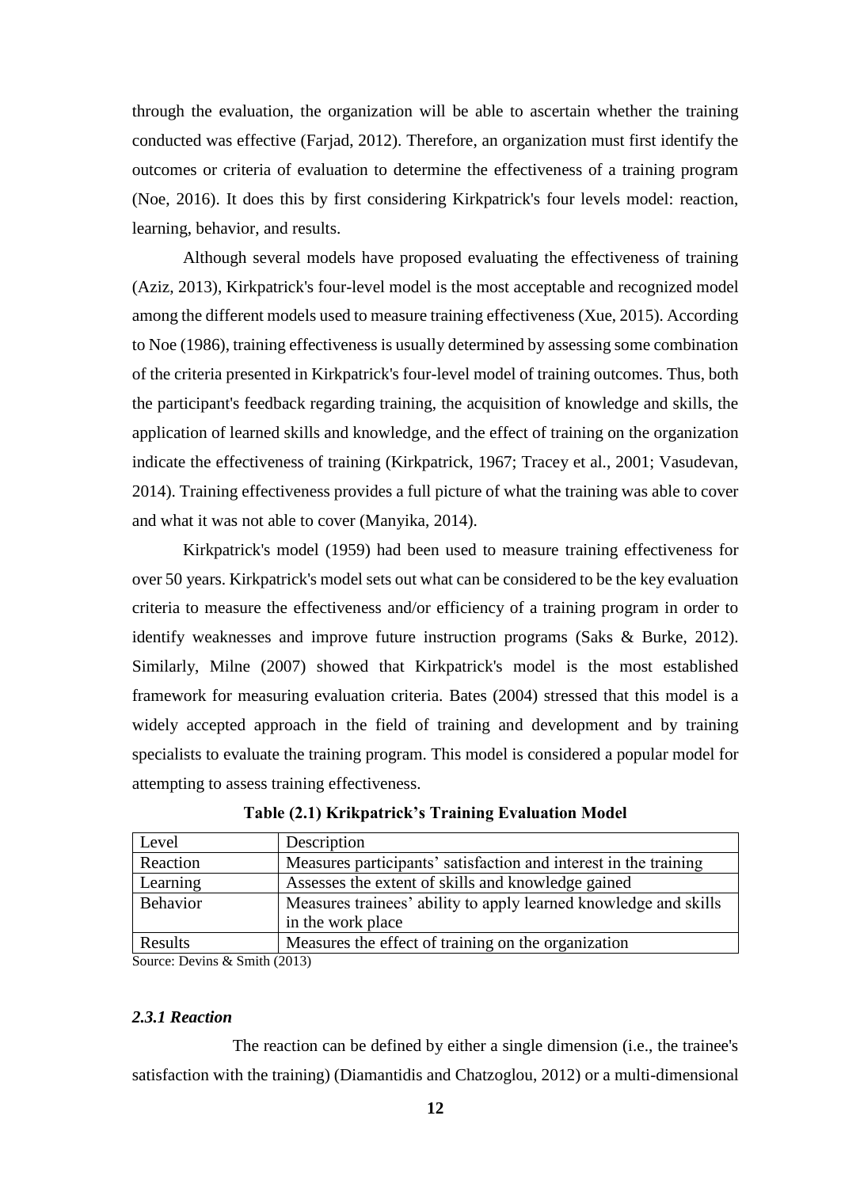through the evaluation, the organization will be able to ascertain whether the training conducted was effective (Farjad, 2012). Therefore, an organization must first identify the outcomes or criteria of evaluation to determine the effectiveness of a training program (Noe, 2016). It does this by first considering Kirkpatrick's four levels model: reaction, learning, behavior, and results.

Although several models have proposed evaluating the effectiveness of training (Aziz, 2013), Kirkpatrick's four-level model is the most acceptable and recognized model among the different models used to measure training effectiveness (Xue, 2015). According to Noe (1986), training effectiveness is usually determined by assessing some combination of the criteria presented in Kirkpatrick's four-level model of training outcomes. Thus, both the participant's feedback regarding training, the acquisition of knowledge and skills, the application of learned skills and knowledge, and the effect of training on the organization indicate the effectiveness of training (Kirkpatrick, 1967; Tracey et al., 2001; Vasudevan, 2014). Training effectiveness provides a full picture of what the training was able to cover and what it was not able to cover (Manyika, 2014).

Kirkpatrick's model (1959) had been used to measure training effectiveness for over 50 years. Kirkpatrick's model sets out what can be considered to be the key evaluation criteria to measure the effectiveness and/or efficiency of a training program in order to identify weaknesses and improve future instruction programs (Saks & Burke, 2012). Similarly, Milne (2007) showed that Kirkpatrick's model is the most established framework for measuring evaluation criteria. Bates (2004) stressed that this model is a widely accepted approach in the field of training and development and by training specialists to evaluate the training program. This model is considered a popular model for attempting to assess training effectiveness.

**Table (2.1) Krikpatrick's Training Evaluation Model**

| Level | Description |
| --- | --- |
| Reaction | Measures participants' satisfaction and interest in the training |
| Learning | Assesses the extent of skills and knowledge gained |
| Behavior | Measures trainees' ability to apply learned knowledge and skills in the work place |
| Results | Measures the effect of training on the organization |

Source: Devins & Smith (2013)

### *2.3.1 Reaction*

The reaction can be defined by either a single dimension (i.e., the trainee's satisfaction with the training) (Diamantidis and Chatzoglou, 2012) or a multi-dimensional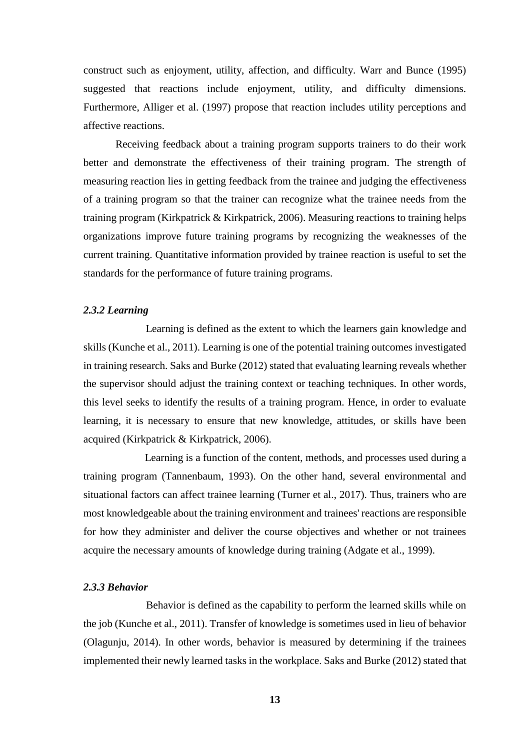construct such as enjoyment, utility, affection, and difficulty. Warr and Bunce (1995) suggested that reactions include enjoyment, utility, and difficulty dimensions. Furthermore, Alliger et al. (1997) propose that reaction includes utility perceptions and affective reactions.

Receiving feedback about a training program supports trainers to do their work better and demonstrate the effectiveness of their training program. The strength of measuring reaction lies in getting feedback from the trainee and judging the effectiveness of a training program so that the trainer can recognize what the trainee needs from the training program (Kirkpatrick & Kirkpatrick, 2006). Measuring reactions to training helps organizations improve future training programs by recognizing the weaknesses of the current training. Quantitative information provided by trainee reaction is useful to set the standards for the performance of future training programs.

### *2.3.2 Learning*

Learning is defined as the extent to which the learners gain knowledge and skills (Kunche et al., 2011). Learning is one of the potential training outcomes investigated in training research. Saks and Burke (2012) stated that evaluating learning reveals whether the supervisor should adjust the training context or teaching techniques. In other words, this level seeks to identify the results of a training program. Hence, in order to evaluate learning, it is necessary to ensure that new knowledge, attitudes, or skills have been acquired (Kirkpatrick & Kirkpatrick, 2006).

Learning is a function of the content, methods, and processes used during a training program (Tannenbaum, 1993). On the other hand, several environmental and situational factors can affect trainee learning (Turner et al., 2017). Thus, trainers who are most knowledgeable about the training environment and trainees' reactions are responsible for how they administer and deliver the course objectives and whether or not trainees acquire the necessary amounts of knowledge during training (Adgate et al., 1999).

### *2.3.3 Behavior*

Behavior is defined as the capability to perform the learned skills while on the job (Kunche et al., 2011). Transfer of knowledge is sometimes used in lieu of behavior (Olagunju, 2014). In other words, behavior is measured by determining if the trainees implemented their newly learned tasks in the workplace. Saks and Burke (2012) stated that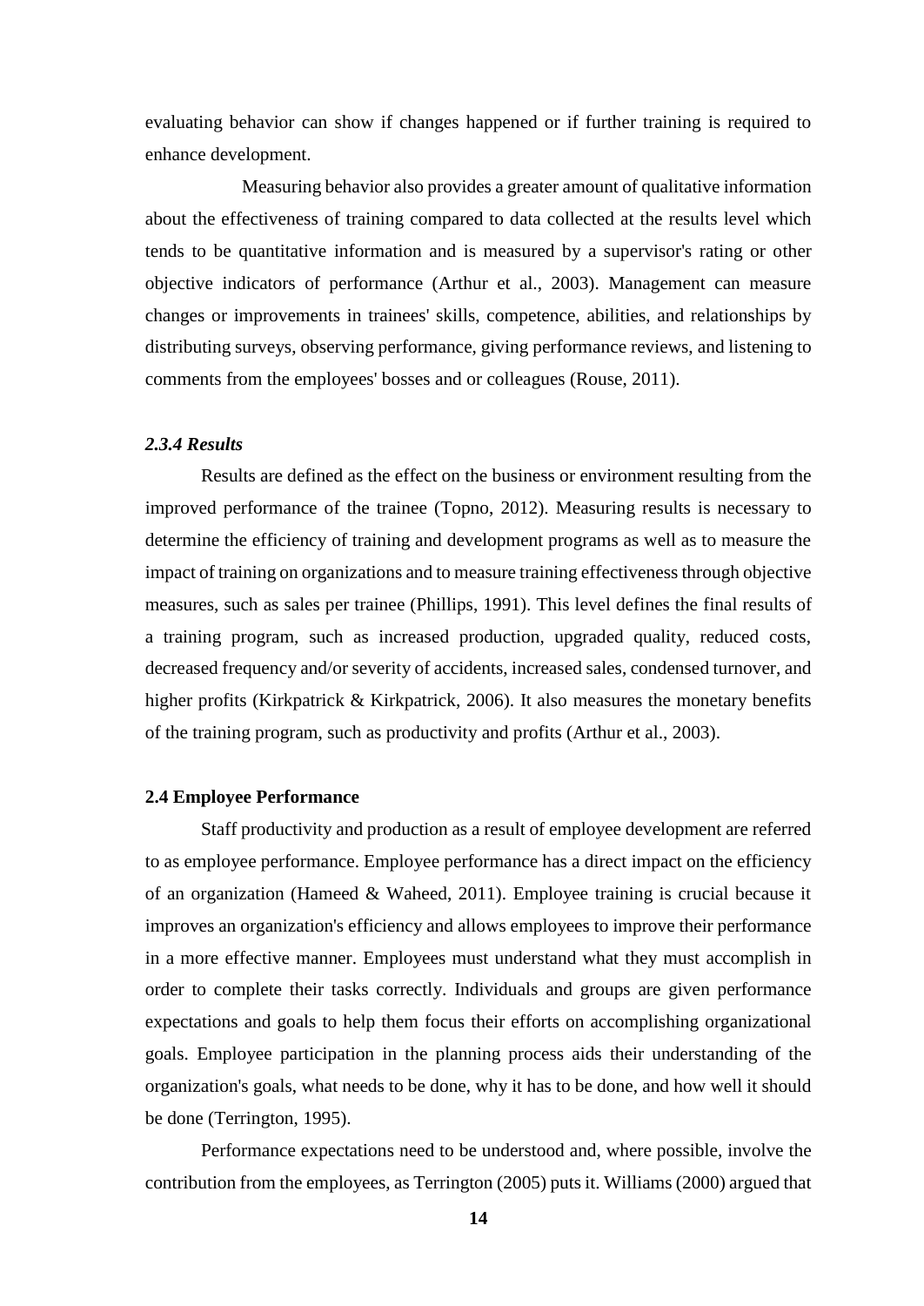evaluating behavior can show if changes happened or if further training is required to enhance development.

Measuring behavior also provides a greater amount of qualitative information about the effectiveness of training compared to data collected at the results level which tends to be quantitative information and is measured by a supervisor's rating or other objective indicators of performance (Arthur et al., 2003). Management can measure changes or improvements in trainees' skills, competence, abilities, and relationships by distributing surveys, observing performance, giving performance reviews, and listening to comments from the employees' bosses and or colleagues (Rouse, 2011).

### *2.3.4 Results*

Results are defined as the effect on the business or environment resulting from the improved performance of the trainee (Topno, 2012). Measuring results is necessary to determine the efficiency of training and development programs as well as to measure the impact of training on organizations and to measure training effectiveness through objective measures, such as sales per trainee (Phillips, 1991). This level defines the final results of a training program, such as increased production, upgraded quality, reduced costs, decreased frequency and/or severity of accidents, increased sales, condensed turnover, and higher profits (Kirkpatrick & Kirkpatrick, 2006). It also measures the monetary benefits of the training program, such as productivity and profits (Arthur et al., 2003).

## 2.4 Employee Performance

Staff productivity and production as a result of employee development are referred to as employee performance. Employee performance has a direct impact on the efficiency of an organization (Hameed & Waheed, 2011). Employee training is crucial because it improves an organization's efficiency and allows employees to improve their performance in a more effective manner. Employees must understand what they must accomplish in order to complete their tasks correctly. Individuals and groups are given performance expectations and goals to help them focus their efforts on accomplishing organizational goals. Employee participation in the planning process aids their understanding of the organization's goals, what needs to be done, why it has to be done, and how well it should be done (Terrington, 1995).

Performance expectations need to be understood and, where possible, involve the contribution from the employees, as Terrington (2005) puts it. Williams (2000) argued that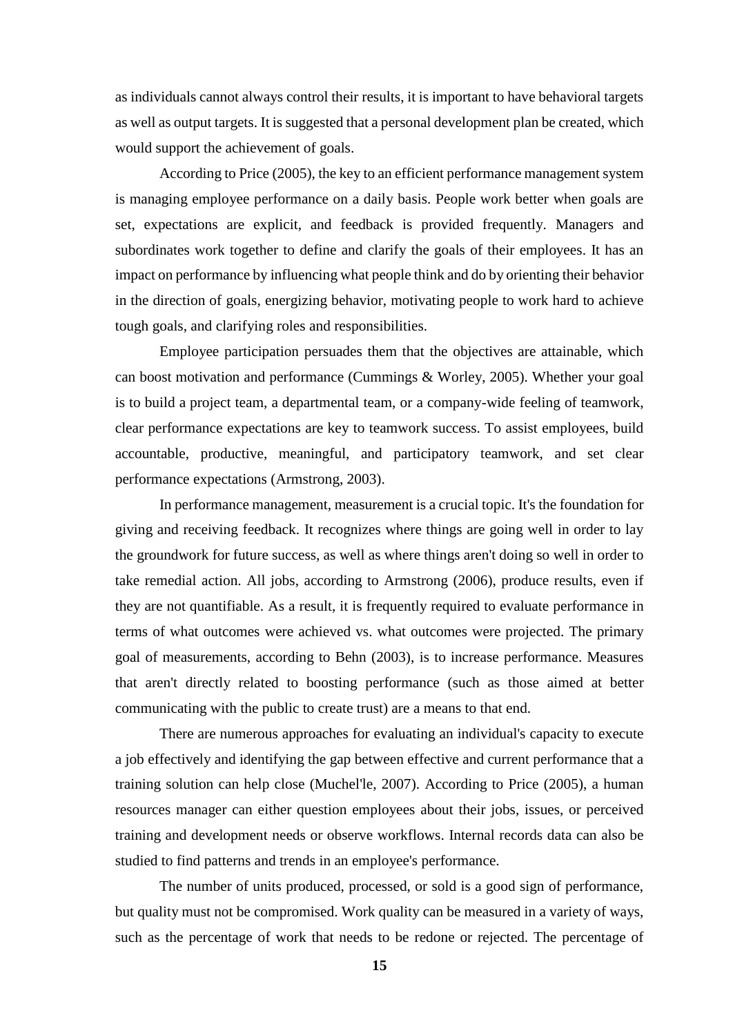as individuals cannot always control their results, it is important to have behavioral targets as well as output targets. It is suggested that a personal development plan be created, which would support the achievement of goals.

According to Price (2005), the key to an efficient performance management system is managing employee performance on a daily basis. People work better when goals are set, expectations are explicit, and feedback is provided frequently. Managers and subordinates work together to define and clarify the goals of their employees. It has an impact on performance by influencing what people think and do by orienting their behavior in the direction of goals, energizing behavior, motivating people to work hard to achieve tough goals, and clarifying roles and responsibilities.

Employee participation persuades them that the objectives are attainable, which can boost motivation and performance (Cummings & Worley, 2005). Whether your goal is to build a project team, a departmental team, or a company-wide feeling of teamwork, clear performance expectations are key to teamwork success. To assist employees, build accountable, productive, meaningful, and participatory teamwork, and set clear performance expectations (Armstrong, 2003).

In performance management, measurement is a crucial topic. It's the foundation for giving and receiving feedback. It recognizes where things are going well in order to lay the groundwork for future success, as well as where things aren't doing so well in order to take remedial action. All jobs, according to Armstrong (2006), produce results, even if they are not quantifiable. As a result, it is frequently required to evaluate performance in terms of what outcomes were achieved vs. what outcomes were projected. The primary goal of measurements, according to Behn (2003), is to increase performance. Measures that aren't directly related to boosting performance (such as those aimed at better communicating with the public to create trust) are a means to that end.

There are numerous approaches for evaluating an individual's capacity to execute a job effectively and identifying the gap between effective and current performance that a training solution can help close (Muchel'le, 2007). According to Price (2005), a human resources manager can either question employees about their jobs, issues, or perceived training and development needs or observe workflows. Internal records data can also be studied to find patterns and trends in an employee's performance.

The number of units produced, processed, or sold is a good sign of performance, but quality must not be compromised. Work quality can be measured in a variety of ways, such as the percentage of work that needs to be redone or rejected. The percentage of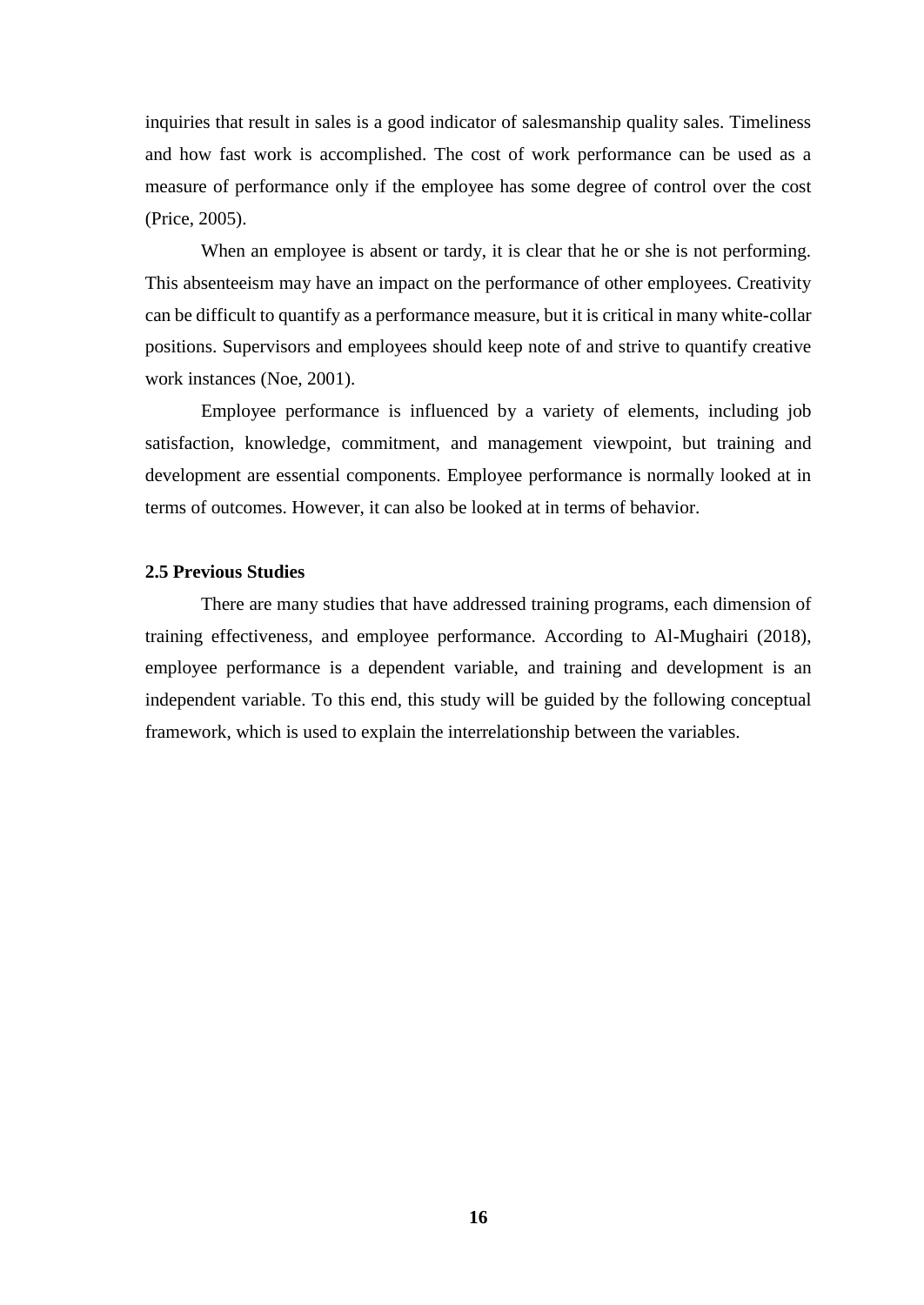inquiries that result in sales is a good indicator of salesmanship quality sales. Timeliness and how fast work is accomplished. The cost of work performance can be used as a measure of performance only if the employee has some degree of control over the cost (Price, 2005).

When an employee is absent or tardy, it is clear that he or she is not performing. This absenteeism may have an impact on the performance of other employees. Creativity can be difficult to quantify as a performance measure, but it is critical in many white-collar positions. Supervisors and employees should keep note of and strive to quantify creative work instances (Noe, 2001).

Employee performance is influenced by a variety of elements, including job satisfaction, knowledge, commitment, and management viewpoint, but training and development are essential components. Employee performance is normally looked at in terms of outcomes. However, it can also be looked at in terms of behavior.

### 2.5 Previous Studies

There are many studies that have addressed training programs, each dimension of training effectiveness, and employee performance. According to Al-Mughairi (2018), employee performance is a dependent variable, and training and development is an independent variable. To this end, this study will be guided by the following conceptual framework, which is used to explain the interrelationship between the variables.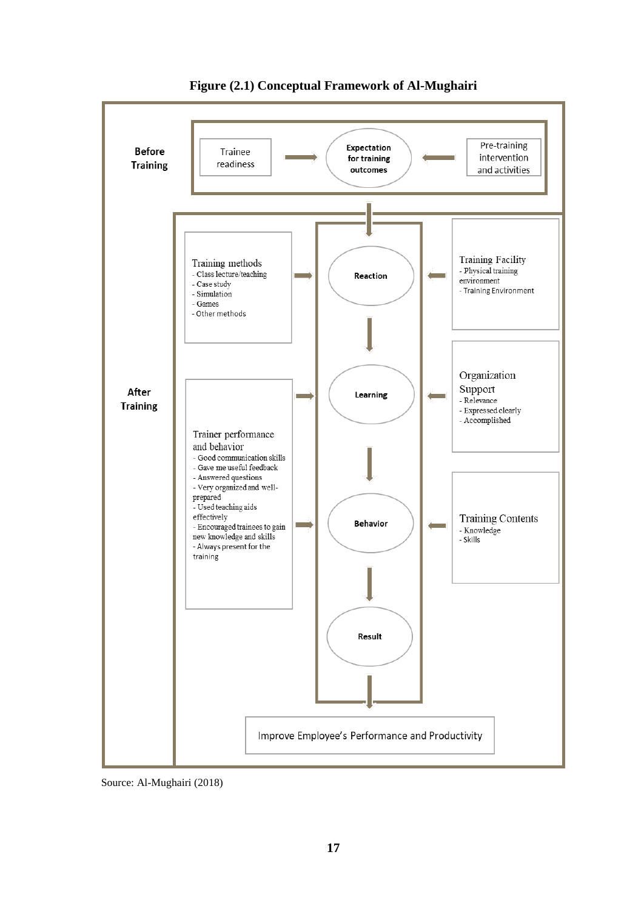**Figure (2.1) Conceptual Framework of Al-Mughairi**

**Before Training**

- Trainee readiness → Expectation for training outcomes ← Pre-training intervention and activities

**After Training**

Training methods
- Class lecture/teaching
- Case study
- Simulation
- Games
- Other methods

Trainer performance and behavior
- Good communication skills
- Gave me useful feedback
- Answered questions
- Very organized and well-prepared
- Used teaching aids effectively
- Encouraged trainees to gain new knowledge and skills
- Always present for the training

Reaction → Learning → Behavior → Result

Training Facility
- Physical training environment
- Training Environment

Organization Support
- Relevance
- Expressed clearly
- Accomplished

Training Contents
- Knowledge
- Skills

Improve Employee's Performance and Productivity

Source: Al-Mughairi (2018)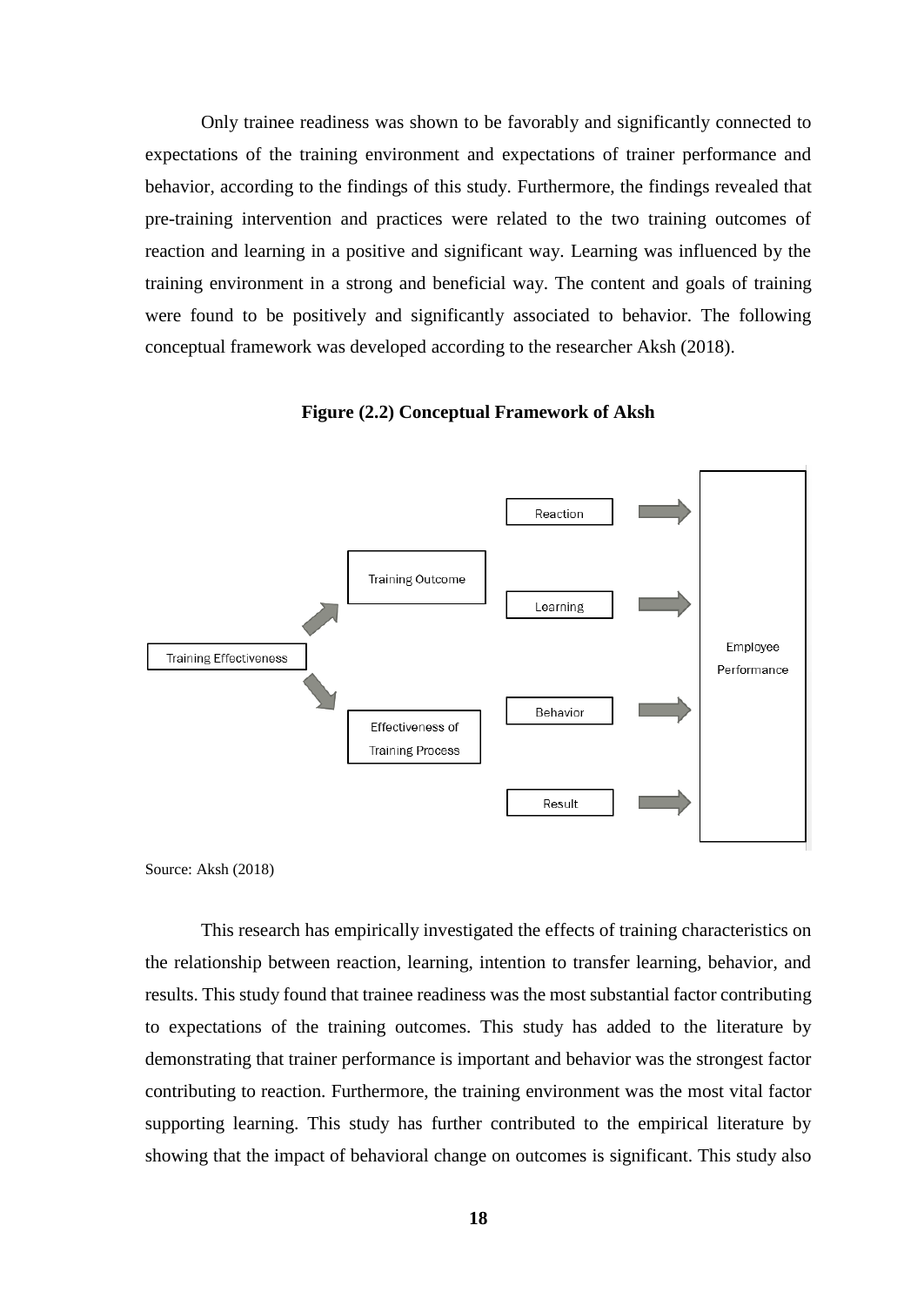Only trainee readiness was shown to be favorably and significantly connected to expectations of the training environment and expectations of trainer performance and behavior, according to the findings of this study. Furthermore, the findings revealed that pre-training intervention and practices were related to the two training outcomes of reaction and learning in a positive and significant way. Learning was influenced by the training environment in a strong and beneficial way. The content and goals of training were found to be positively and significantly associated to behavior. The following conceptual framework was developed according to the researcher Aksh (2018).

**Figure (2.2) Conceptual Framework of Aksh**

Training Effectiveness → Training Outcome; Effectiveness of Training Process

Reaction → Employee Performance

Learning → Employee Performance

Behavior → Employee Performance

Result → Employee Performance

Source: Aksh (2018)

This research has empirically investigated the effects of training characteristics on the relationship between reaction, learning, intention to transfer learning, behavior, and results. This study found that trainee readiness was the most substantial factor contributing to expectations of the training outcomes. This study has added to the literature by demonstrating that trainer performance is important and behavior was the strongest factor contributing to reaction. Furthermore, the training environment was the most vital factor supporting learning. This study has further contributed to the empirical literature by showing that the impact of behavioral change on outcomes is significant. This study also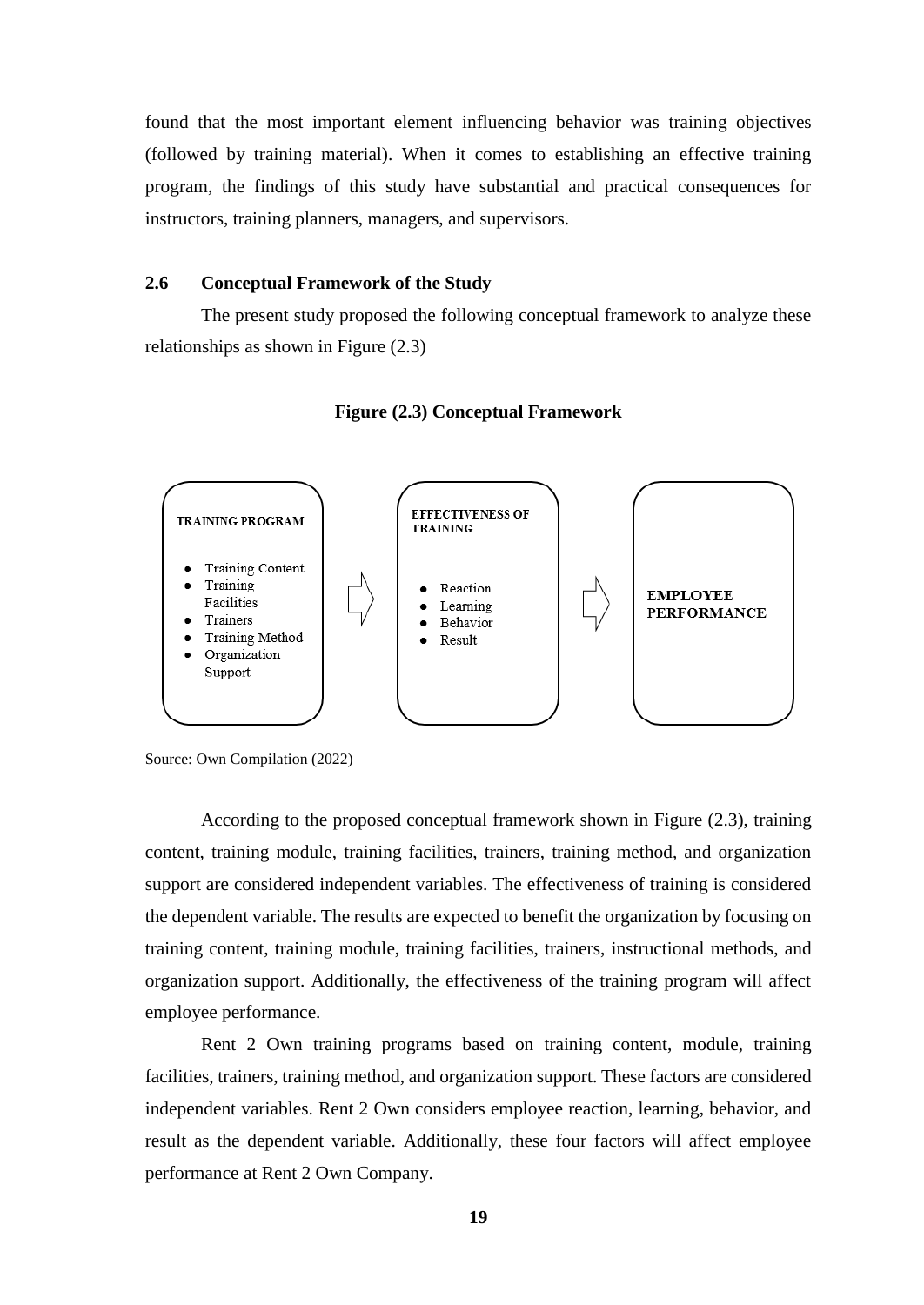found that the most important element influencing behavior was training objectives (followed by training material). When it comes to establishing an effective training program, the findings of this study have substantial and practical consequences for instructors, training planners, managers, and supervisors.

## 2.6 Conceptual Framework of the Study

The present study proposed the following conceptual framework to analyze these relationships as shown in Figure (2.3)

**Figure (2.3) Conceptual Framework**

**TRAINING PROGRAM**

- Training Content
- Training Facilities
- Trainers
- Training Method
- Organization Support

⇨

**EFFECTIVENESS OF TRAINING**

- Reaction
- Learning
- Behavior
- Result

⇨

**EMPLOYEE PERFORMANCE**

Source: Own Compilation (2022)

According to the proposed conceptual framework shown in Figure (2.3), training content, training module, training facilities, trainers, training method, and organization support are considered independent variables. The effectiveness of training is considered the dependent variable. The results are expected to benefit the organization by focusing on training content, training module, training facilities, trainers, instructional methods, and organization support. Additionally, the effectiveness of the training program will affect employee performance.

Rent 2 Own training programs based on training content, module, training facilities, trainers, training method, and organization support. These factors are considered independent variables. Rent 2 Own considers employee reaction, learning, behavior, and result as the dependent variable. Additionally, these four factors will affect employee performance at Rent 2 Own Company.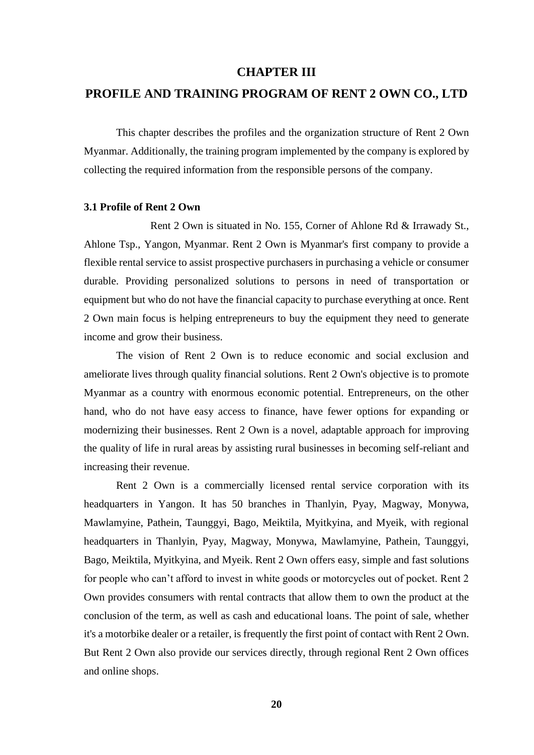# CHAPTER III

# PROFILE AND TRAINING PROGRAM OF RENT 2 OWN CO., LTD

This chapter describes the profiles and the organization structure of Rent 2 Own Myanmar. Additionally, the training program implemented by the company is explored by collecting the required information from the responsible persons of the company.

### 3.1 Profile of Rent 2 Own

Rent 2 Own is situated in No. 155, Corner of Ahlone Rd & Irrawady St., Ahlone Tsp., Yangon, Myanmar. Rent 2 Own is Myanmar's first company to provide a flexible rental service to assist prospective purchasers in purchasing a vehicle or consumer durable. Providing personalized solutions to persons in need of transportation or equipment but who do not have the financial capacity to purchase everything at once. Rent 2 Own main focus is helping entrepreneurs to buy the equipment they need to generate income and grow their business.

The vision of Rent 2 Own is to reduce economic and social exclusion and ameliorate lives through quality financial solutions. Rent 2 Own's objective is to promote Myanmar as a country with enormous economic potential. Entrepreneurs, on the other hand, who do not have easy access to finance, have fewer options for expanding or modernizing their businesses. Rent 2 Own is a novel, adaptable approach for improving the quality of life in rural areas by assisting rural businesses in becoming self-reliant and increasing their revenue.

Rent 2 Own is a commercially licensed rental service corporation with its headquarters in Yangon. It has 50 branches in Thanlyin, Pyay, Magway, Monywa, Mawlamyine, Pathein, Taunggyi, Bago, Meiktila, Myitkyina, and Myeik, with regional headquarters in Thanlyin, Pyay, Magway, Monywa, Mawlamyine, Pathein, Taunggyi, Bago, Meiktila, Myitkyina, and Myeik. Rent 2 Own offers easy, simple and fast solutions for people who can't afford to invest in white goods or motorcycles out of pocket. Rent 2 Own provides consumers with rental contracts that allow them to own the product at the conclusion of the term, as well as cash and educational loans. The point of sale, whether it's a motorbike dealer or a retailer, is frequently the first point of contact with Rent 2 Own. But Rent 2 Own also provide our services directly, through regional Rent 2 Own offices and online shops.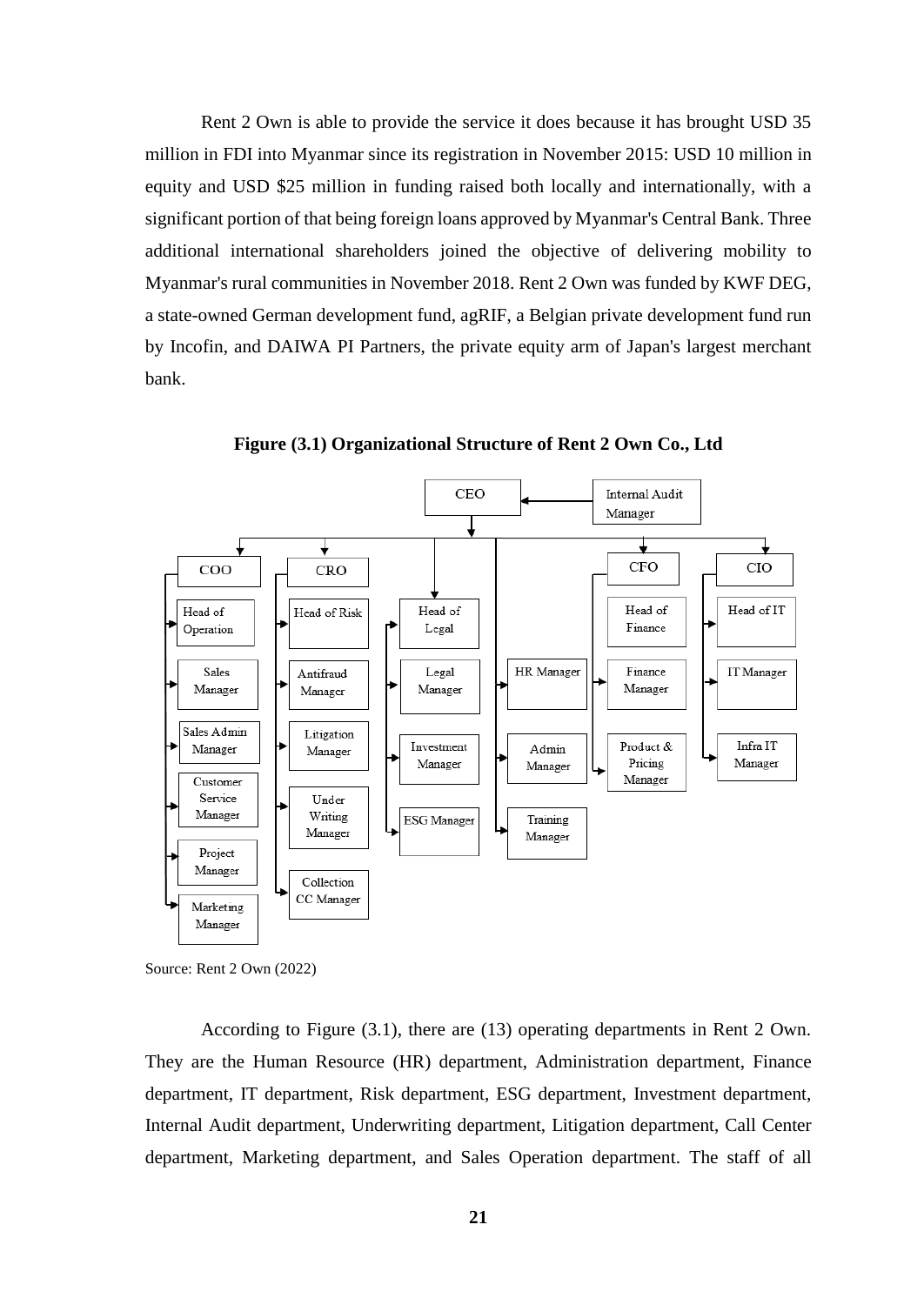Rent 2 Own is able to provide the service it does because it has brought USD 35 million in FDI into Myanmar since its registration in November 2015: USD 10 million in equity and USD $25 million in funding raised both locally and internationally, with a significant portion of that being foreign loans approved by Myanmar's Central Bank. Three additional international shareholders joined the objective of delivering mobility to Myanmar's rural communities in November 2018. Rent 2 Own was funded by KWF DEG, a state-owned German development fund, agRIF, a Belgian private development fund run by Incofin, and DAIWA PI Partners, the private equity arm of Japan's largest merchant bank.

**Figure (3.1) Organizational Structure of Rent 2 Own Co., Ltd**

Source: Rent 2 Own (2022)

According to Figure (3.1), there are (13) operating departments in Rent 2 Own. They are the Human Resource (HR) department, Administration department, Finance department, IT department, Risk department, ESG department, Investment department, Internal Audit department, Underwriting department, Litigation department, Call Center department, Marketing department, and Sales Operation department. The staff of all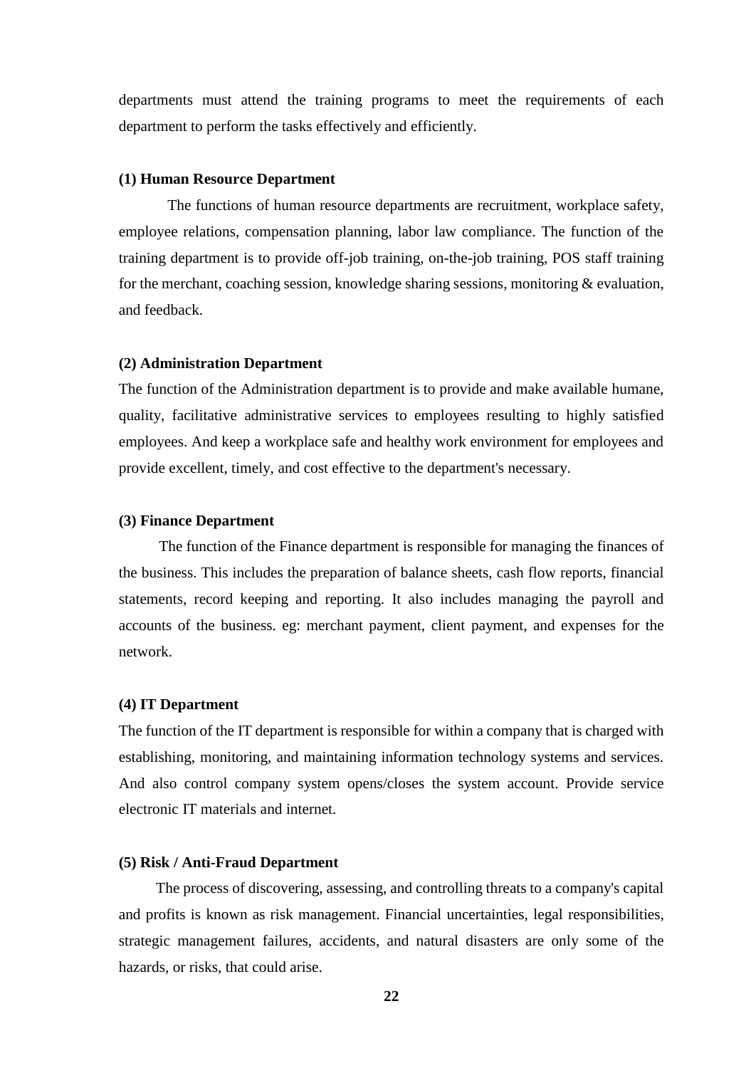departments must attend the training programs to meet the requirements of each department to perform the tasks effectively and efficiently.

**(1) Human Resource Department**

The functions of human resource departments are recruitment, workplace safety, employee relations, compensation planning, labor law compliance. The function of the training department is to provide off-job training, on-the-job training, POS staff training for the merchant, coaching session, knowledge sharing sessions, monitoring & evaluation, and feedback.

**(2) Administration Department**

The function of the Administration department is to provide and make available humane, quality, facilitative administrative services to employees resulting to highly satisfied employees. And keep a workplace safe and healthy work environment for employees and provide excellent, timely, and cost effective to the department's necessary.

**(3) Finance Department**

The function of the Finance department is responsible for managing the finances of the business. This includes the preparation of balance sheets, cash flow reports, financial statements, record keeping and reporting. It also includes managing the payroll and accounts of the business. eg: merchant payment, client payment, and expenses for the network.

**(4) IT Department**

The function of the IT department is responsible for within a company that is charged with establishing, monitoring, and maintaining information technology systems and services. And also control company system opens/closes the system account. Provide service electronic IT materials and internet.

**(5) Risk / Anti-Fraud Department**

The process of discovering, assessing, and controlling threats to a company's capital and profits is known as risk management. Financial uncertainties, legal responsibilities, strategic management failures, accidents, and natural disasters are only some of the hazards, or risks, that could arise.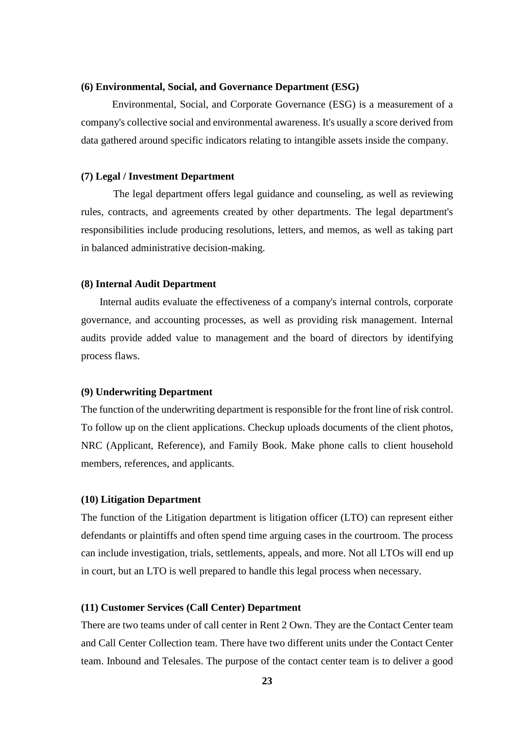**(6) Environmental, Social, and Governance Department (ESG)**

Environmental, Social, and Corporate Governance (ESG) is a measurement of a company's collective social and environmental awareness. It's usually a score derived from data gathered around specific indicators relating to intangible assets inside the company.

**(7) Legal / Investment Department**

The legal department offers legal guidance and counseling, as well as reviewing rules, contracts, and agreements created by other departments. The legal department's responsibilities include producing resolutions, letters, and memos, as well as taking part in balanced administrative decision-making.

**(8) Internal Audit Department**

Internal audits evaluate the effectiveness of a company's internal controls, corporate governance, and accounting processes, as well as providing risk management. Internal audits provide added value to management and the board of directors by identifying process flaws.

**(9) Underwriting Department**

The function of the underwriting department is responsible for the front line of risk control. To follow up on the client applications. Checkup uploads documents of the client photos, NRC (Applicant, Reference), and Family Book. Make phone calls to client household members, references, and applicants.

**(10) Litigation Department**

The function of the Litigation department is litigation officer (LTO) can represent either defendants or plaintiffs and often spend time arguing cases in the courtroom. The process can include investigation, trials, settlements, appeals, and more. Not all LTOs will end up in court, but an LTO is well prepared to handle this legal process when necessary.

**(11) Customer Services (Call Center) Department**

There are two teams under of call center in Rent 2 Own. They are the Contact Center team and Call Center Collection team. There have two different units under the Contact Center team. Inbound and Telesales. The purpose of the contact center team is to deliver a good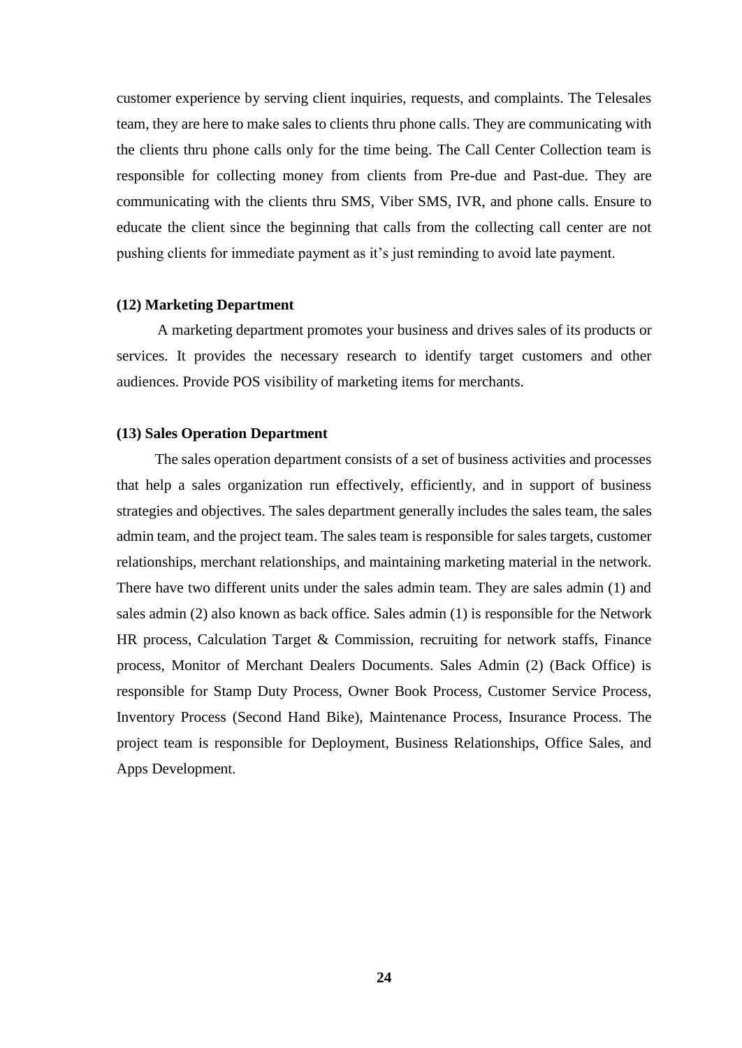customer experience by serving client inquiries, requests, and complaints. The Telesales team, they are here to make sales to clients thru phone calls. They are communicating with the clients thru phone calls only for the time being. The Call Center Collection team is responsible for collecting money from clients from Pre-due and Past-due. They are communicating with the clients thru SMS, Viber SMS, IVR, and phone calls. Ensure to educate the client since the beginning that calls from the collecting call center are not pushing clients for immediate payment as it's just reminding to avoid late payment.

**(12) Marketing Department**

A marketing department promotes your business and drives sales of its products or services. It provides the necessary research to identify target customers and other audiences. Provide POS visibility of marketing items for merchants.

**(13) Sales Operation Department**

The sales operation department consists of a set of business activities and processes that help a sales organization run effectively, efficiently, and in support of business strategies and objectives. The sales department generally includes the sales team, the sales admin team, and the project team. The sales team is responsible for sales targets, customer relationships, merchant relationships, and maintaining marketing material in the network. There have two different units under the sales admin team. They are sales admin (1) and sales admin (2) also known as back office. Sales admin (1) is responsible for the Network HR process, Calculation Target & Commission, recruiting for network staffs, Finance process, Monitor of Merchant Dealers Documents. Sales Admin (2) (Back Office) is responsible for Stamp Duty Process, Owner Book Process, Customer Service Process, Inventory Process (Second Hand Bike), Maintenance Process, Insurance Process. The project team is responsible for Deployment, Business Relationships, Office Sales, and Apps Development.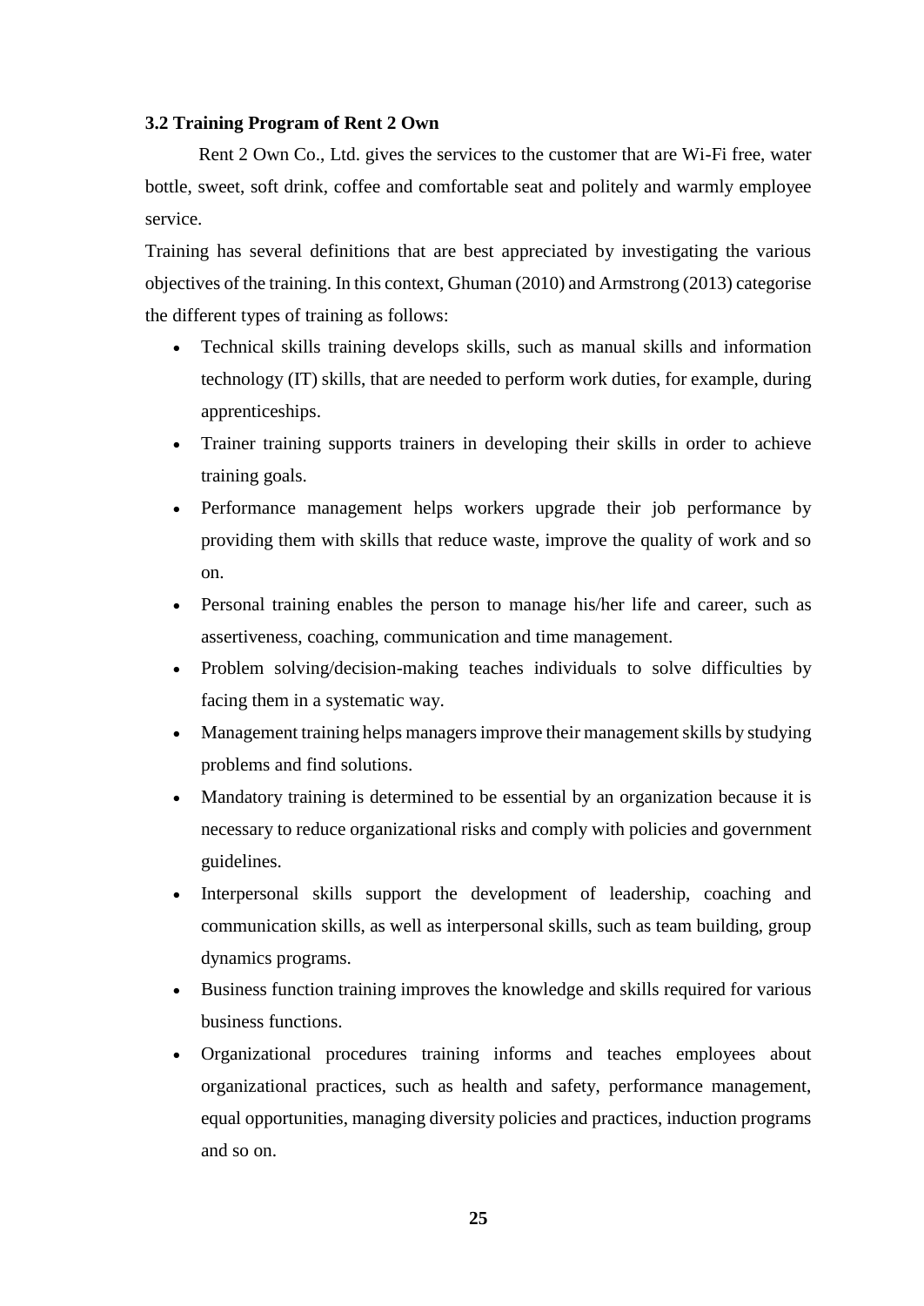### 3.2 Training Program of Rent 2 Own

Rent 2 Own Co., Ltd. gives the services to the customer that are Wi-Fi free, water bottle, sweet, soft drink, coffee and comfortable seat and politely and warmly employee service.

Training has several definitions that are best appreciated by investigating the various objectives of the training. In this context, Ghuman (2010) and Armstrong (2013) categorise the different types of training as follows:

- Technical skills training develops skills, such as manual skills and information technology (IT) skills, that are needed to perform work duties, for example, during apprenticeships.
- Trainer training supports trainers in developing their skills in order to achieve training goals.
- Performance management helps workers upgrade their job performance by providing them with skills that reduce waste, improve the quality of work and so on.
- Personal training enables the person to manage his/her life and career, such as assertiveness, coaching, communication and time management.
- Problem solving/decision-making teaches individuals to solve difficulties by facing them in a systematic way.
- Management training helps managers improve their management skills by studying problems and find solutions.
- Mandatory training is determined to be essential by an organization because it is necessary to reduce organizational risks and comply with policies and government guidelines.
- Interpersonal skills support the development of leadership, coaching and communication skills, as well as interpersonal skills, such as team building, group dynamics programs.
- Business function training improves the knowledge and skills required for various business functions.
- Organizational procedures training informs and teaches employees about organizational practices, such as health and safety, performance management, equal opportunities, managing diversity policies and practices, induction programs and so on.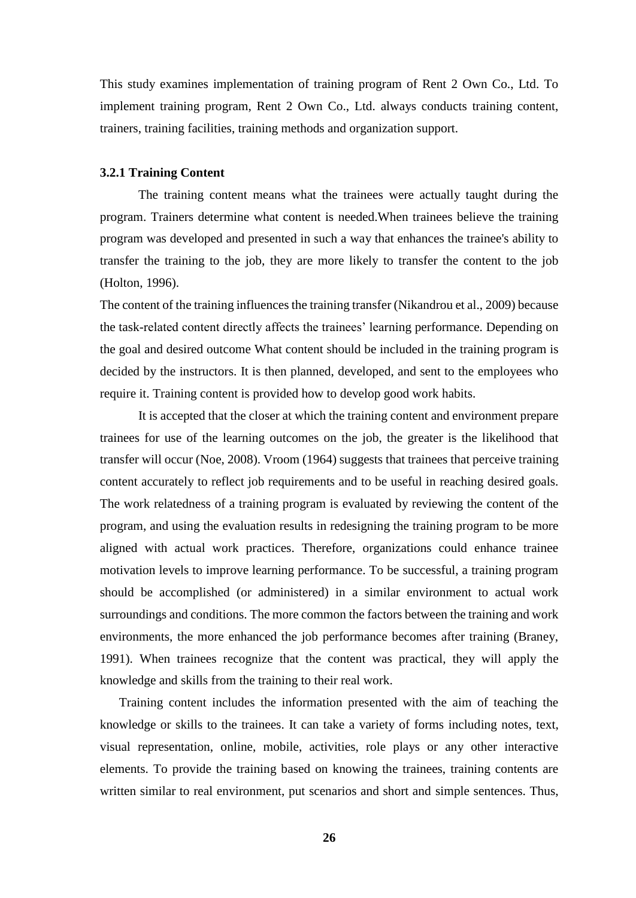This study examines implementation of training program of Rent 2 Own Co., Ltd. To implement training program, Rent 2 Own Co., Ltd. always conducts training content, trainers, training facilities, training methods and organization support.

### 3.2.1 Training Content

The training content means what the trainees were actually taught during the program. Trainers determine what content is needed.When trainees believe the training program was developed and presented in such a way that enhances the trainee's ability to transfer the training to the job, they are more likely to transfer the content to the job (Holton, 1996).

The content of the training influences the training transfer (Nikandrou et al., 2009) because the task-related content directly affects the trainees' learning performance. Depending on the goal and desired outcome What content should be included in the training program is decided by the instructors. It is then planned, developed, and sent to the employees who require it. Training content is provided how to develop good work habits.

It is accepted that the closer at which the training content and environment prepare trainees for use of the learning outcomes on the job, the greater is the likelihood that transfer will occur (Noe, 2008). Vroom (1964) suggests that trainees that perceive training content accurately to reflect job requirements and to be useful in reaching desired goals. The work relatedness of a training program is evaluated by reviewing the content of the program, and using the evaluation results in redesigning the training program to be more aligned with actual work practices. Therefore, organizations could enhance trainee motivation levels to improve learning performance. To be successful, a training program should be accomplished (or administered) in a similar environment to actual work surroundings and conditions. The more common the factors between the training and work environments, the more enhanced the job performance becomes after training (Braney, 1991). When trainees recognize that the content was practical, they will apply the knowledge and skills from the training to their real work.

Training content includes the information presented with the aim of teaching the knowledge or skills to the trainees. It can take a variety of forms including notes, text, visual representation, online, mobile, activities, role plays or any other interactive elements. To provide the training based on knowing the trainees, training contents are written similar to real environment, put scenarios and short and simple sentences. Thus,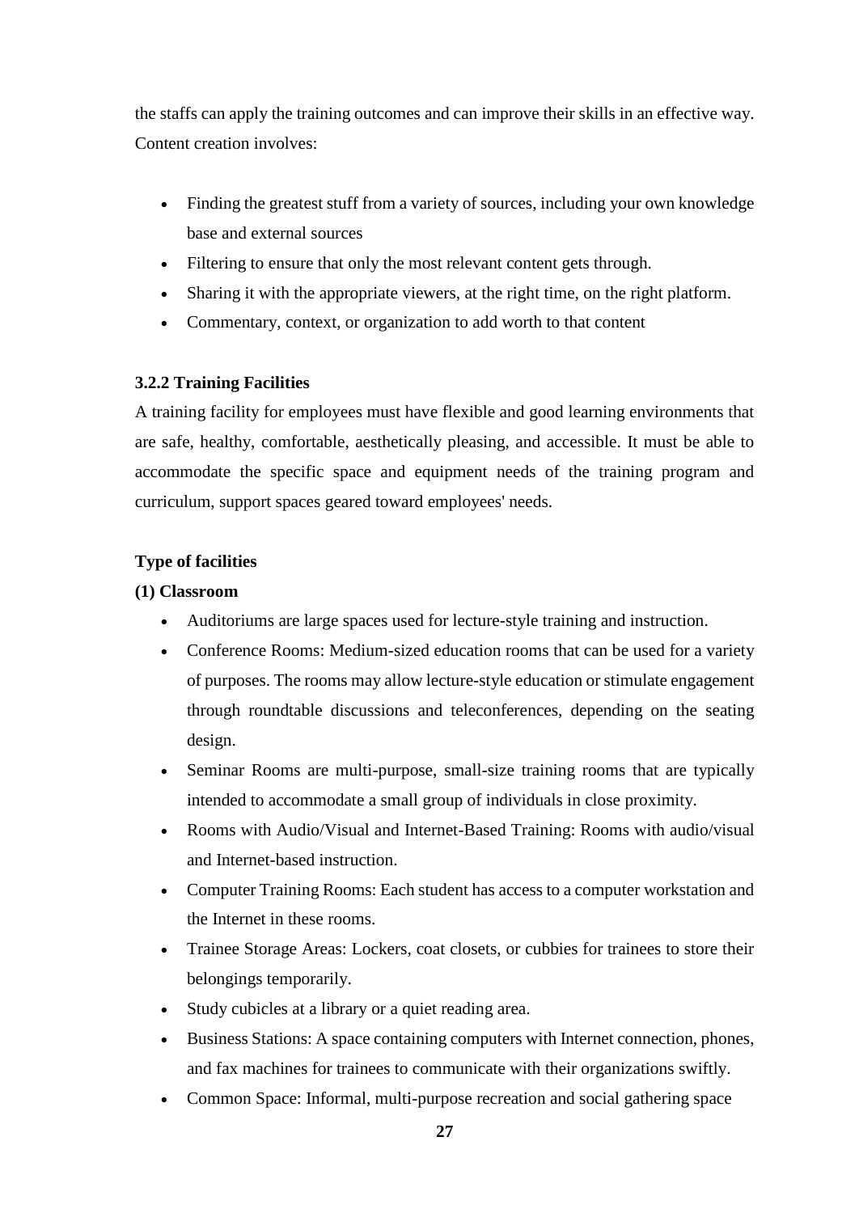the staffs can apply the training outcomes and can improve their skills in an effective way. Content creation involves:

- Finding the greatest stuff from a variety of sources, including your own knowledge base and external sources
- Filtering to ensure that only the most relevant content gets through.
- Sharing it with the appropriate viewers, at the right time, on the right platform.
- Commentary, context, or organization to add worth to that content

### 3.2.2 Training Facilities

A training facility for employees must have flexible and good learning environments that are safe, healthy, comfortable, aesthetically pleasing, and accessible. It must be able to accommodate the specific space and equipment needs of the training program and curriculum, support spaces geared toward employees' needs.

**Type of facilities**

**(1) Classroom**

- Auditoriums are large spaces used for lecture-style training and instruction.
- Conference Rooms: Medium-sized education rooms that can be used for a variety of purposes. The rooms may allow lecture-style education or stimulate engagement through roundtable discussions and teleconferences, depending on the seating design.
- Seminar Rooms are multi-purpose, small-size training rooms that are typically intended to accommodate a small group of individuals in close proximity.
- Rooms with Audio/Visual and Internet-Based Training: Rooms with audio/visual and Internet-based instruction.
- Computer Training Rooms: Each student has access to a computer workstation and the Internet in these rooms.
- Trainee Storage Areas: Lockers, coat closets, or cubbies for trainees to store their belongings temporarily.
- Study cubicles at a library or a quiet reading area.
- Business Stations: A space containing computers with Internet connection, phones, and fax machines for trainees to communicate with their organizations swiftly.
- Common Space: Informal, multi-purpose recreation and social gathering space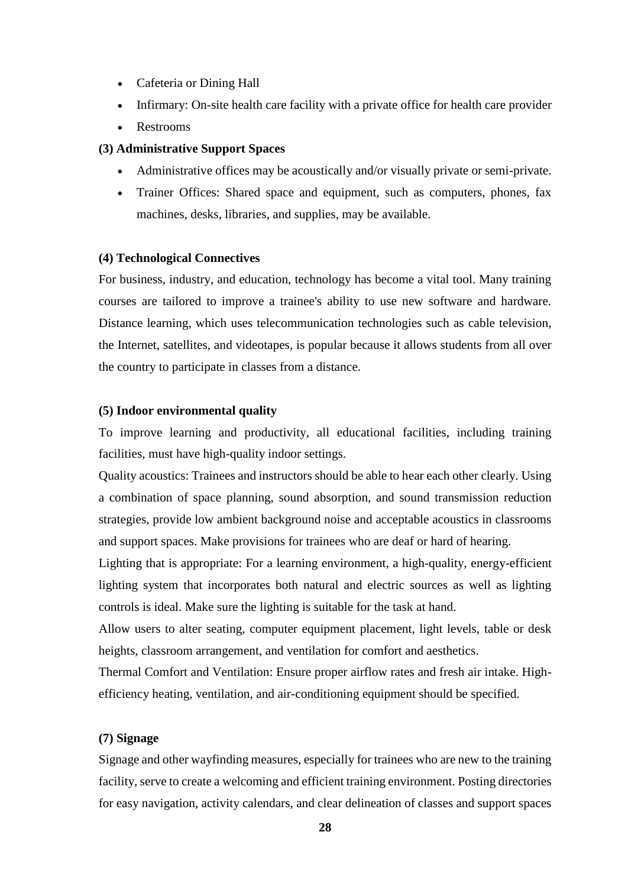- Cafeteria or Dining Hall
- Infirmary: On-site health care facility with a private office for health care provider
- Restrooms

**(3) Administrative Support Spaces**

- Administrative offices may be acoustically and/or visually private or semi-private.
- Trainer Offices: Shared space and equipment, such as computers, phones, fax machines, desks, libraries, and supplies, may be available.

**(4) Technological Connectives**

For business, industry, and education, technology has become a vital tool. Many training courses are tailored to improve a trainee's ability to use new software and hardware. Distance learning, which uses telecommunication technologies such as cable television, the Internet, satellites, and videotapes, is popular because it allows students from all over the country to participate in classes from a distance.

**(5) Indoor environmental quality**

To improve learning and productivity, all educational facilities, including training facilities, must have high-quality indoor settings.

Quality acoustics: Trainees and instructors should be able to hear each other clearly. Using a combination of space planning, sound absorption, and sound transmission reduction strategies, provide low ambient background noise and acceptable acoustics in classrooms and support spaces. Make provisions for trainees who are deaf or hard of hearing.

Lighting that is appropriate: For a learning environment, a high-quality, energy-efficient lighting system that incorporates both natural and electric sources as well as lighting controls is ideal. Make sure the lighting is suitable for the task at hand.

Allow users to alter seating, computer equipment placement, light levels, table or desk heights, classroom arrangement, and ventilation for comfort and aesthetics.

Thermal Comfort and Ventilation: Ensure proper airflow rates and fresh air intake. High-efficiency heating, ventilation, and air-conditioning equipment should be specified.

**(7) Signage**

Signage and other wayfinding measures, especially for trainees who are new to the training facility, serve to create a welcoming and efficient training environment. Posting directories for easy navigation, activity calendars, and clear delineation of classes and support spaces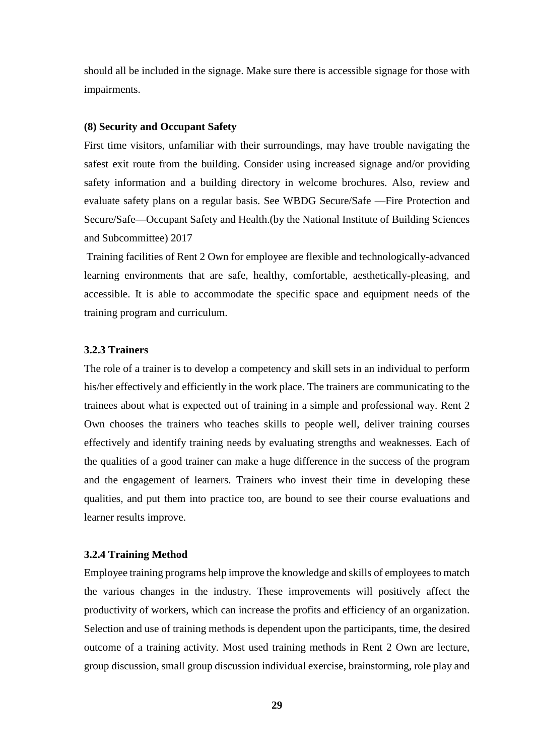should all be included in the signage. Make sure there is accessible signage for those with impairments.

**(8) Security and Occupant Safety**

First time visitors, unfamiliar with their surroundings, may have trouble navigating the safest exit route from the building. Consider using increased signage and/or providing safety information and a building directory in welcome brochures. Also, review and evaluate safety plans on a regular basis. See WBDG Secure/Safe —Fire Protection and Secure/Safe—Occupant Safety and Health.(by the National Institute of Building Sciences and Subcommittee) 2017

Training facilities of Rent 2 Own for employee are flexible and technologically-advanced learning environments that are safe, healthy, comfortable, aesthetically-pleasing, and accessible. It is able to accommodate the specific space and equipment needs of the training program and curriculum.

### 3.2.3 Trainers

The role of a trainer is to develop a competency and skill sets in an individual to perform his/her effectively and efficiently in the work place. The trainers are communicating to the trainees about what is expected out of training in a simple and professional way. Rent 2 Own chooses the trainers who teaches skills to people well, deliver training courses effectively and identify training needs by evaluating strengths and weaknesses. Each of the qualities of a good trainer can make a huge difference in the success of the program and the engagement of learners. Trainers who invest their time in developing these qualities, and put them into practice too, are bound to see their course evaluations and learner results improve.

### 3.2.4 Training Method

Employee training programs help improve the knowledge and skills of employees to match the various changes in the industry. These improvements will positively affect the productivity of workers, which can increase the profits and efficiency of an organization. Selection and use of training methods is dependent upon the participants, time, the desired outcome of a training activity. Most used training methods in Rent 2 Own are lecture, group discussion, small group discussion individual exercise, brainstorming, role play and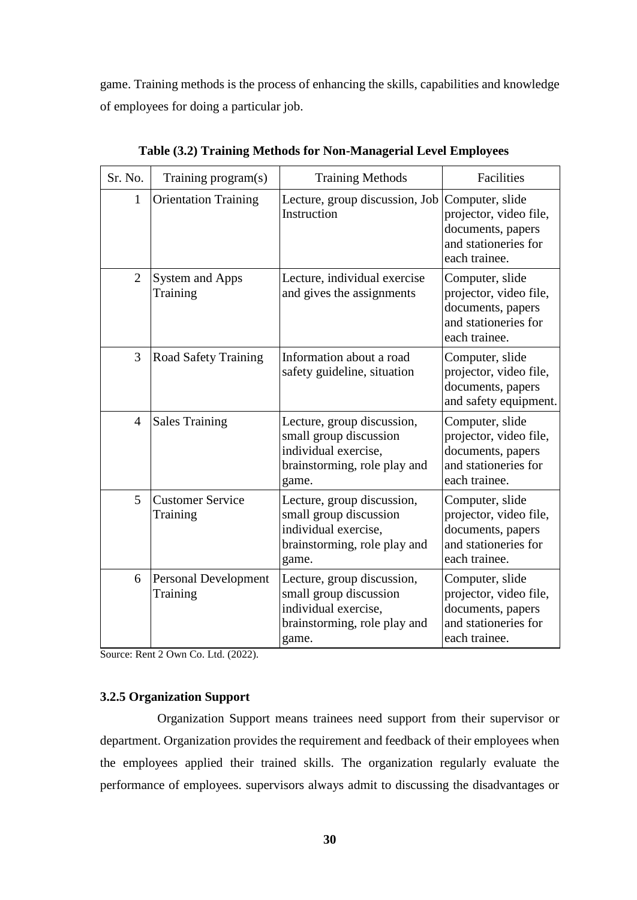game. Training methods is the process of enhancing the skills, capabilities and knowledge of employees for doing a particular job.

**Table (3.2) Training Methods for Non-Managerial Level Employees**

| Sr. No. | Training program(s) | Training Methods | Facilities |
|---|---|---|---|
| 1 | Orientation Training | Lecture, group discussion, Job Instruction | Computer, slide projector, video file, documents, papers and stationeries for each trainee. |
| 2 | System and Apps Training | Lecture, individual exercise and gives the assignments | Computer, slide projector, video file, documents, papers and stationeries for each trainee. |
| 3 | Road Safety Training | Information about a road safety guideline, situation | Computer, slide projector, video file, documents, papers and safety equipment. |
| 4 | Sales Training | Lecture, group discussion, small group discussion individual exercise, brainstorming, role play and game. | Computer, slide projector, video file, documents, papers and stationeries for each trainee. |
| 5 | Customer Service Training | Lecture, group discussion, small group discussion individual exercise, brainstorming, role play and game. | Computer, slide projector, video file, documents, papers and stationeries for each trainee. |
| 6 | Personal Development Training | Lecture, group discussion, small group discussion individual exercise, brainstorming, role play and game. | Computer, slide projector, video file, documents, papers and stationeries for each trainee. |

Source: Rent 2 Own Co. Ltd. (2022).

### 3.2.5 Organization Support

Organization Support means trainees need support from their supervisor or department. Organization provides the requirement and feedback of their employees when the employees applied their trained skills. The organization regularly evaluate the performance of employees. supervisors always admit to discussing the disadvantages or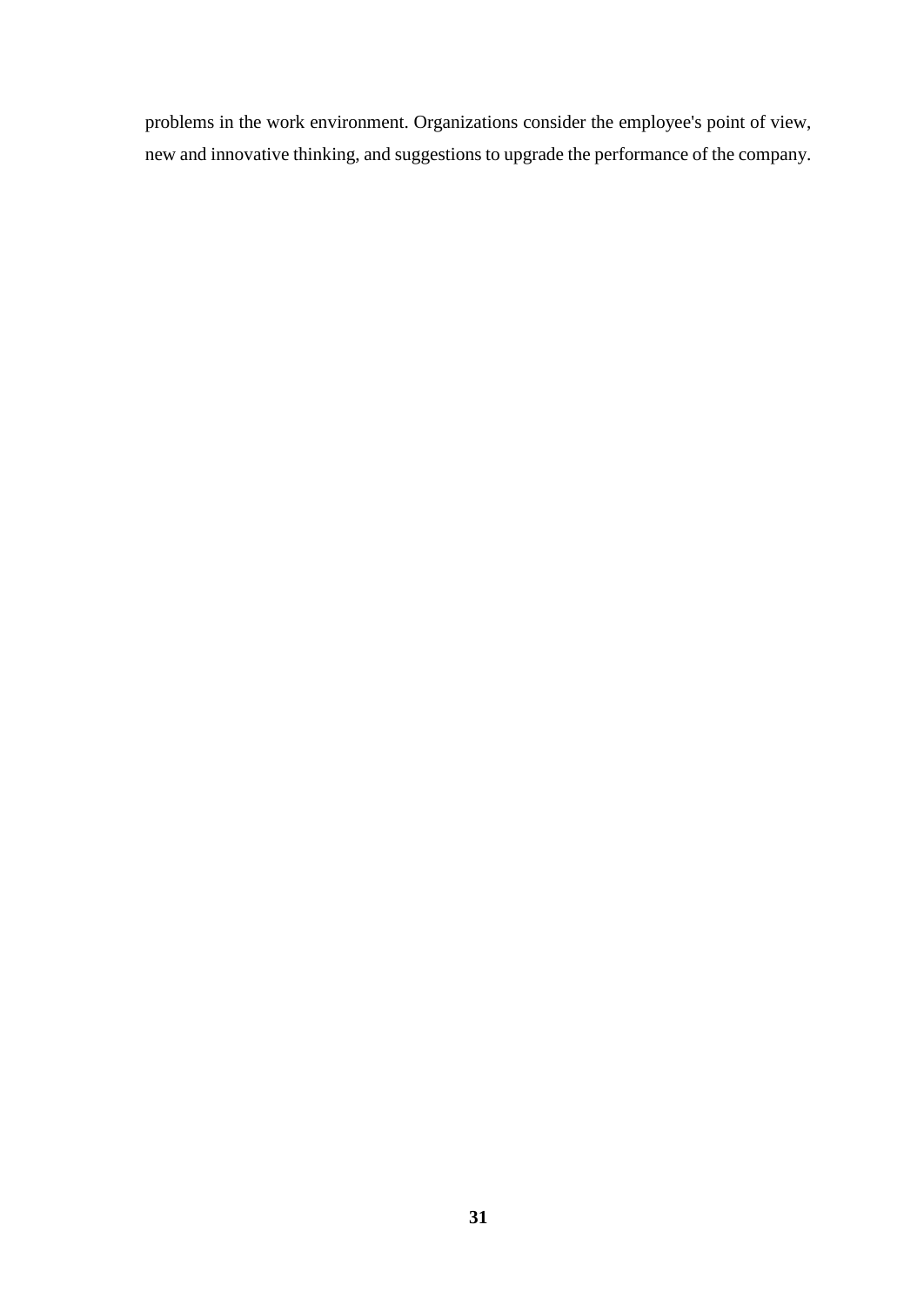problems in the work environment. Organizations consider the employee's point of view, new and innovative thinking, and suggestions to upgrade the performance of the company.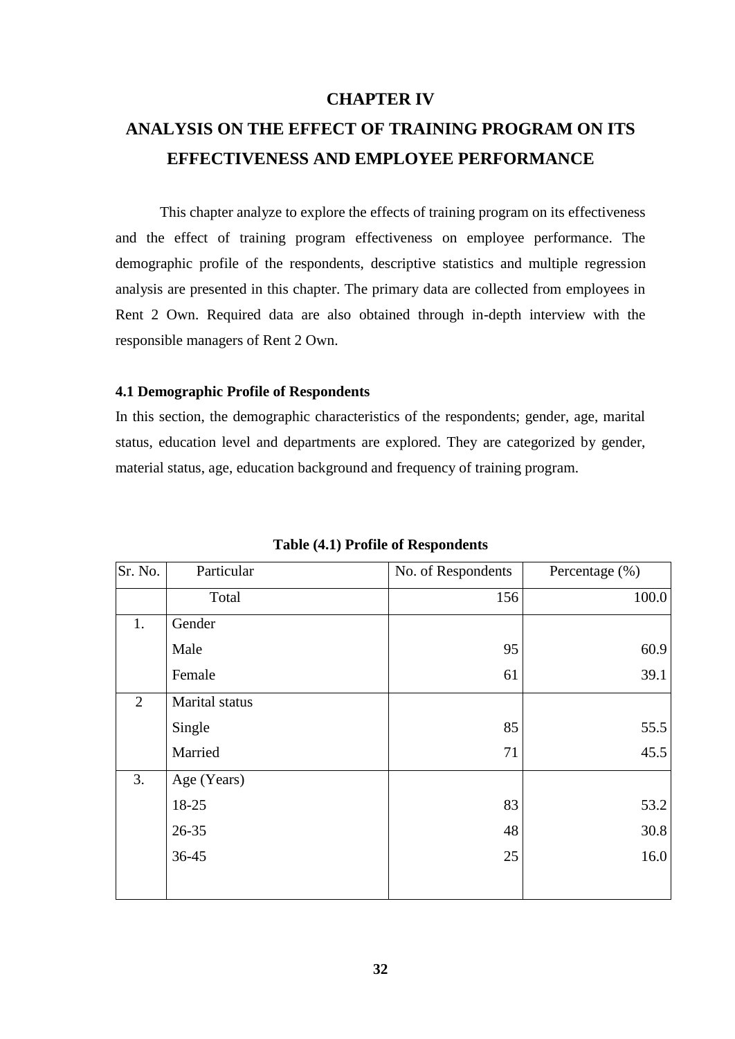# CHAPTER IV

# ANALYSIS ON THE EFFECT OF TRAINING PROGRAM ON ITS EFFECTIVENESS AND EMPLOYEE PERFORMANCE

This chapter analyze to explore the effects of training program on its effectiveness and the effect of training program effectiveness on employee performance. The demographic profile of the respondents, descriptive statistics and multiple regression analysis are presented in this chapter. The primary data are collected from employees in Rent 2 Own. Required data are also obtained through in-depth interview with the responsible managers of Rent 2 Own.

### 4.1 Demographic Profile of Respondents

In this section, the demographic characteristics of the respondents; gender, age, marital status, education level and departments are explored. They are categorized by gender, material status, age, education background and frequency of training program.

**Table (4.1) Profile of Respondents**

| Sr. No. | Particular | No. of Respondents | Percentage (%) |
|---|---|---|---|
| | Total | 156 | 100.0 |
| 1. | Gender | | |
| | Male | 95 | 60.9 |
| | Female | 61 | 39.1 |
| 2 | Marital status | | |
| | Single | 85 | 55.5 |
| | Married | 71 | 45.5 |
| 3. | Age (Years) | | |
| | 18-25 | 83 | 53.2 |
| | 26-35 | 48 | 30.8 |
| | 36-45 | 25 | 16.0 |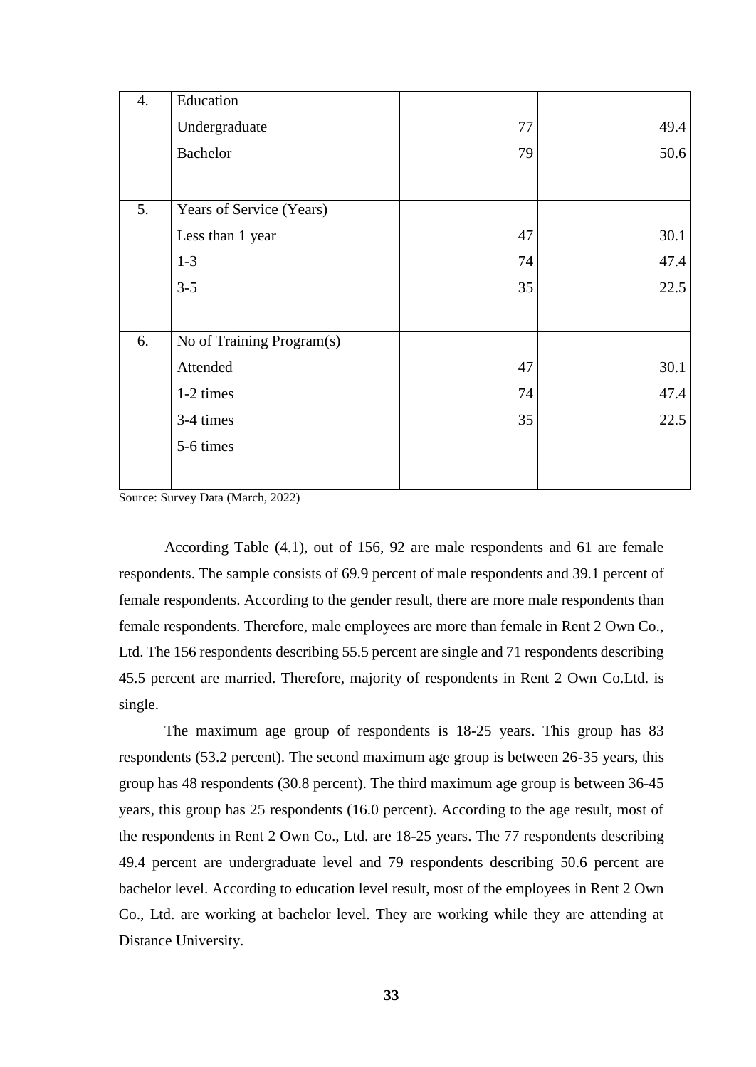| 4. | Education | | |
|---|---|---|---|
| | Undergraduate | 77 | 49.4 |
| | Bachelor | 79 | 50.6 |
| 5. | Years of Service (Years) | | |
| | Less than 1 year | 47 | 30.1 |
| | 1-3 | 74 | 47.4 |
| | 3-5 | 35 | 22.5 |
| 6. | No of Training Program(s) | | |
| | Attended | 47 | 30.1 |
| | 1-2 times | 74 | 47.4 |
| | 3-4 times | 35 | 22.5 |
| | 5-6 times | | |

Source: Survey Data (March, 2022)

According Table (4.1), out of 156, 92 are male respondents and 61 are female respondents. The sample consists of 69.9 percent of male respondents and 39.1 percent of female respondents. According to the gender result, there are more male respondents than female respondents. Therefore, male employees are more than female in Rent 2 Own Co., Ltd. The 156 respondents describing 55.5 percent are single and 71 respondents describing 45.5 percent are married. Therefore, majority of respondents in Rent 2 Own Co.Ltd. is single.

The maximum age group of respondents is 18-25 years. This group has 83 respondents (53.2 percent). The second maximum age group is between 26-35 years, this group has 48 respondents (30.8 percent). The third maximum age group is between 36-45 years, this group has 25 respondents (16.0 percent). According to the age result, most of the respondents in Rent 2 Own Co., Ltd. are 18-25 years. The 77 respondents describing 49.4 percent are undergraduate level and 79 respondents describing 50.6 percent are bachelor level. According to education level result, most of the employees in Rent 2 Own Co., Ltd. are working at bachelor level. They are working while they are attending at Distance University.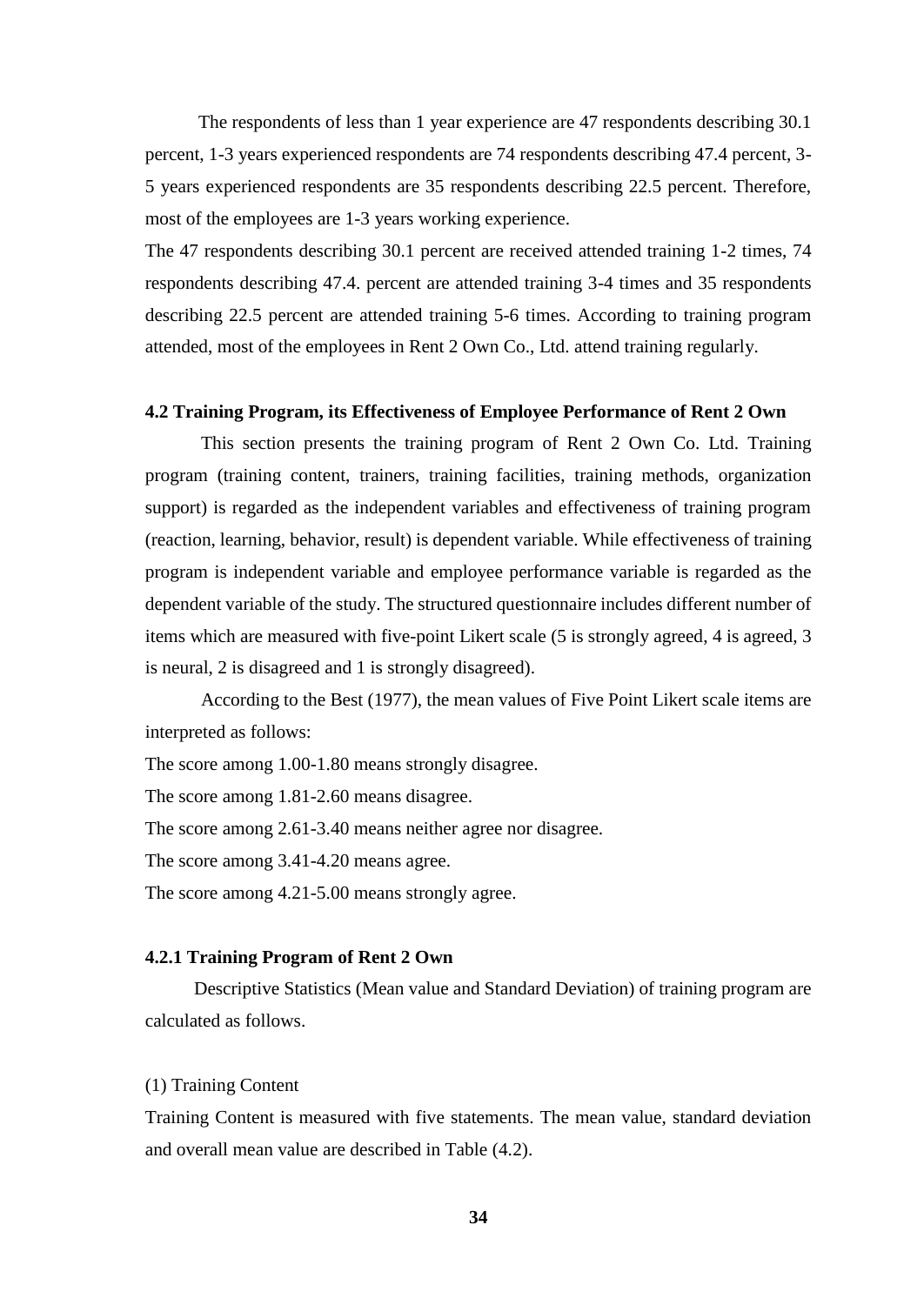The respondents of less than 1 year experience are 47 respondents describing 30.1 percent, 1-3 years experienced respondents are 74 respondents describing 47.4 percent, 3-5 years experienced respondents are 35 respondents describing 22.5 percent. Therefore, most of the employees are 1-3 years working experience.

The 47 respondents describing 30.1 percent are received attended training 1-2 times, 74 respondents describing 47.4. percent are attended training 3-4 times and 35 respondents describing 22.5 percent are attended training 5-6 times. According to training program attended, most of the employees in Rent 2 Own Co., Ltd. attend training regularly.

### 4.2 Training Program, its Effectiveness of Employee Performance of Rent 2 Own

This section presents the training program of Rent 2 Own Co. Ltd. Training program (training content, trainers, training facilities, training methods, organization support) is regarded as the independent variables and effectiveness of training program (reaction, learning, behavior, result) is dependent variable. While effectiveness of training program is independent variable and employee performance variable is regarded as the dependent variable of the study. The structured questionnaire includes different number of items which are measured with five-point Likert scale (5 is strongly agreed, 4 is agreed, 3 is neural, 2 is disagreed and 1 is strongly disagreed).

According to the Best (1977), the mean values of Five Point Likert scale items are interpreted as follows:

The score among 1.00-1.80 means strongly disagree.

The score among 1.81-2.60 means disagree.

The score among 2.61-3.40 means neither agree nor disagree.

The score among 3.41-4.20 means agree.

The score among 4.21-5.00 means strongly agree.

#### 4.2.1 Training Program of Rent 2 Own

Descriptive Statistics (Mean value and Standard Deviation) of training program are calculated as follows.

(1) Training Content

Training Content is measured with five statements. The mean value, standard deviation and overall mean value are described in Table (4.2).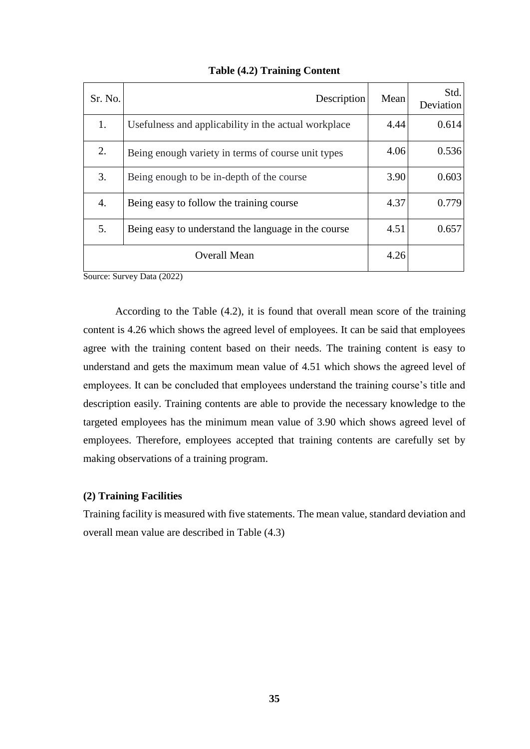**Table (4.2) Training Content**

| Sr. No. | Description | Mean | Std. Deviation |
|---|---|---|---|
| 1. | Usefulness and applicability in the actual workplace | 4.44 | 0.614 |
| 2. | Being enough variety in terms of course unit types | 4.06 | 0.536 |
| 3. | Being enough to be in-depth of the course | 3.90 | 0.603 |
| 4. | Being easy to follow the training course | 4.37 | 0.779 |
| 5. | Being easy to understand the language in the course | 4.51 | 0.657 |
| | Overall Mean | 4.26 | |

Source: Survey Data (2022)

According to the Table (4.2), it is found that overall mean score of the training content is 4.26 which shows the agreed level of employees. It can be said that employees agree with the training content based on their needs. The training content is easy to understand and gets the maximum mean value of 4.51 which shows the agreed level of employees. It can be concluded that employees understand the training course's title and description easily. Training contents are able to provide the necessary knowledge to the targeted employees has the minimum mean value of 3.90 which shows agreed level of employees. Therefore, employees accepted that training contents are carefully set by making observations of a training program.

**(2) Training Facilities**

Training facility is measured with five statements. The mean value, standard deviation and overall mean value are described in Table (4.3)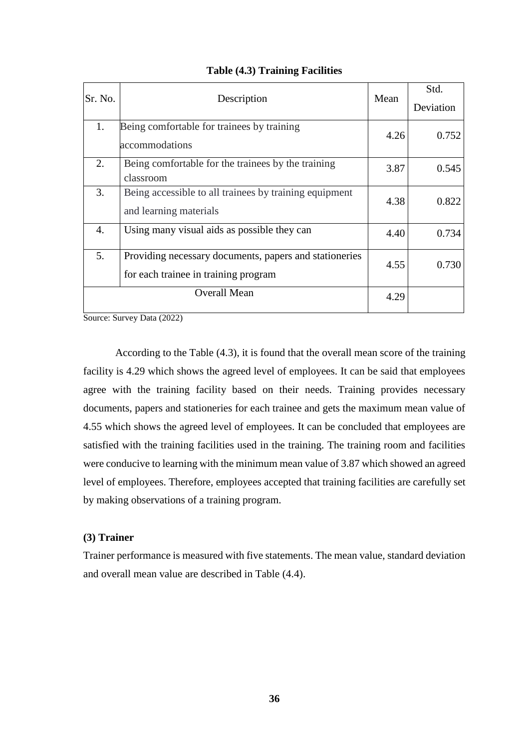**Table (4.3) Training Facilities**

| Sr. No. | Description | Mean | Std. Deviation |
|---|---|---|---|
| 1. | Being comfortable for trainees by training accommodations | 4.26 | 0.752 |
| 2. | Being comfortable for the trainees by the training classroom | 3.87 | 0.545 |
| 3. | Being accessible to all trainees by training equipment and learning materials | 4.38 | 0.822 |
| 4. | Using many visual aids as possible they can | 4.40 | 0.734 |
| 5. | Providing necessary documents, papers and stationeries for each trainee in training program | 4.55 | 0.730 |
| | Overall Mean | 4.29 | |

Source: Survey Data (2022)

According to the Table (4.3), it is found that the overall mean score of the training facility is 4.29 which shows the agreed level of employees. It can be said that employees agree with the training facility based on their needs. Training provides necessary documents, papers and stationeries for each trainee and gets the maximum mean value of 4.55 which shows the agreed level of employees. It can be concluded that employees are satisfied with the training facilities used in the training. The training room and facilities were conducive to learning with the minimum mean value of 3.87 which showed an agreed level of employees. Therefore, employees accepted that training facilities are carefully set by making observations of a training program.

**(3) Trainer**

Trainer performance is measured with five statements. The mean value, standard deviation and overall mean value are described in Table (4.4).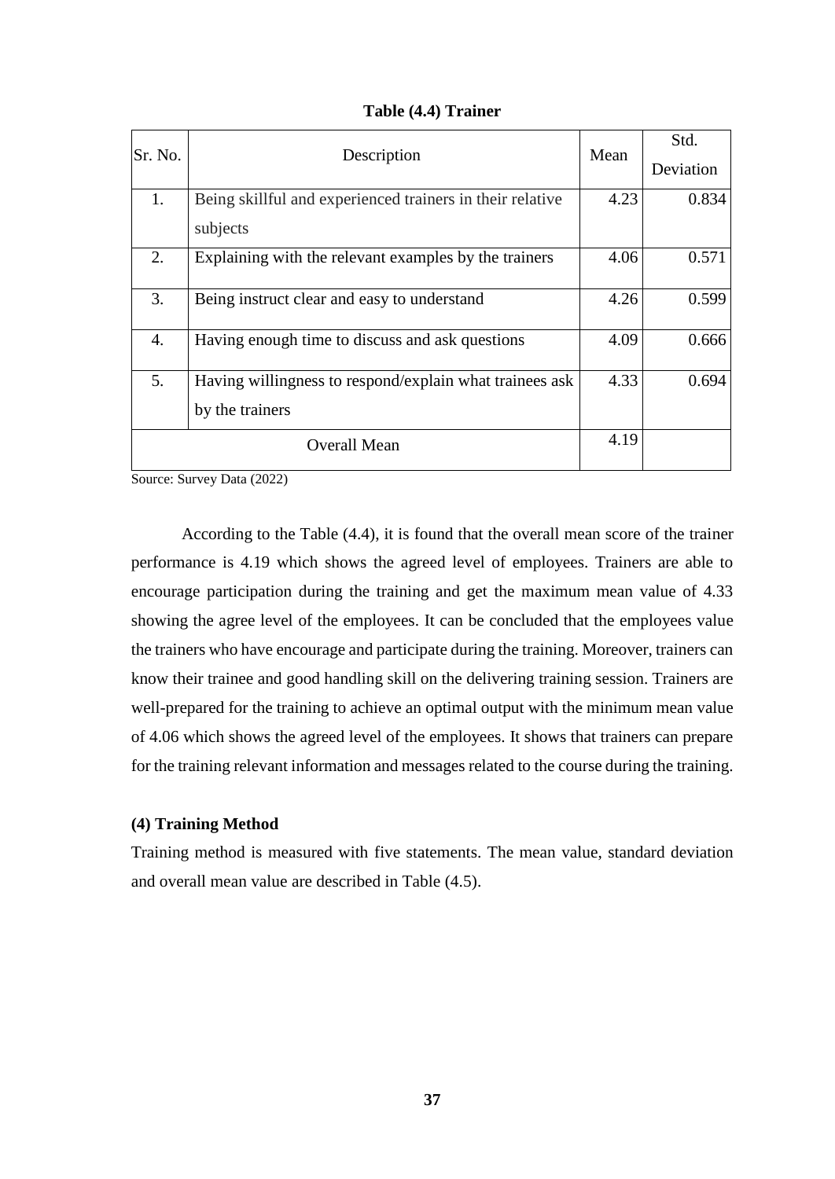**Table (4.4) Trainer**

| Sr. No. | Description | Mean | Std. Deviation |
|---|---|---|---|
| 1. | Being skillful and experienced trainers in their relative subjects | 4.23 | 0.834 |
| 2. | Explaining with the relevant examples by the trainers | 4.06 | 0.571 |
| 3. | Being instruct clear and easy to understand | 4.26 | 0.599 |
| 4. | Having enough time to discuss and ask questions | 4.09 | 0.666 |
| 5. | Having willingness to respond/explain what trainees ask by the trainers | 4.33 | 0.694 |
| Overall Mean | | 4.19 | |

Source: Survey Data (2022)

According to the Table (4.4), it is found that the overall mean score of the trainer performance is 4.19 which shows the agreed level of employees. Trainers are able to encourage participation during the training and get the maximum mean value of 4.33 showing the agree level of the employees. It can be concluded that the employees value the trainers who have encourage and participate during the training. Moreover, trainers can know their trainee and good handling skill on the delivering training session. Trainers are well-prepared for the training to achieve an optimal output with the minimum mean value of 4.06 which shows the agreed level of the employees. It shows that trainers can prepare for the training relevant information and messages related to the course during the training.

**(4) Training Method**

Training method is measured with five statements. The mean value, standard deviation and overall mean value are described in Table (4.5).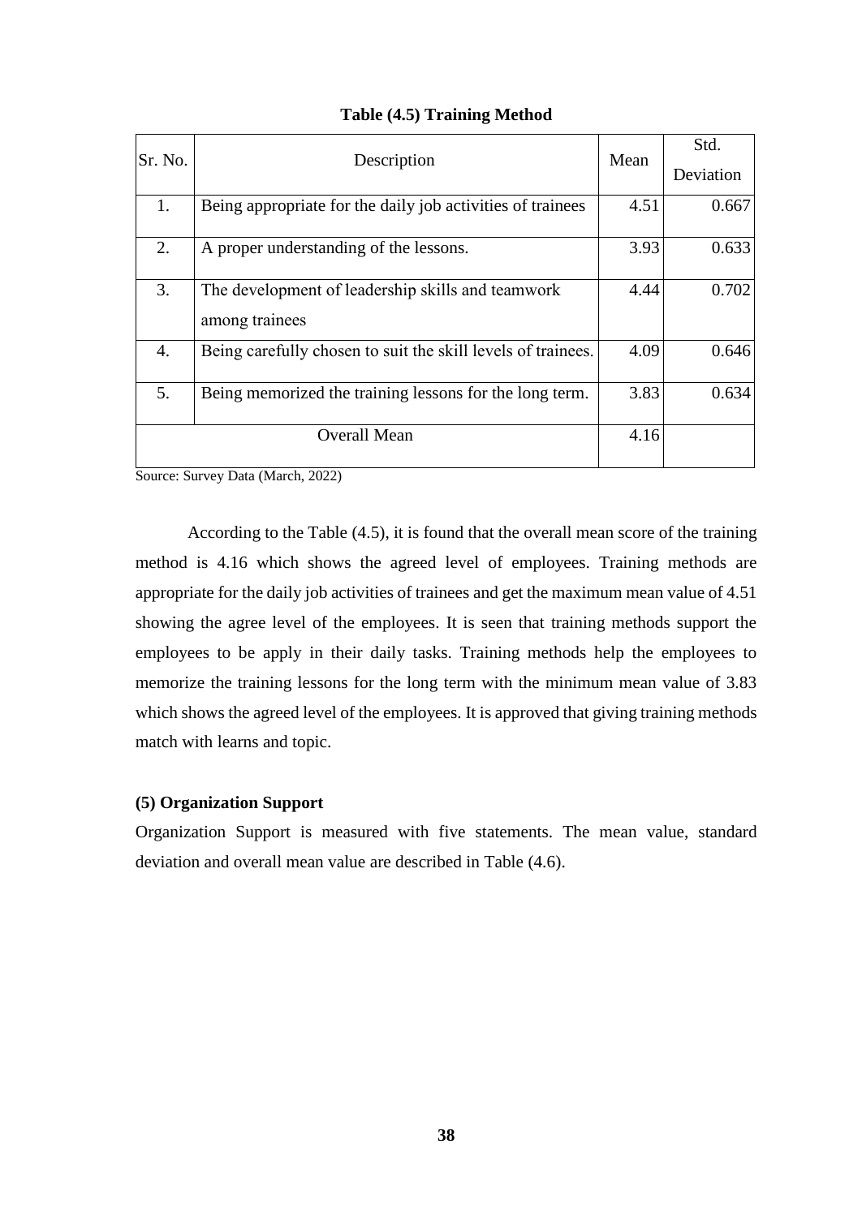**Table (4.5) Training Method**

| Sr. No. | Description | Mean | Std. Deviation |
|---|---|---|---|
| 1. | Being appropriate for the daily job activities of trainees | 4.51 | 0.667 |
| 2. | A proper understanding of the lessons. | 3.93 | 0.633 |
| 3. | The development of leadership skills and teamwork among trainees | 4.44 | 0.702 |
| 4. | Being carefully chosen to suit the skill levels of trainees. | 4.09 | 0.646 |
| 5. | Being memorized the training lessons for the long term. | 3.83 | 0.634 |
| | Overall Mean | 4.16 | |

Source: Survey Data (March, 2022)

According to the Table (4.5), it is found that the overall mean score of the training method is 4.16 which shows the agreed level of employees. Training methods are appropriate for the daily job activities of trainees and get the maximum mean value of 4.51 showing the agree level of the employees. It is seen that training methods support the employees to be apply in their daily tasks. Training methods help the employees to memorize the training lessons for the long term with the minimum mean value of 3.83 which shows the agreed level of the employees. It is approved that giving training methods match with learns and topic.

**(5) Organization Support**

Organization Support is measured with five statements. The mean value, standard deviation and overall mean value are described in Table (4.6).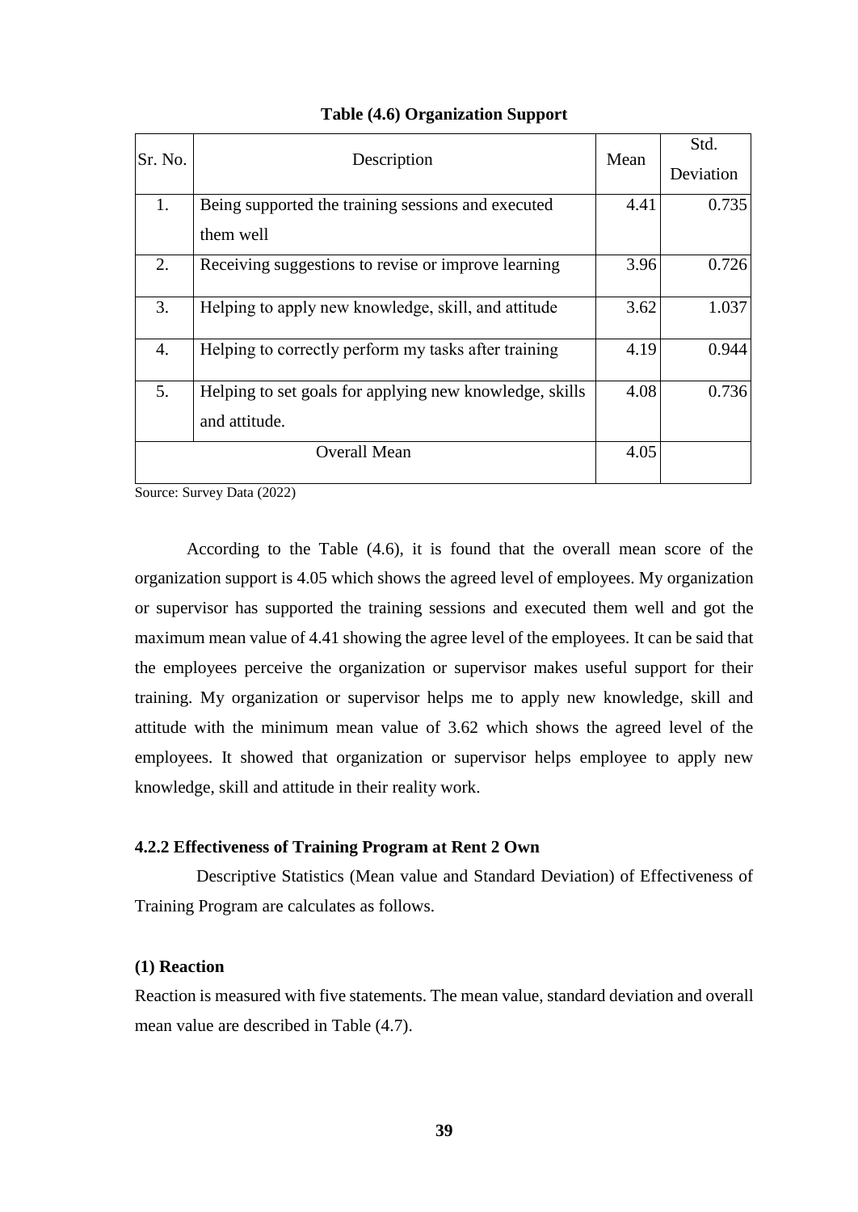**Table (4.6) Organization Support**

| Sr. No. | Description | Mean | Std. Deviation |
|---|---|---|---|
| 1. | Being supported the training sessions and executed them well | 4.41 | 0.735 |
| 2. | Receiving suggestions to revise or improve learning | 3.96 | 0.726 |
| 3. | Helping to apply new knowledge, skill, and attitude | 3.62 | 1.037 |
| 4. | Helping to correctly perform my tasks after training | 4.19 | 0.944 |
| 5. | Helping to set goals for applying new knowledge, skills and attitude. | 4.08 | 0.736 |
| Overall Mean | | 4.05 | |

Source: Survey Data (2022)

According to the Table (4.6), it is found that the overall mean score of the organization support is 4.05 which shows the agreed level of employees. My organization or supervisor has supported the training sessions and executed them well and got the maximum mean value of 4.41 showing the agree level of the employees. It can be said that the employees perceive the organization or supervisor makes useful support for their training. My organization or supervisor helps me to apply new knowledge, skill and attitude with the minimum mean value of 3.62 which shows the agreed level of the employees. It showed that organization or supervisor helps employee to apply new knowledge, skill and attitude in their reality work.

### 4.2.2 Effectiveness of Training Program at Rent 2 Own

Descriptive Statistics (Mean value and Standard Deviation) of Effectiveness of Training Program are calculates as follows.

**(1) Reaction**

Reaction is measured with five statements. The mean value, standard deviation and overall mean value are described in Table (4.7).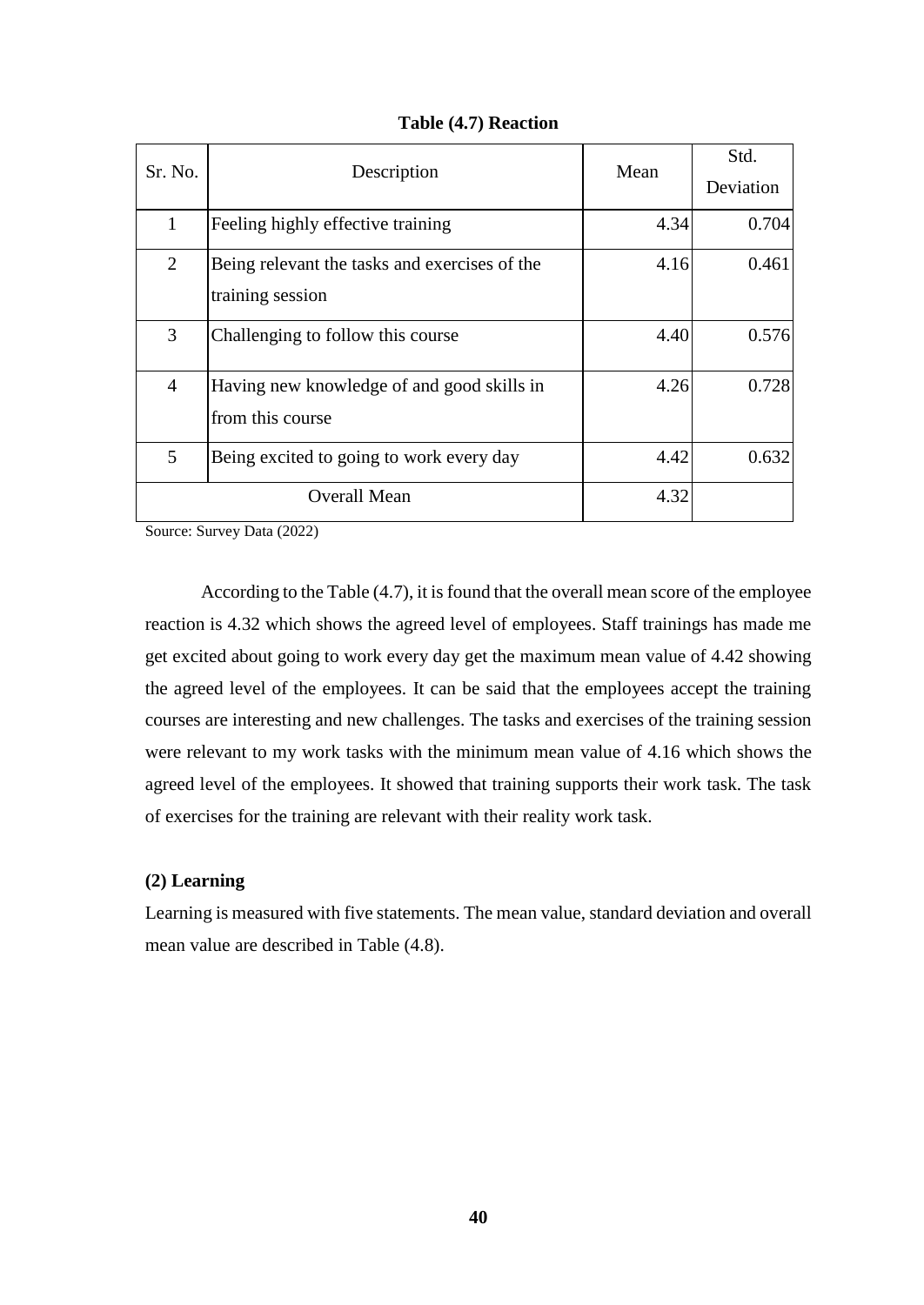**Table (4.7) Reaction**

| Sr. No. | Description | Mean | Std. Deviation |
|---|---|---|---|
| 1 | Feeling highly effective training | 4.34 | 0.704 |
| 2 | Being relevant the tasks and exercises of the training session | 4.16 | 0.461 |
| 3 | Challenging to follow this course | 4.40 | 0.576 |
| 4 | Having new knowledge of and good skills in from this course | 4.26 | 0.728 |
| 5 | Being excited to going to work every day | 4.42 | 0.632 |
| Overall Mean | | 4.32 | |

Source: Survey Data (2022)

According to the Table (4.7), it is found that the overall mean score of the employee reaction is 4.32 which shows the agreed level of employees. Staff trainings has made me get excited about going to work every day get the maximum mean value of 4.42 showing the agreed level of the employees. It can be said that the employees accept the training courses are interesting and new challenges. The tasks and exercises of the training session were relevant to my work tasks with the minimum mean value of 4.16 which shows the agreed level of the employees. It showed that training supports their work task. The task of exercises for the training are relevant with their reality work task.

**(2) Learning**

Learning is measured with five statements. The mean value, standard deviation and overall mean value are described in Table (4.8).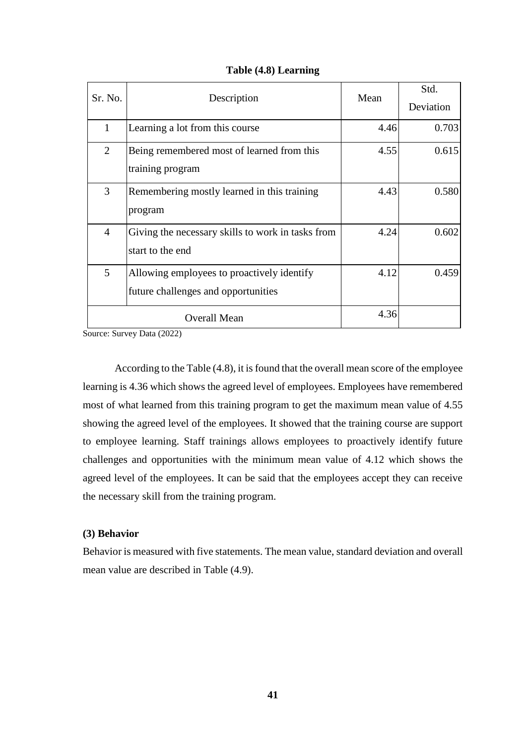**Table (4.8) Learning**

| Sr. No. | Description | Mean | Std. Deviation |
|---|---|---|---|
| 1 | Learning a lot from this course | 4.46 | 0.703 |
| 2 | Being remembered most of learned from this training program | 4.55 | 0.615 |
| 3 | Remembering mostly learned in this training program | 4.43 | 0.580 |
| 4 | Giving the necessary skills to work in tasks from start to the end | 4.24 | 0.602 |
| 5 | Allowing employees to proactively identify future challenges and opportunities | 4.12 | 0.459 |
| | Overall Mean | 4.36 | |

Source: Survey Data (2022)

According to the Table (4.8), it is found that the overall mean score of the employee learning is 4.36 which shows the agreed level of employees. Employees have remembered most of what learned from this training program to get the maximum mean value of 4.55 showing the agreed level of the employees. It showed that the training course are support to employee learning. Staff trainings allows employees to proactively identify future challenges and opportunities with the minimum mean value of 4.12 which shows the agreed level of the employees. It can be said that the employees accept they can receive the necessary skill from the training program.

**(3) Behavior**

Behavior is measured with five statements. The mean value, standard deviation and overall mean value are described in Table (4.9).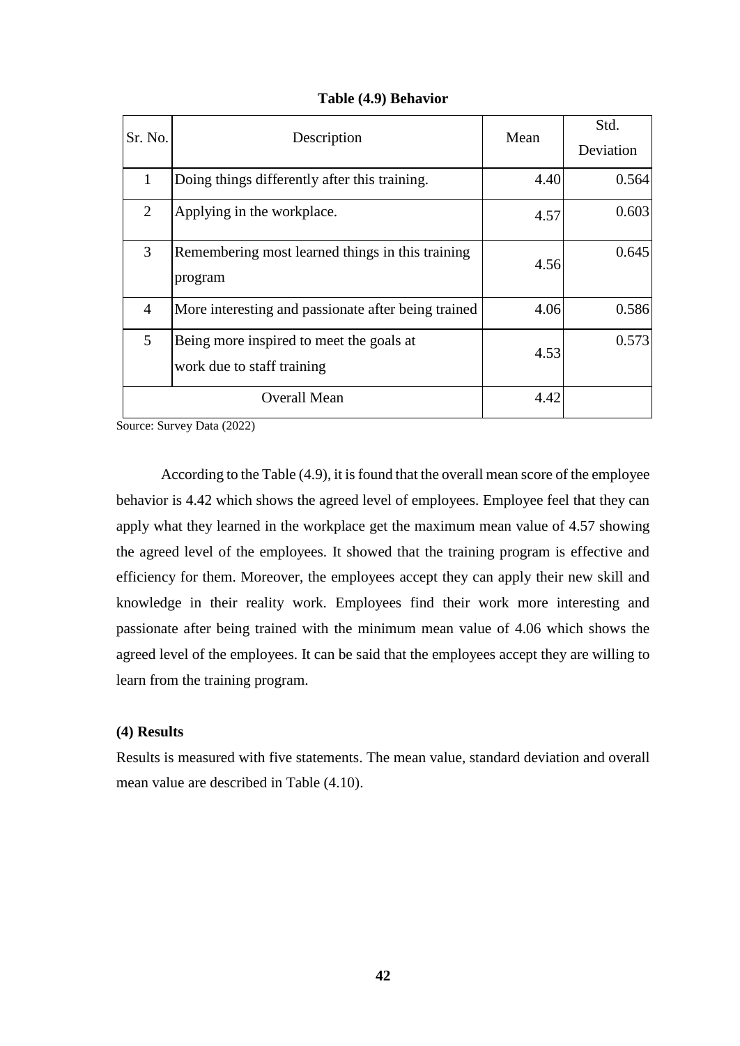**Table (4.9) Behavior**

| Sr. No. | Description | Mean | Std. Deviation |
|---|---|---|---|
| 1 | Doing things differently after this training. | 4.40 | 0.564 |
| 2 | Applying in the workplace. | 4.57 | 0.603 |
| 3 | Remembering most learned things in this training program | 4.56 | 0.645 |
| 4 | More interesting and passionate after being trained | 4.06 | 0.586 |
| 5 | Being more inspired to meet the goals at work due to staff training | 4.53 | 0.573 |
| Overall Mean | | 4.42 | |

Source: Survey Data (2022)

According to the Table (4.9), it is found that the overall mean score of the employee behavior is 4.42 which shows the agreed level of employees. Employee feel that they can apply what they learned in the workplace get the maximum mean value of 4.57 showing the agreed level of the employees. It showed that the training program is effective and efficiency for them. Moreover, the employees accept they can apply their new skill and knowledge in their reality work. Employees find their work more interesting and passionate after being trained with the minimum mean value of 4.06 which shows the agreed level of the employees. It can be said that the employees accept they are willing to learn from the training program.

**(4) Results**

Results is measured with five statements. The mean value, standard deviation and overall mean value are described in Table (4.10).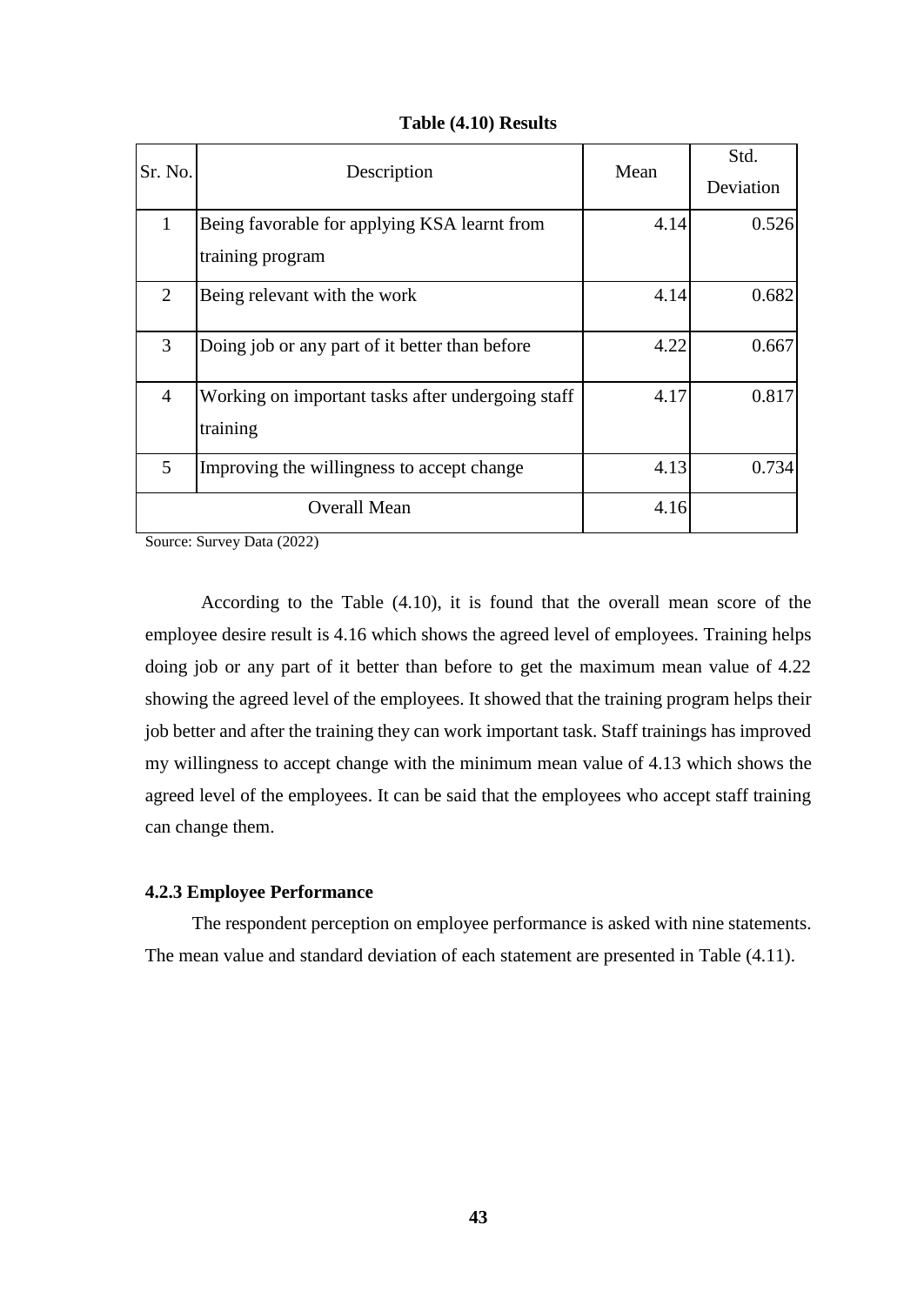**Table (4.10) Results**

| Sr. No. | Description | Mean | Std. Deviation |
|---|---|---|---|
| 1 | Being favorable for applying KSA learnt from training program | 4.14 | 0.526 |
| 2 | Being relevant with the work | 4.14 | 0.682 |
| 3 | Doing job or any part of it better than before | 4.22 | 0.667 |
| 4 | Working on important tasks after undergoing staff training | 4.17 | 0.817 |
| 5 | Improving the willingness to accept change | 4.13 | 0.734 |
| | Overall Mean | 4.16 | |

Source: Survey Data (2022)

According to the Table (4.10), it is found that the overall mean score of the employee desire result is 4.16 which shows the agreed level of employees. Training helps doing job or any part of it better than before to get the maximum mean value of 4.22 showing the agreed level of the employees. It showed that the training program helps their job better and after the training they can work important task. Staff trainings has improved my willingness to accept change with the minimum mean value of 4.13 which shows the agreed level of the employees. It can be said that the employees who accept staff training can change them.

### 4.2.3 Employee Performance

The respondent perception on employee performance is asked with nine statements. The mean value and standard deviation of each statement are presented in Table (4.11).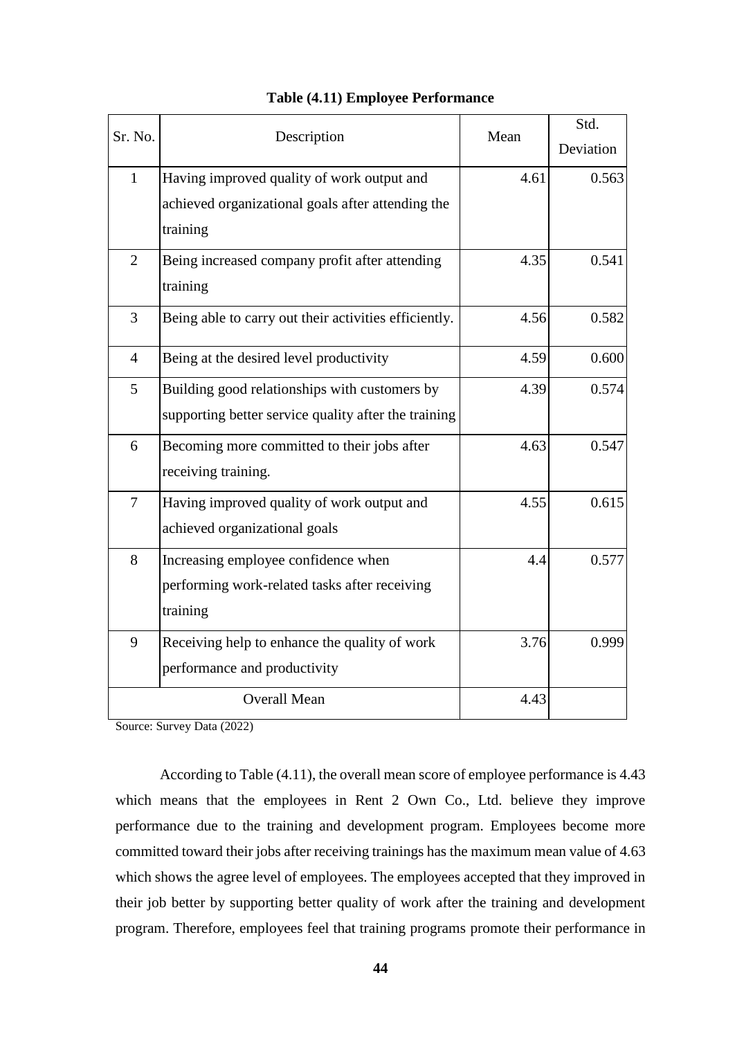**Table (4.11) Employee Performance**

| Sr. No. | Description | Mean | Std. Deviation |
|---|---|---|---|
| 1 | Having improved quality of work output and achieved organizational goals after attending the training | 4.61 | 0.563 |
| 2 | Being increased company profit after attending training | 4.35 | 0.541 |
| 3 | Being able to carry out their activities efficiently. | 4.56 | 0.582 |
| 4 | Being at the desired level productivity | 4.59 | 0.600 |
| 5 | Building good relationships with customers by supporting better service quality after the training | 4.39 | 0.574 |
| 6 | Becoming more committed to their jobs after receiving training. | 4.63 | 0.547 |
| 7 | Having improved quality of work output and achieved organizational goals | 4.55 | 0.615 |
| 8 | Increasing employee confidence when performing work-related tasks after receiving training | 4.4 | 0.577 |
| 9 | Receiving help to enhance the quality of work performance and productivity | 3.76 | 0.999 |
| Overall Mean | | 4.43 | |

Source: Survey Data (2022)

According to Table (4.11), the overall mean score of employee performance is 4.43 which means that the employees in Rent 2 Own Co., Ltd. believe they improve performance due to the training and development program. Employees become more committed toward their jobs after receiving trainings has the maximum mean value of 4.63 which shows the agree level of employees. The employees accepted that they improved in their job better by supporting better quality of work after the training and development program. Therefore, employees feel that training programs promote their performance in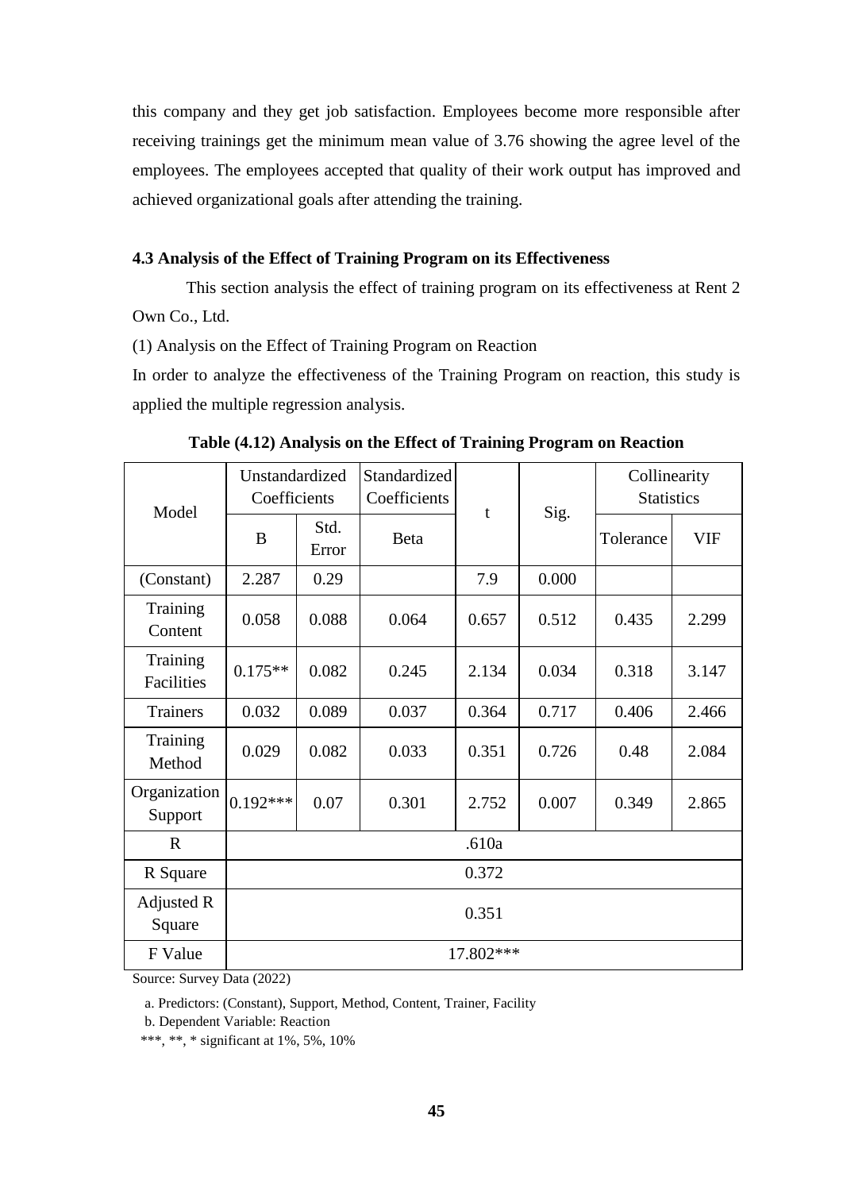this company and they get job satisfaction. Employees become more responsible after receiving trainings get the minimum mean value of 3.76 showing the agree level of the employees. The employees accepted that quality of their work output has improved and achieved organizational goals after attending the training.

### 4.3 Analysis of the Effect of Training Program on its Effectiveness

This section analysis the effect of training program on its effectiveness at Rent 2 Own Co., Ltd.

(1) Analysis on the Effect of Training Program on Reaction

In order to analyze the effectiveness of the Training Program on reaction, this study is applied the multiple regression analysis.

**Table (4.12) Analysis on the Effect of Training Program on Reaction**

| Model | Unstandardized Coefficients | | Standardized Coefficients | t | Sig. | Collinearity Statistics | |
|---|---|---|---|---|---|---|---|
| | B | Std. Error | Beta | | | Tolerance | VIF |
| (Constant) | 2.287 | 0.29 | | 7.9 | 0.000 | | |
| Training Content | 0.058 | 0.088 | 0.064 | 0.657 | 0.512 | 0.435 | 2.299 |
| Training Facilities | 0.175** | 0.082 | 0.245 | 2.134 | 0.034 | 0.318 | 3.147 |
| Trainers | 0.032 | 0.089 | 0.037 | 0.364 | 0.717 | 0.406 | 2.466 |
| Training Method | 0.029 | 0.082 | 0.033 | 0.351 | 0.726 | 0.48 | 2.084 |
| Organization Support | 0.192*** | 0.07 | 0.301 | 2.752 | 0.007 | 0.349 | 2.865 |
| R | .610a | | | | | | |
| R Square | 0.372 | | | | | | |
| Adjusted R Square | 0.351 | | | | | | |
| F Value | 17.802*** | | | | | | |

Source: Survey Data (2022)

a. Predictors: (Constant), Support, Method, Content, Trainer, Facility

b. Dependent Variable: Reaction

***, **, * significant at 1%, 5%, 10%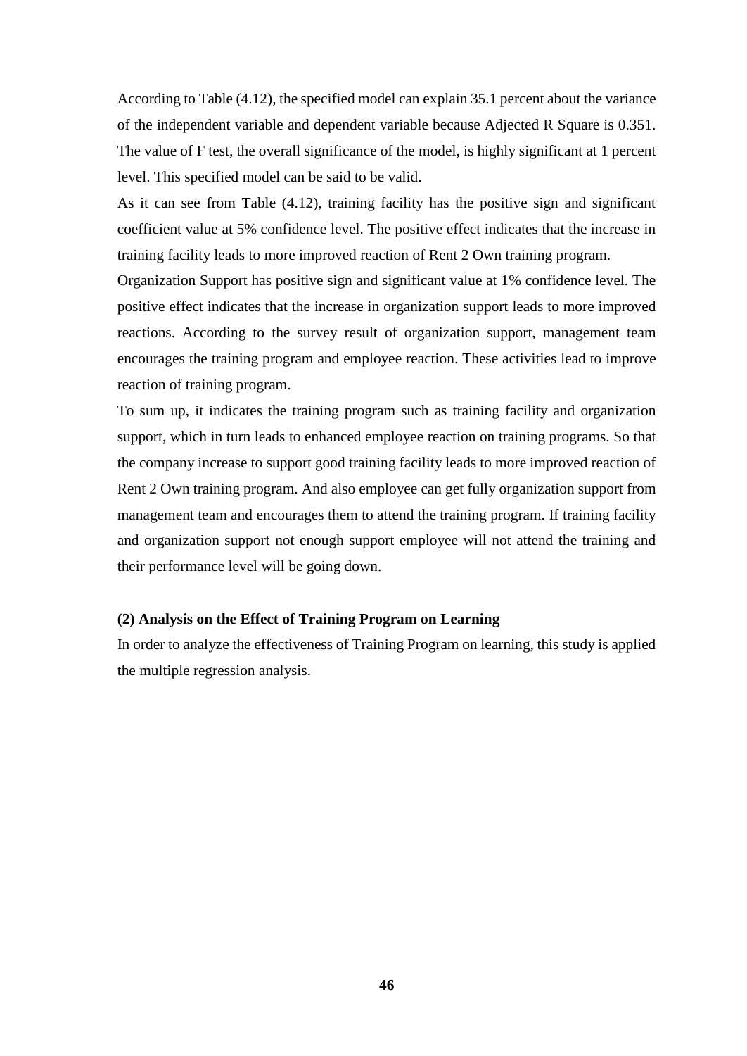According to Table (4.12), the specified model can explain 35.1 percent about the variance of the independent variable and dependent variable because Adjected R Square is 0.351. The value of F test, the overall significance of the model, is highly significant at 1 percent level. This specified model can be said to be valid.

As it can see from Table (4.12), training facility has the positive sign and significant coefficient value at 5% confidence level. The positive effect indicates that the increase in training facility leads to more improved reaction of Rent 2 Own training program.

Organization Support has positive sign and significant value at 1% confidence level. The positive effect indicates that the increase in organization support leads to more improved reactions. According to the survey result of organization support, management team encourages the training program and employee reaction. These activities lead to improve reaction of training program.

To sum up, it indicates the training program such as training facility and organization support, which in turn leads to enhanced employee reaction on training programs. So that the company increase to support good training facility leads to more improved reaction of Rent 2 Own training program. And also employee can get fully organization support from management team and encourages them to attend the training program. If training facility and organization support not enough support employee will not attend the training and their performance level will be going down.

**(2) Analysis on the Effect of Training Program on Learning**

In order to analyze the effectiveness of Training Program on learning, this study is applied the multiple regression analysis.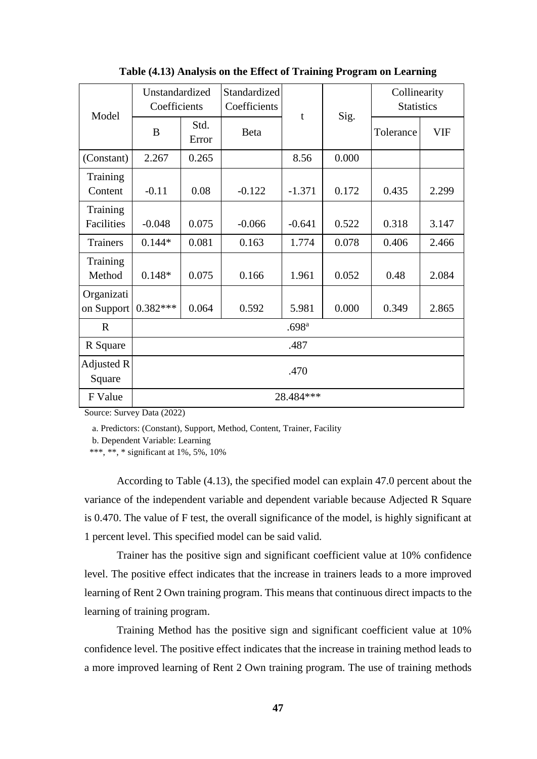**Table (4.13) Analysis on the Effect of Training Program on Learning**

| Model | Unstandardized Coefficients | | Standardized Coefficients | t | Sig. | Collinearity Statistics | |
|---|---|---|---|---|---|---|---|
| | B | Std. Error | Beta | | | Tolerance | VIF |
| (Constant) | 2.267 | 0.265 | | 8.56 | 0.000 | | |
| Training Content | -0.11 | 0.08 | -0.122 | -1.371 | 0.172 | 0.435 | 2.299 |
| Training Facilities | -0.048 | 0.075 | -0.066 | -0.641 | 0.522 | 0.318 | 3.147 |
| Trainers | 0.144* | 0.081 | 0.163 | 1.774 | 0.078 | 0.406 | 2.466 |
| Training Method | 0.148* | 0.075 | 0.166 | 1.961 | 0.052 | 0.48 | 2.084 |
| Organization Support | 0.382*** | 0.064 | 0.592 | 5.981 | 0.000 | 0.349 | 2.865 |
| R | .698[a] | | | | | | |
| R Square | .487 | | | | | | |
| Adjusted R Square | .470 | | | | | | |
| F Value | 28.484*** | | | | | | |

Source: Survey Data (2022)

a. Predictors: (Constant), Support, Method, Content, Trainer, Facility

b. Dependent Variable: Learning

***, **, * significant at 1%, 5%, 10%

According to Table (4.13), the specified model can explain 47.0 percent about the variance of the independent variable and dependent variable because Adjected R Square is 0.470. The value of F test, the overall significance of the model, is highly significant at 1 percent level. This specified model can be said valid.

Trainer has the positive sign and significant coefficient value at 10% confidence level. The positive effect indicates that the increase in trainers leads to a more improved learning of Rent 2 Own training program. This means that continuous direct impacts to the learning of training program.

Training Method has the positive sign and significant coefficient value at 10% confidence level. The positive effect indicates that the increase in training method leads to a more improved learning of Rent 2 Own training program. The use of training methods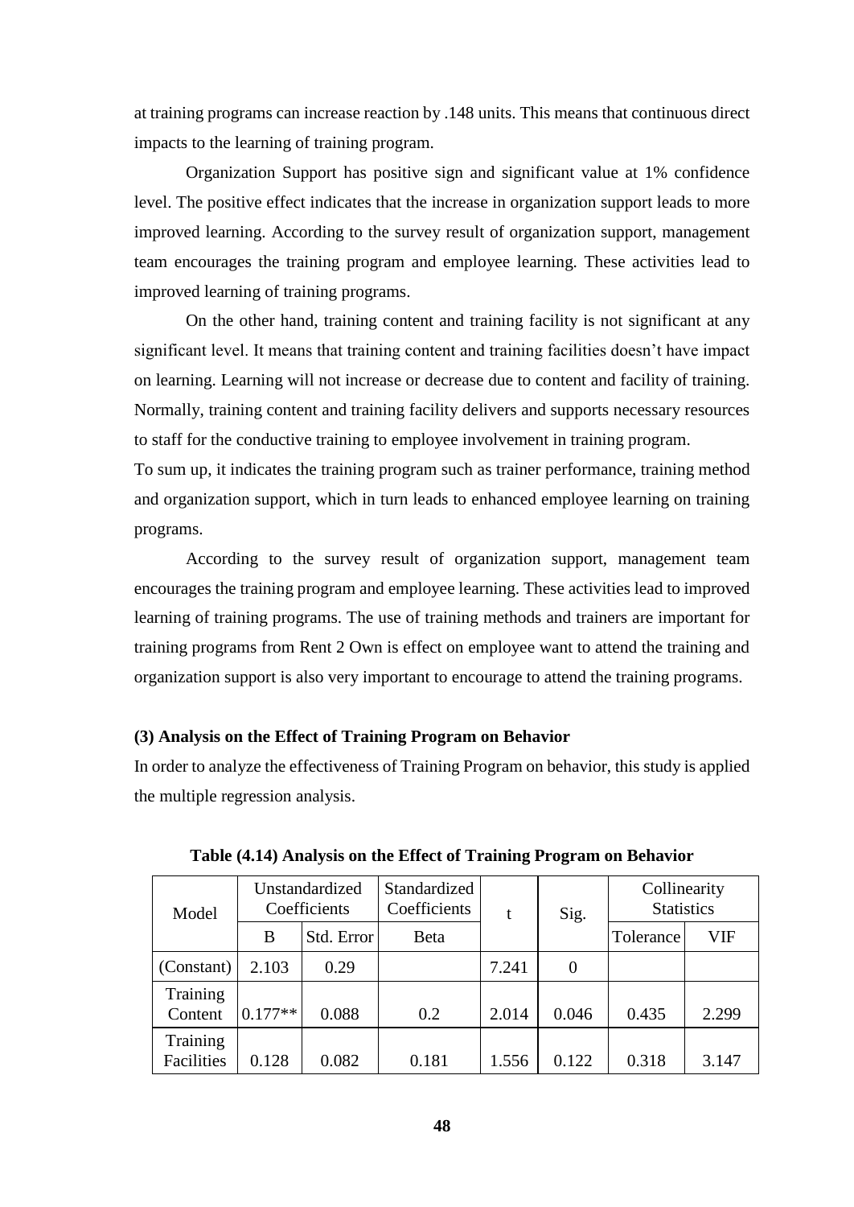at training programs can increase reaction by .148 units. This means that continuous direct impacts to the learning of training program.

Organization Support has positive sign and significant value at 1% confidence level. The positive effect indicates that the increase in organization support leads to more improved learning. According to the survey result of organization support, management team encourages the training program and employee learning. These activities lead to improved learning of training programs.

On the other hand, training content and training facility is not significant at any significant level. It means that training content and training facilities doesn't have impact on learning. Learning will not increase or decrease due to content and facility of training. Normally, training content and training facility delivers and supports necessary resources to staff for the conductive training to employee involvement in training program.

To sum up, it indicates the training program such as trainer performance, training method and organization support, which in turn leads to enhanced employee learning on training programs.

According to the survey result of organization support, management team encourages the training program and employee learning. These activities lead to improved learning of training programs. The use of training methods and trainers are important for training programs from Rent 2 Own is effect on employee want to attend the training and organization support is also very important to encourage to attend the training programs.

**(3) Analysis on the Effect of Training Program on Behavior**

In order to analyze the effectiveness of Training Program on behavior, this study is applied the multiple regression analysis.

**Table (4.14) Analysis on the Effect of Training Program on Behavior**

| Model | Unstandardized Coefficients | | Standardized Coefficients | t | Sig. | Collinearity Statistics | |
|---|---|---|---|---|---|---|---|
| | B | Std. Error | Beta | | | Tolerance | VIF |
| (Constant) | 2.103 | 0.29 | | 7.241 | 0 | | |
| Training Content | 0.177** | 0.088 | 0.2 | 2.014 | 0.046 | 0.435 | 2.299 |
| Training Facilities | 0.128 | 0.082 | 0.181 | 1.556 | 0.122 | 0.318 | 3.147 |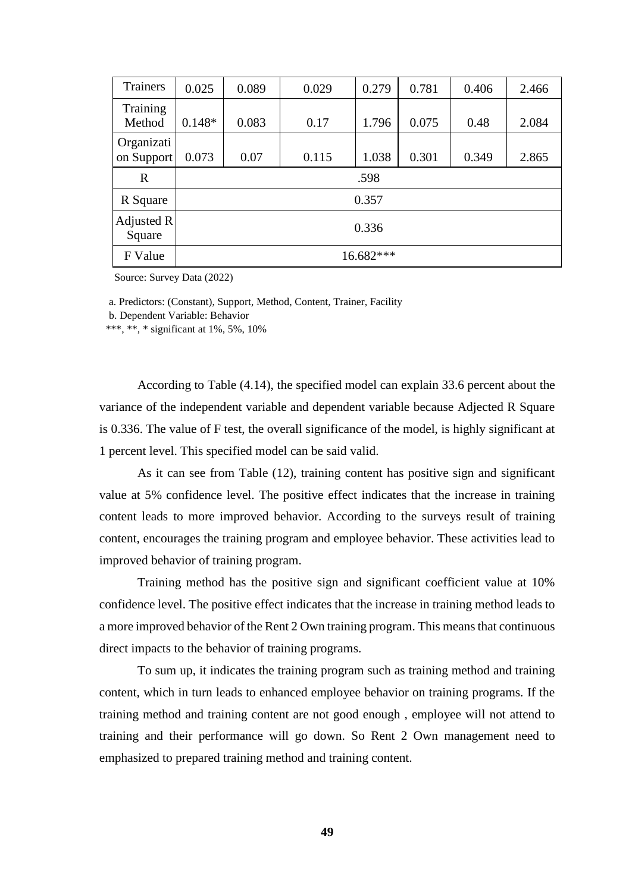| Trainers | 0.025 | 0.089 | 0.029 | 0.279 | 0.781 | 0.406 | 2.466 |
|---|---|---|---|---|---|---|---|
| Training Method | 0.148* | 0.083 | 0.17 | 1.796 | 0.075 | 0.48 | 2.084 |
| Organization Support | 0.073 | 0.07 | 0.115 | 1.038 | 0.301 | 0.349 | 2.865 |
| R | .598 | | | | | | |
| R Square | 0.357 | | | | | | |
| Adjusted R Square | 0.336 | | | | | | |
| F Value | 16.682*** | | | | | | |

Source: Survey Data (2022)

a. Predictors: (Constant), Support, Method, Content, Trainer, Facility

b. Dependent Variable: Behavior

***, **, * significant at 1%, 5%, 10%

According to Table (4.14), the specified model can explain 33.6 percent about the variance of the independent variable and dependent variable because Adjected R Square is 0.336. The value of F test, the overall significance of the model, is highly significant at 1 percent level. This specified model can be said valid.

As it can see from Table (12), training content has positive sign and significant value at 5% confidence level. The positive effect indicates that the increase in training content leads to more improved behavior. According to the surveys result of training content, encourages the training program and employee behavior. These activities lead to improved behavior of training program.

Training method has the positive sign and significant coefficient value at 10% confidence level. The positive effect indicates that the increase in training method leads to a more improved behavior of the Rent 2 Own training program. This means that continuous direct impacts to the behavior of training programs.

To sum up, it indicates the training program such as training method and training content, which in turn leads to enhanced employee behavior on training programs. If the training method and training content are not good enough , employee will not attend to training and their performance will go down. So Rent 2 Own management need to emphasized to prepared training method and training content.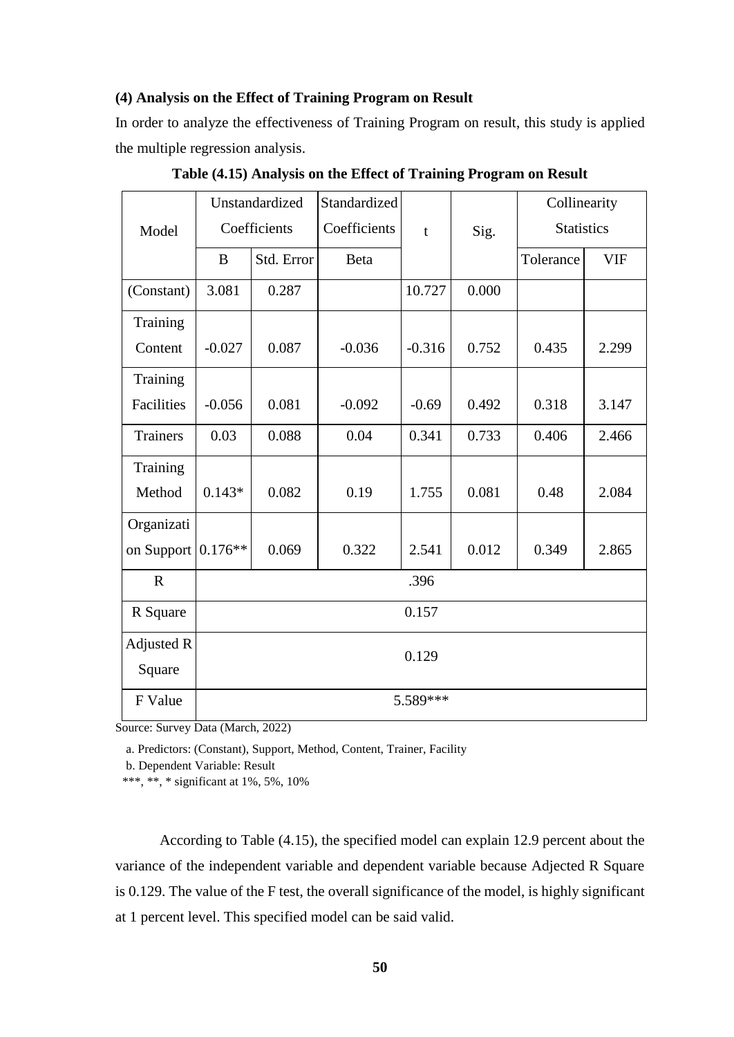**(4) Analysis on the Effect of Training Program on Result**

In order to analyze the effectiveness of Training Program on result, this study is applied the multiple regression analysis.

**Table (4.15) Analysis on the Effect of Training Program on Result**

| Model | Unstandardized Coefficients | | Standardized Coefficients | t | Sig. | Collinearity Statistics | |
|---|---|---|---|---|---|---|---|
| | B | Std. Error | Beta | | | Tolerance | VIF |
| (Constant) | 3.081 | 0.287 | | 10.727 | 0.000 | | |
| Training Content | -0.027 | 0.087 | -0.036 | -0.316 | 0.752 | 0.435 | 2.299 |
| Training Facilities | -0.056 | 0.081 | -0.092 | -0.69 | 0.492 | 0.318 | 3.147 |
| Trainers | 0.03 | 0.088 | 0.04 | 0.341 | 0.733 | 0.406 | 2.466 |
| Training Method | 0.143* | 0.082 | 0.19 | 1.755 | 0.081 | 0.48 | 2.084 |
| Organization Support | 0.176** | 0.069 | 0.322 | 2.541 | 0.012 | 0.349 | 2.865 |
| R | .396 | | | | | | |
| R Square | 0.157 | | | | | | |
| Adjusted R Square | 0.129 | | | | | | |
| F Value | 5.589*** | | | | | | |

Source: Survey Data (March, 2022)

a. Predictors: (Constant), Support, Method, Content, Trainer, Facility

b. Dependent Variable: Result

***, **, * significant at 1%, 5%, 10%

According to Table (4.15), the specified model can explain 12.9 percent about the variance of the independent variable and dependent variable because Adjected R Square is 0.129. The value of the F test, the overall significance of the model, is highly significant at 1 percent level. This specified model can be said valid.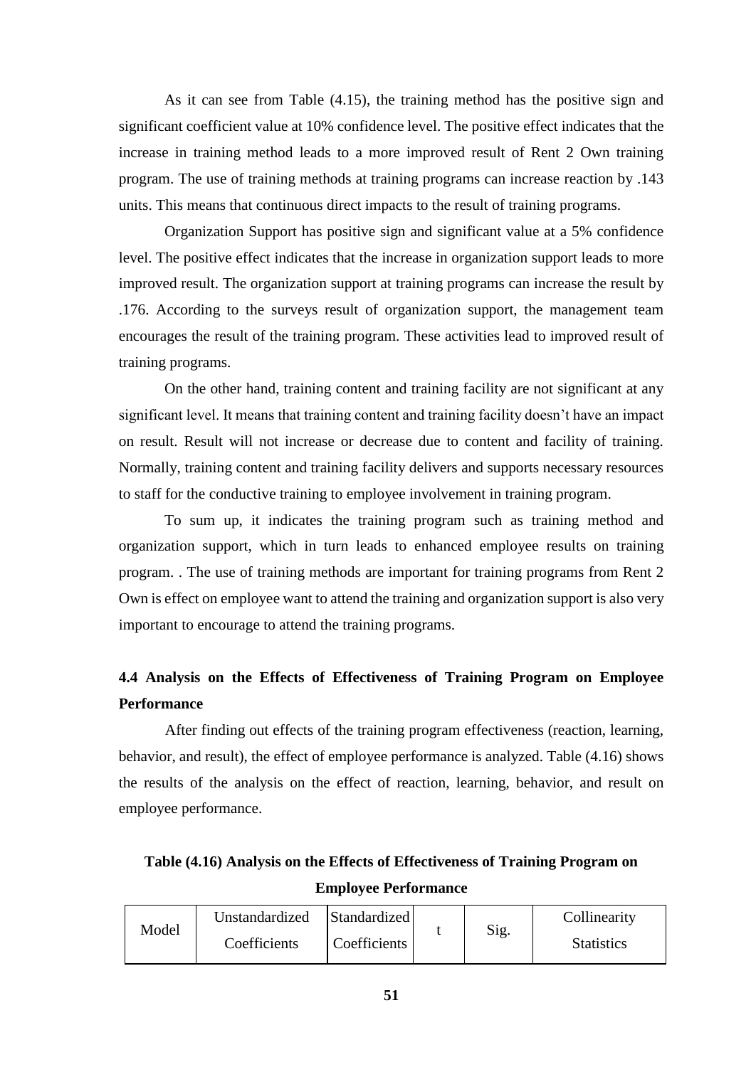As it can see from Table (4.15), the training method has the positive sign and significant coefficient value at 10% confidence level. The positive effect indicates that the increase in training method leads to a more improved result of Rent 2 Own training program. The use of training methods at training programs can increase reaction by .143 units. This means that continuous direct impacts to the result of training programs.

Organization Support has positive sign and significant value at a 5% confidence level. The positive effect indicates that the increase in organization support leads to more improved result. The organization support at training programs can increase the result by .176. According to the surveys result of organization support, the management team encourages the result of the training program. These activities lead to improved result of training programs.

On the other hand, training content and training facility are not significant at any significant level. It means that training content and training facility doesn't have an impact on result. Result will not increase or decrease due to content and facility of training. Normally, training content and training facility delivers and supports necessary resources to staff for the conductive training to employee involvement in training program.

To sum up, it indicates the training program such as training method and organization support, which in turn leads to enhanced employee results on training program. . The use of training methods are important for training programs from Rent 2 Own is effect on employee want to attend the training and organization support is also very important to encourage to attend the training programs.

## 4.4 Analysis on the Effects of Effectiveness of Training Program on Employee Performance

After finding out effects of the training program effectiveness (reaction, learning, behavior, and result), the effect of employee performance is analyzed. Table (4.16) shows the results of the analysis on the effect of reaction, learning, behavior, and result on employee performance.

**Table (4.16) Analysis on the Effects of Effectiveness of Training Program on Employee Performance**

| Model | Unstandardized Coefficients | Standardized Coefficients | t | Sig. | Collinearity Statistics |
|---|---|---|---|---|---|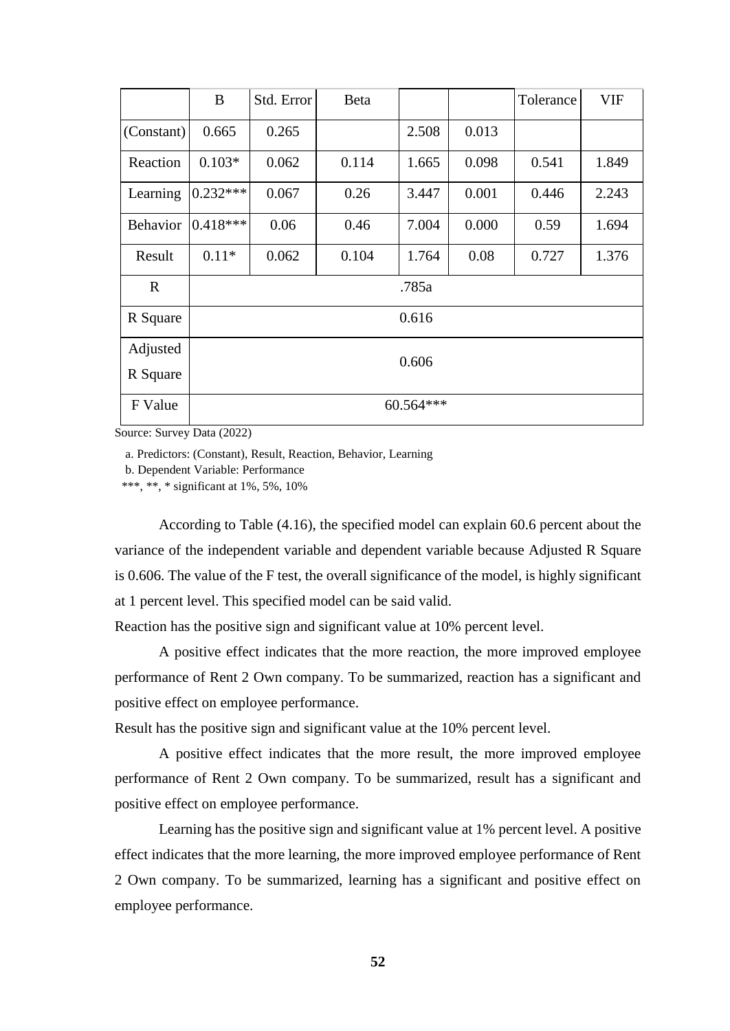| | B | Std. Error | Beta | | | Tolerance | VIF |
|---|---|---|---|---|---|---|---|
| (Constant) | 0.665 | 0.265 | | 2.508 | 0.013 | | |
| Reaction | 0.103* | 0.062 | 0.114 | 1.665 | 0.098 | 0.541 | 1.849 |
| Learning | 0.232*** | 0.067 | 0.26 | 3.447 | 0.001 | 0.446 | 2.243 |
| Behavior | 0.418*** | 0.06 | 0.46 | 7.004 | 0.000 | 0.59 | 1.694 |
| Result | 0.11* | 0.062 | 0.104 | 1.764 | 0.08 | 0.727 | 1.376 |
| R | .785a | | | | | | |
| R Square | 0.616 | | | | | | |
| Adjusted R Square | 0.606 | | | | | | |
| F Value | 60.564*** | | | | | | |

Source: Survey Data (2022)

a. Predictors: (Constant), Result, Reaction, Behavior, Learning

b. Dependent Variable: Performance

***, **, * significant at 1%, 5%, 10%

According to Table (4.16), the specified model can explain 60.6 percent about the variance of the independent variable and dependent variable because Adjusted R Square is 0.606. The value of the F test, the overall significance of the model, is highly significant at 1 percent level. This specified model can be said valid.

Reaction has the positive sign and significant value at 10% percent level.

A positive effect indicates that the more reaction, the more improved employee performance of Rent 2 Own company. To be summarized, reaction has a significant and positive effect on employee performance.

Result has the positive sign and significant value at the 10% percent level.

A positive effect indicates that the more result, the more improved employee performance of Rent 2 Own company. To be summarized, result has a significant and positive effect on employee performance.

Learning has the positive sign and significant value at 1% percent level. A positive effect indicates that the more learning, the more improved employee performance of Rent 2 Own company. To be summarized, learning has a significant and positive effect on employee performance.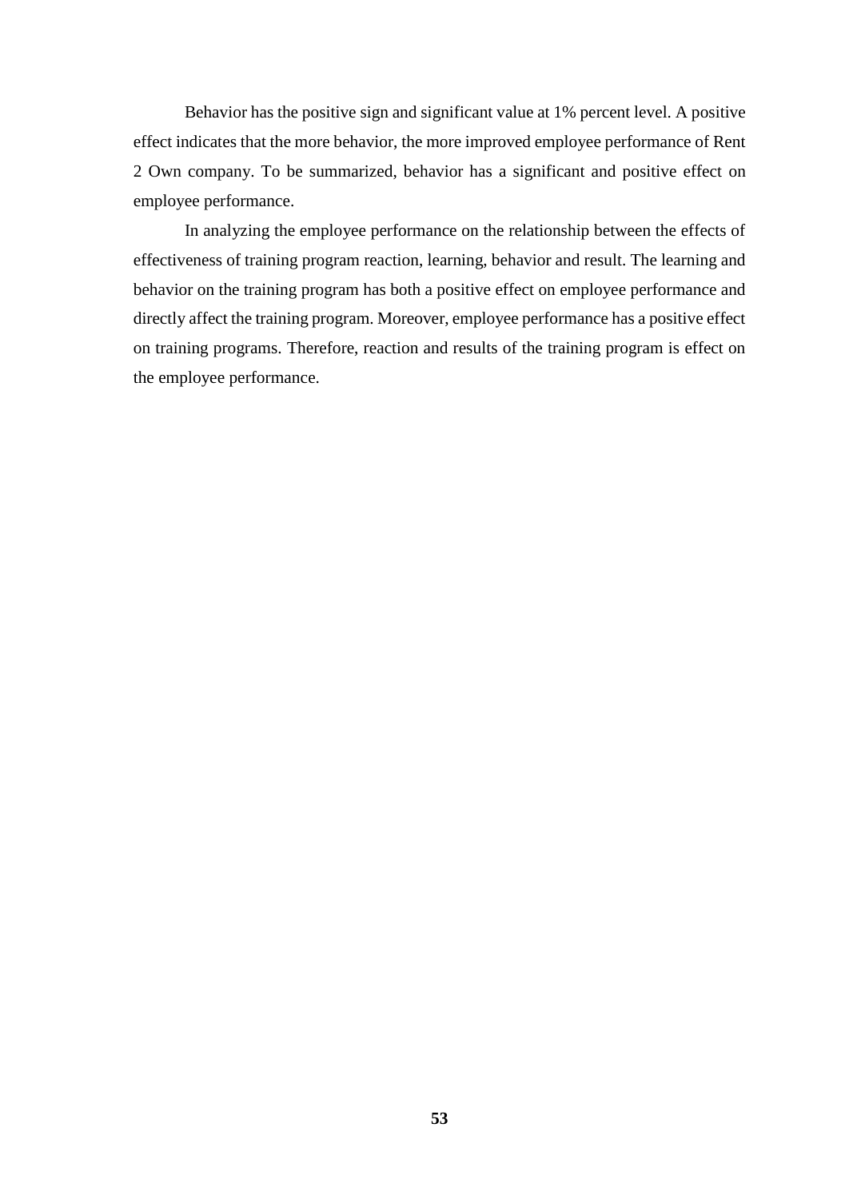Behavior has the positive sign and significant value at 1% percent level. A positive effect indicates that the more behavior, the more improved employee performance of Rent 2 Own company. To be summarized, behavior has a significant and positive effect on employee performance.

In analyzing the employee performance on the relationship between the effects of effectiveness of training program reaction, learning, behavior and result. The learning and behavior on the training program has both a positive effect on employee performance and directly affect the training program. Moreover, employee performance has a positive effect on training programs. Therefore, reaction and results of the training program is effect on the employee performance.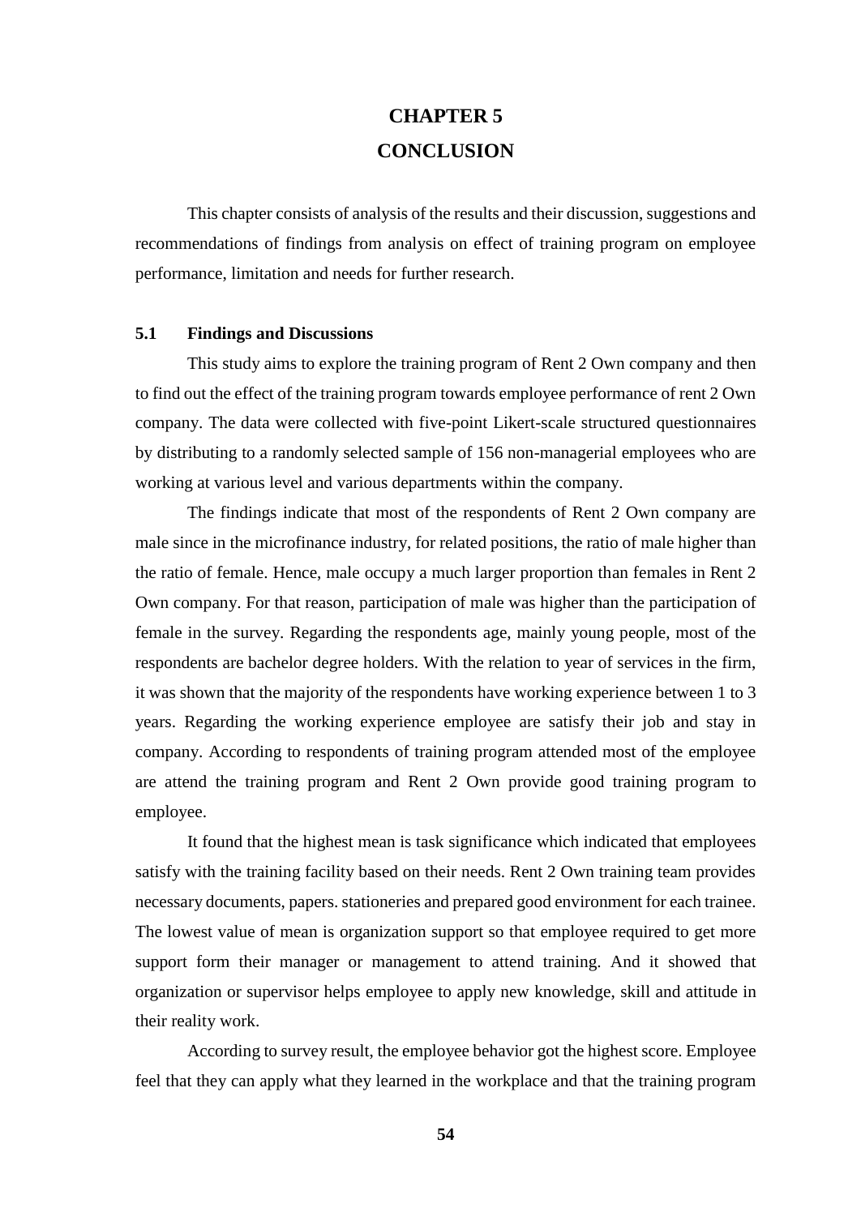# CHAPTER 5
# CONCLUSION

This chapter consists of analysis of the results and their discussion, suggestions and recommendations of findings from analysis on effect of training program on employee performance, limitation and needs for further research.

## 5.1 Findings and Discussions

This study aims to explore the training program of Rent 2 Own company and then to find out the effect of the training program towards employee performance of rent 2 Own company. The data were collected with five-point Likert-scale structured questionnaires by distributing to a randomly selected sample of 156 non-managerial employees who are working at various level and various departments within the company.

The findings indicate that most of the respondents of Rent 2 Own company are male since in the microfinance industry, for related positions, the ratio of male higher than the ratio of female. Hence, male occupy a much larger proportion than females in Rent 2 Own company. For that reason, participation of male was higher than the participation of female in the survey. Regarding the respondents age, mainly young people, most of the respondents are bachelor degree holders. With the relation to year of services in the firm, it was shown that the majority of the respondents have working experience between 1 to 3 years. Regarding the working experience employee are satisfy their job and stay in company. According to respondents of training program attended most of the employee are attend the training program and Rent 2 Own provide good training program to employee.

It found that the highest mean is task significance which indicated that employees satisfy with the training facility based on their needs. Rent 2 Own training team provides necessary documents, papers. stationeries and prepared good environment for each trainee. The lowest value of mean is organization support so that employee required to get more support form their manager or management to attend training. And it showed that organization or supervisor helps employee to apply new knowledge, skill and attitude in their reality work.

According to survey result, the employee behavior got the highest score. Employee feel that they can apply what they learned in the workplace and that the training program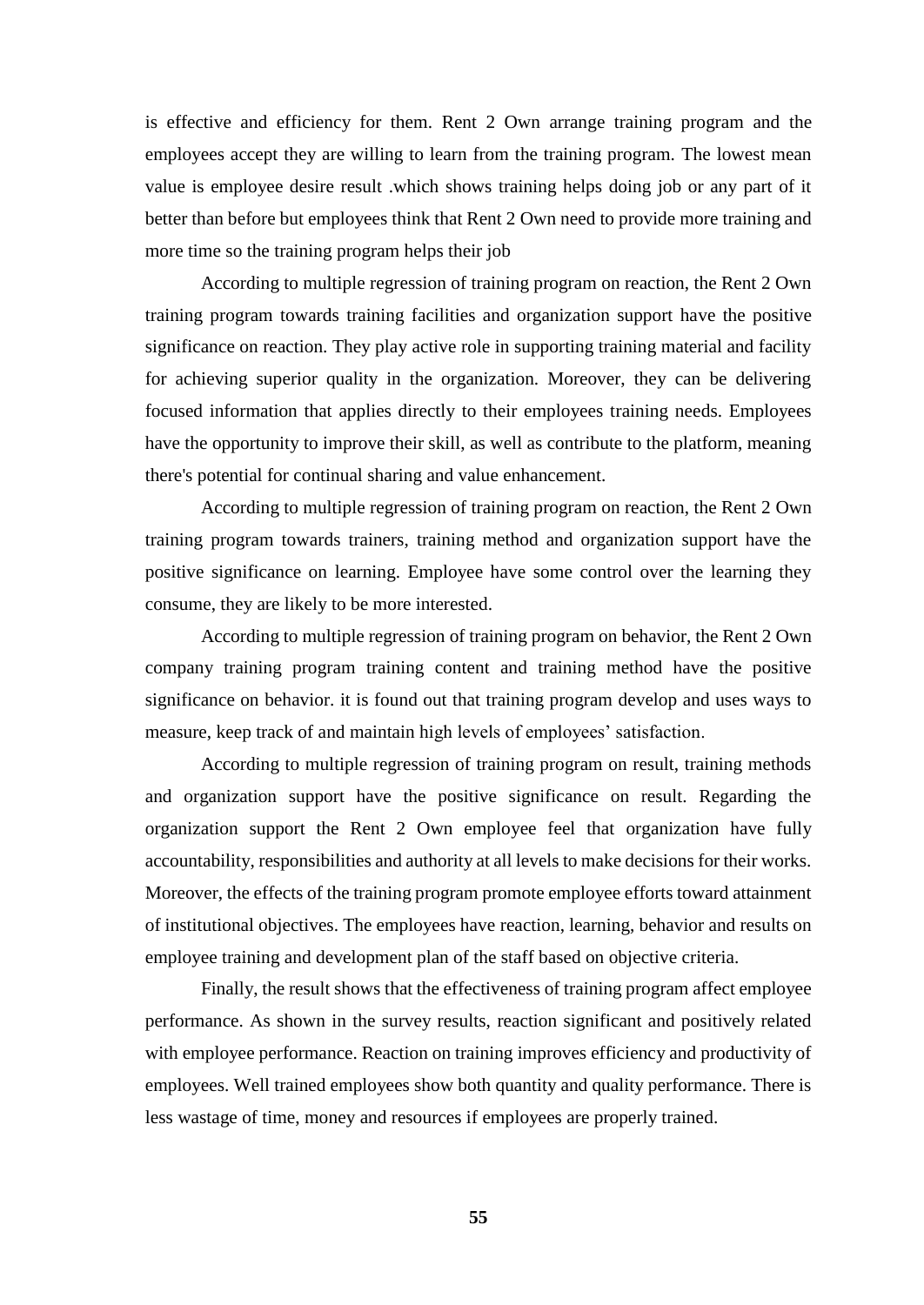is effective and efficiency for them. Rent 2 Own arrange training program and the employees accept they are willing to learn from the training program. The lowest mean value is employee desire result .which shows training helps doing job or any part of it better than before but employees think that Rent 2 Own need to provide more training and more time so the training program helps their job

According to multiple regression of training program on reaction, the Rent 2 Own training program towards training facilities and organization support have the positive significance on reaction. They play active role in supporting training material and facility for achieving superior quality in the organization. Moreover, they can be delivering focused information that applies directly to their employees training needs. Employees have the opportunity to improve their skill, as well as contribute to the platform, meaning there's potential for continual sharing and value enhancement.

According to multiple regression of training program on reaction, the Rent 2 Own training program towards trainers, training method and organization support have the positive significance on learning. Employee have some control over the learning they consume, they are likely to be more interested.

According to multiple regression of training program on behavior, the Rent 2 Own company training program training content and training method have the positive significance on behavior. it is found out that training program develop and uses ways to measure, keep track of and maintain high levels of employees' satisfaction.

According to multiple regression of training program on result, training methods and organization support have the positive significance on result. Regarding the organization support the Rent 2 Own employee feel that organization have fully accountability, responsibilities and authority at all levels to make decisions for their works. Moreover, the effects of the training program promote employee efforts toward attainment of institutional objectives. The employees have reaction, learning, behavior and results on employee training and development plan of the staff based on objective criteria.

Finally, the result shows that the effectiveness of training program affect employee performance. As shown in the survey results, reaction significant and positively related with employee performance. Reaction on training improves efficiency and productivity of employees. Well trained employees show both quantity and quality performance. There is less wastage of time, money and resources if employees are properly trained.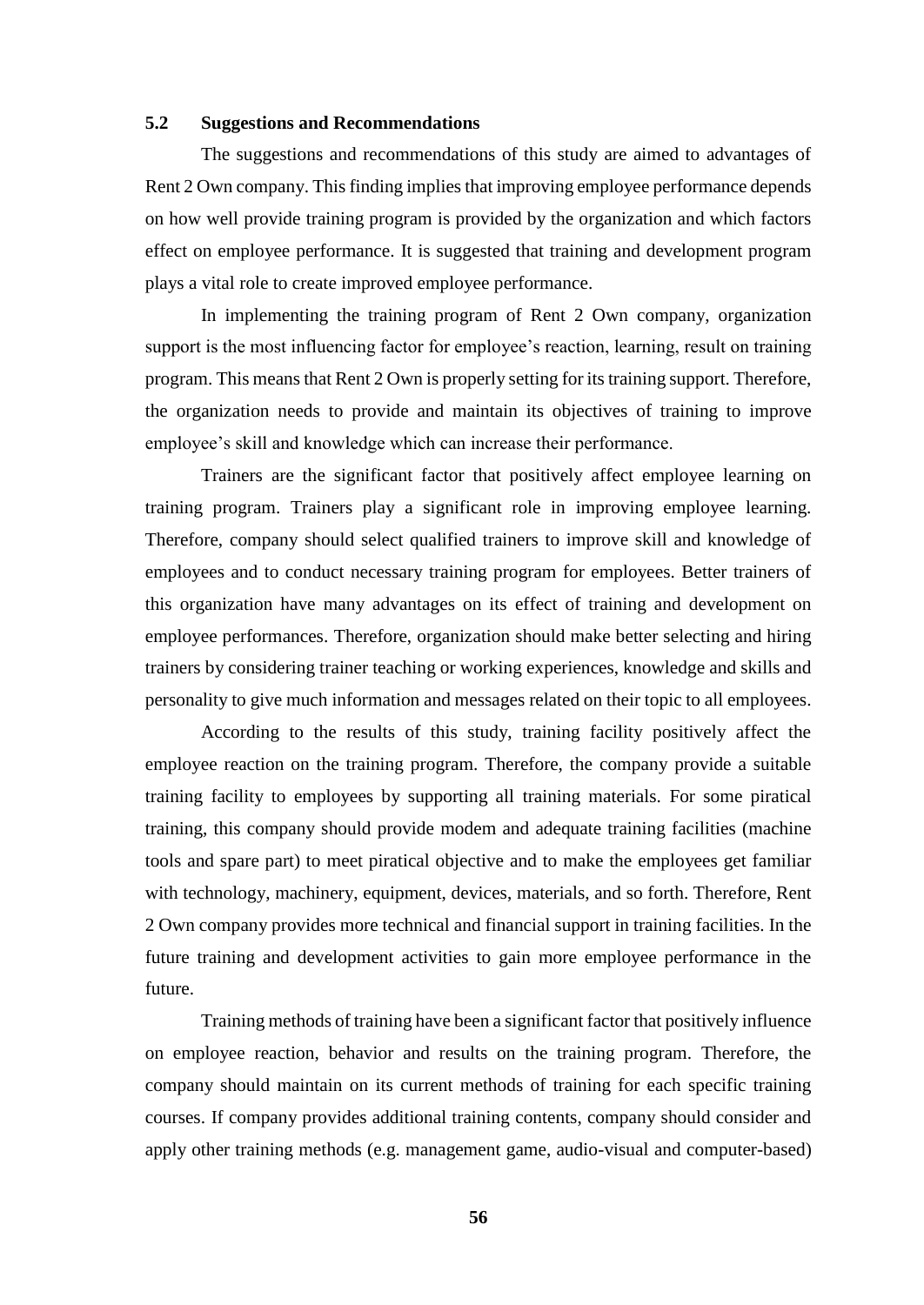### 5.2 Suggestions and Recommendations

The suggestions and recommendations of this study are aimed to advantages of Rent 2 Own company. This finding implies that improving employee performance depends on how well provide training program is provided by the organization and which factors effect on employee performance. It is suggested that training and development program plays a vital role to create improved employee performance.

In implementing the training program of Rent 2 Own company, organization support is the most influencing factor for employee's reaction, learning, result on training program. This means that Rent 2 Own is properly setting for its training support. Therefore, the organization needs to provide and maintain its objectives of training to improve employee's skill and knowledge which can increase their performance.

Trainers are the significant factor that positively affect employee learning on training program. Trainers play a significant role in improving employee learning. Therefore, company should select qualified trainers to improve skill and knowledge of employees and to conduct necessary training program for employees. Better trainers of this organization have many advantages on its effect of training and development on employee performances. Therefore, organization should make better selecting and hiring trainers by considering trainer teaching or working experiences, knowledge and skills and personality to give much information and messages related on their topic to all employees.

According to the results of this study, training facility positively affect the employee reaction on the training program. Therefore, the company provide a suitable training facility to employees by supporting all training materials. For some piratical training, this company should provide modem and adequate training facilities (machine tools and spare part) to meet piratical objective and to make the employees get familiar with technology, machinery, equipment, devices, materials, and so forth. Therefore, Rent 2 Own company provides more technical and financial support in training facilities. In the future training and development activities to gain more employee performance in the future.

Training methods of training have been a significant factor that positively influence on employee reaction, behavior and results on the training program. Therefore, the company should maintain on its current methods of training for each specific training courses. If company provides additional training contents, company should consider and apply other training methods (e.g. management game, audio-visual and computer-based)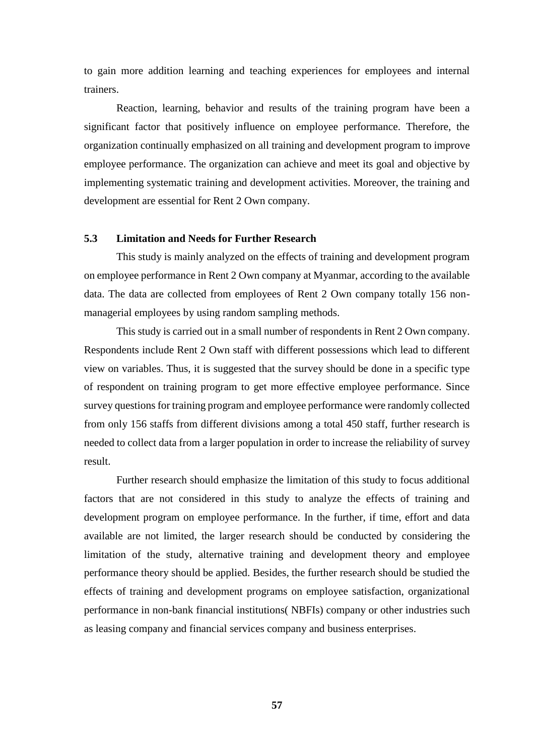to gain more addition learning and teaching experiences for employees and internal trainers.

Reaction, learning, behavior and results of the training program have been a significant factor that positively influence on employee performance. Therefore, the organization continually emphasized on all training and development program to improve employee performance. The organization can achieve and meet its goal and objective by implementing systematic training and development activities. Moreover, the training and development are essential for Rent 2 Own company.

### 5.3 Limitation and Needs for Further Research

This study is mainly analyzed on the effects of training and development program on employee performance in Rent 2 Own company at Myanmar, according to the available data. The data are collected from employees of Rent 2 Own company totally 156 non-managerial employees by using random sampling methods.

This study is carried out in a small number of respondents in Rent 2 Own company. Respondents include Rent 2 Own staff with different possessions which lead to different view on variables. Thus, it is suggested that the survey should be done in a specific type of respondent on training program to get more effective employee performance. Since survey questions for training program and employee performance were randomly collected from only 156 staffs from different divisions among a total 450 staff, further research is needed to collect data from a larger population in order to increase the reliability of survey result.

Further research should emphasize the limitation of this study to focus additional factors that are not considered in this study to analyze the effects of training and development program on employee performance. In the further, if time, effort and data available are not limited, the larger research should be conducted by considering the limitation of the study, alternative training and development theory and employee performance theory should be applied. Besides, the further research should be studied the effects of training and development programs on employee satisfaction, organizational performance in non-bank financial institutions( NBFIs) company or other industries such as leasing company and financial services company and business enterprises.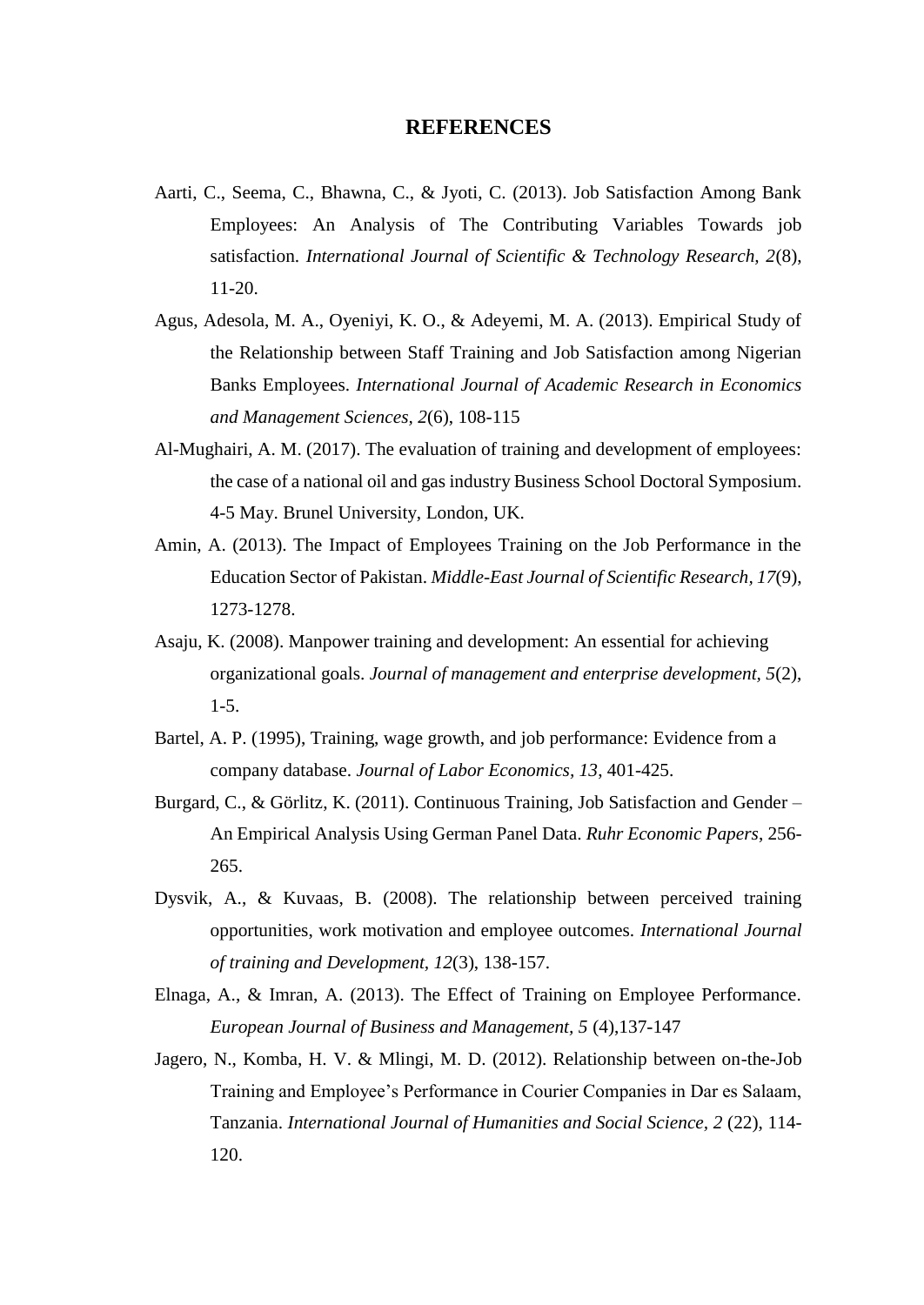# REFERENCES

Aarti, C., Seema, C., Bhawna, C., & Jyoti, C. (2013). Job Satisfaction Among Bank Employees: An Analysis of The Contributing Variables Towards job satisfaction. *International Journal of Scientific & Technology Research, 2*(8), 11-20.

Agus, Adesola, M. A., Oyeniyi, K. O., & Adeyemi, M. A. (2013). Empirical Study of the Relationship between Staff Training and Job Satisfaction among Nigerian Banks Employees. *International Journal of Academic Research in Economics and Management Sciences, 2*(6), 108-115

Al-Mughairi, A. M. (2017). The evaluation of training and development of employees: the case of a national oil and gas industry Business School Doctoral Symposium. 4-5 May. Brunel University, London, UK.

Amin, A. (2013). The Impact of Employees Training on the Job Performance in the Education Sector of Pakistan. *Middle-East Journal of Scientific Research, 17*(9), 1273-1278.

Asaju, K. (2008). Manpower training and development: An essential for achieving organizational goals. *Journal of management and enterprise development, 5*(2), 1-5.

Bartel, A. P. (1995), Training, wage growth, and job performance: Evidence from a company database. *Journal of Labor Economics, 13*, 401-425.

Burgard, C., & Görlitz, K. (2011). Continuous Training, Job Satisfaction and Gender – An Empirical Analysis Using German Panel Data. *Ruhr Economic Papers*, 256-265.

Dysvik, A., & Kuvaas, B. (2008). The relationship between perceived training opportunities, work motivation and employee outcomes. *International Journal of training and Development, 12*(3), 138-157.

Elnaga, A., & Imran, A. (2013). The Effect of Training on Employee Performance. *European Journal of Business and Management, 5* (4),137-147

Jagero, N., Komba, H. V. & Mlingi, M. D. (2012). Relationship between on-the-Job Training and Employee's Performance in Courier Companies in Dar es Salaam, Tanzania. *International Journal of Humanities and Social Science, 2* (22), 114-120.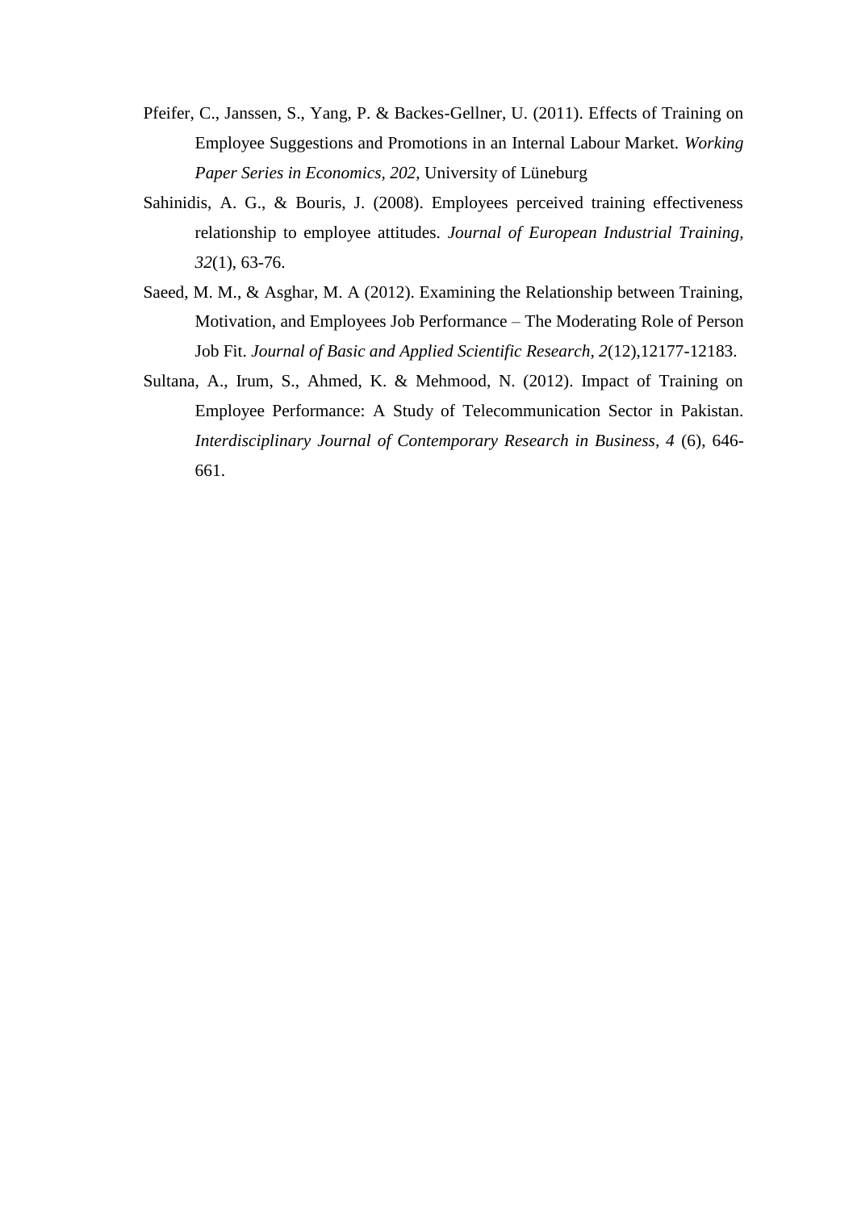Pfeifer, C., Janssen, S., Yang, P. & Backes-Gellner, U. (2011). Effects of Training on Employee Suggestions and Promotions in an Internal Labour Market. *Working Paper Series in Economics, 202*, University of Lüneburg

Sahinidis, A. G., & Bouris, J. (2008). Employees perceived training effectiveness relationship to employee attitudes. *Journal of European Industrial Training, 32*(1), 63-76.

Saeed, M. M., & Asghar, M. A (2012). Examining the Relationship between Training, Motivation, and Employees Job Performance – The Moderating Role of Person Job Fit. *Journal of Basic and Applied Scientific Research, 2*(12),12177-12183.

Sultana, A., Irum, S., Ahmed, K. & Mehmood, N. (2012). Impact of Training on Employee Performance: A Study of Telecommunication Sector in Pakistan. *Interdisciplinary Journal of Contemporary Research in Business, 4* (6), 646-661.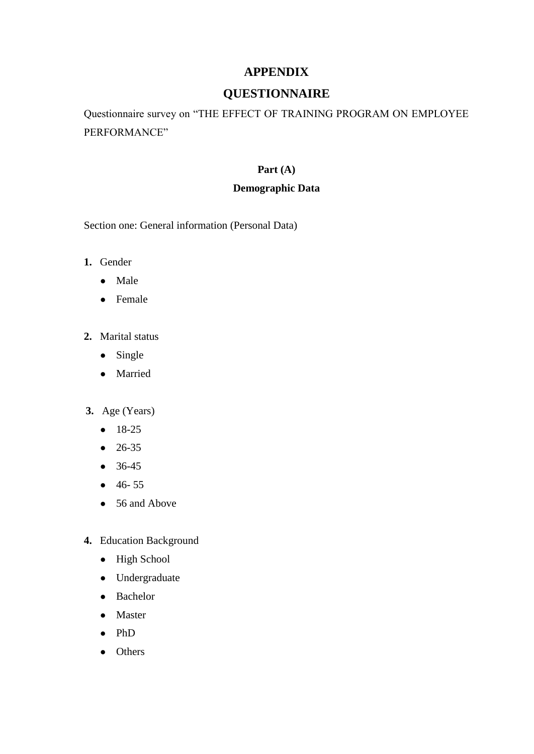# APPENDIX

# QUESTIONNAIRE

Questionnaire survey on "THE EFFECT OF TRAINING PROGRAM ON EMPLOYEE PERFORMANCE"

## Part (A)

## Demographic Data

Section one: General information (Personal Data)

**1.** Gender

- Male
- Female

**2.** Marital status

- Single
- Married

**3.** Age (Years)

- 18-25
- 26-35
- 36-45
- 46- 55
- 56 and Above

**4.** Education Background

- High School
- Undergraduate
- Bachelor
- Master
- PhD
- Others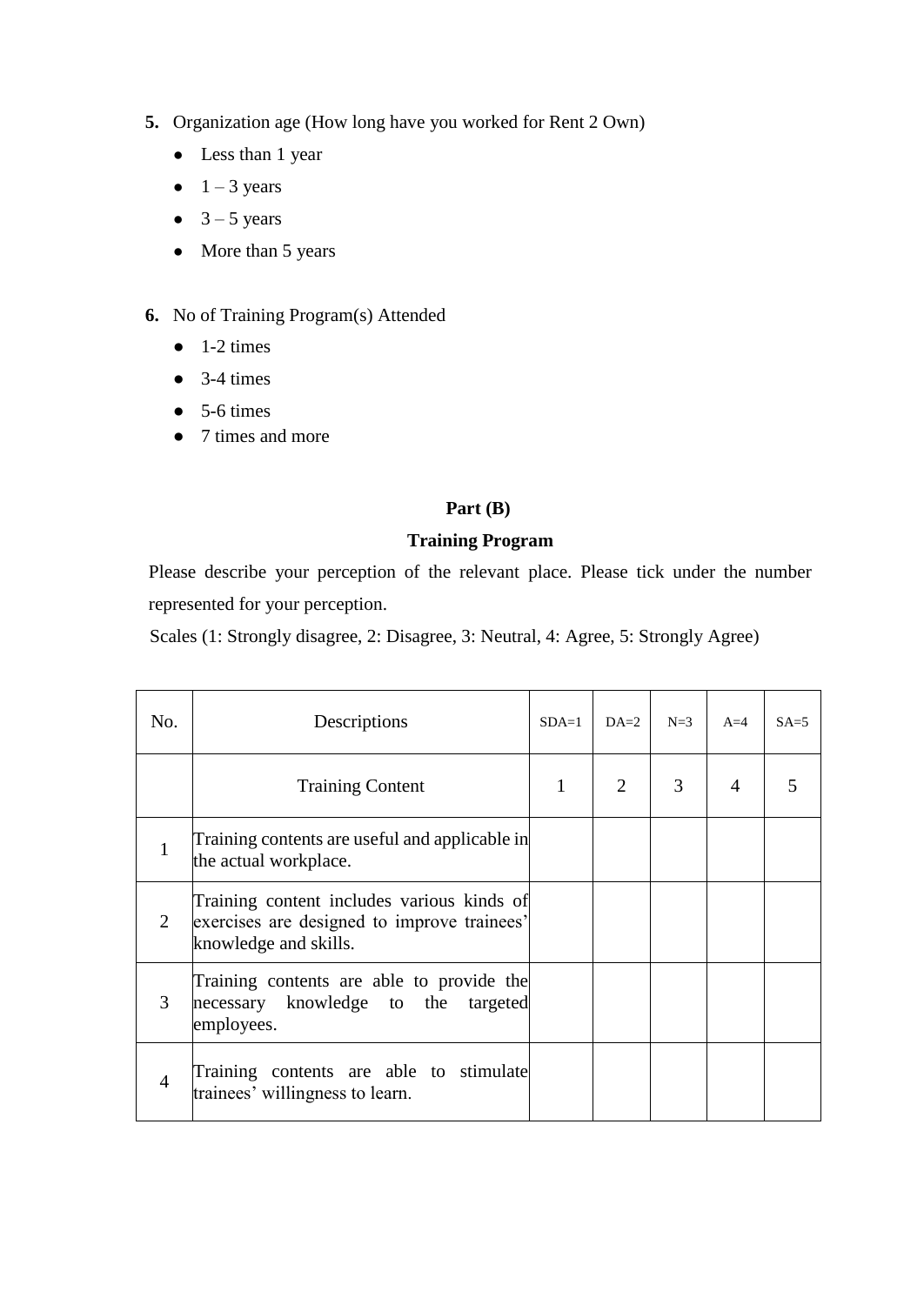5. Organization age (How long have you worked for Rent 2 Own)
   - Less than 1 year
   - 1 – 3 years
   - 3 – 5 years
   - More than 5 years

6. No of Training Program(s) Attended
   - 1-2 times
   - 3-4 times
   - 5-6 times
   - 7 times and more

**Part (B)**

**Training Program**

Please describe your perception of the relevant place. Please tick under the number represented for your perception.

Scales (1: Strongly disagree, 2: Disagree, 3: Neutral, 4: Agree, 5: Strongly Agree)

| No. | Descriptions | SDA=1 | DA=2 | N=3 | A=4 | SA=5 |
|---|---|---|---|---|---|---|
| | Training Content | 1 | 2 | 3 | 4 | 5 |
| 1 | Training contents are useful and applicable in the actual workplace. | | | | | |
| 2 | Training content includes various kinds of exercises are designed to improve trainees' knowledge and skills. | | | | | |
| 3 | Training contents are able to provide the necessary knowledge to the targeted employees. | | | | | |
| 4 | Training contents are able to stimulate trainees' willingness to learn. | | | | | |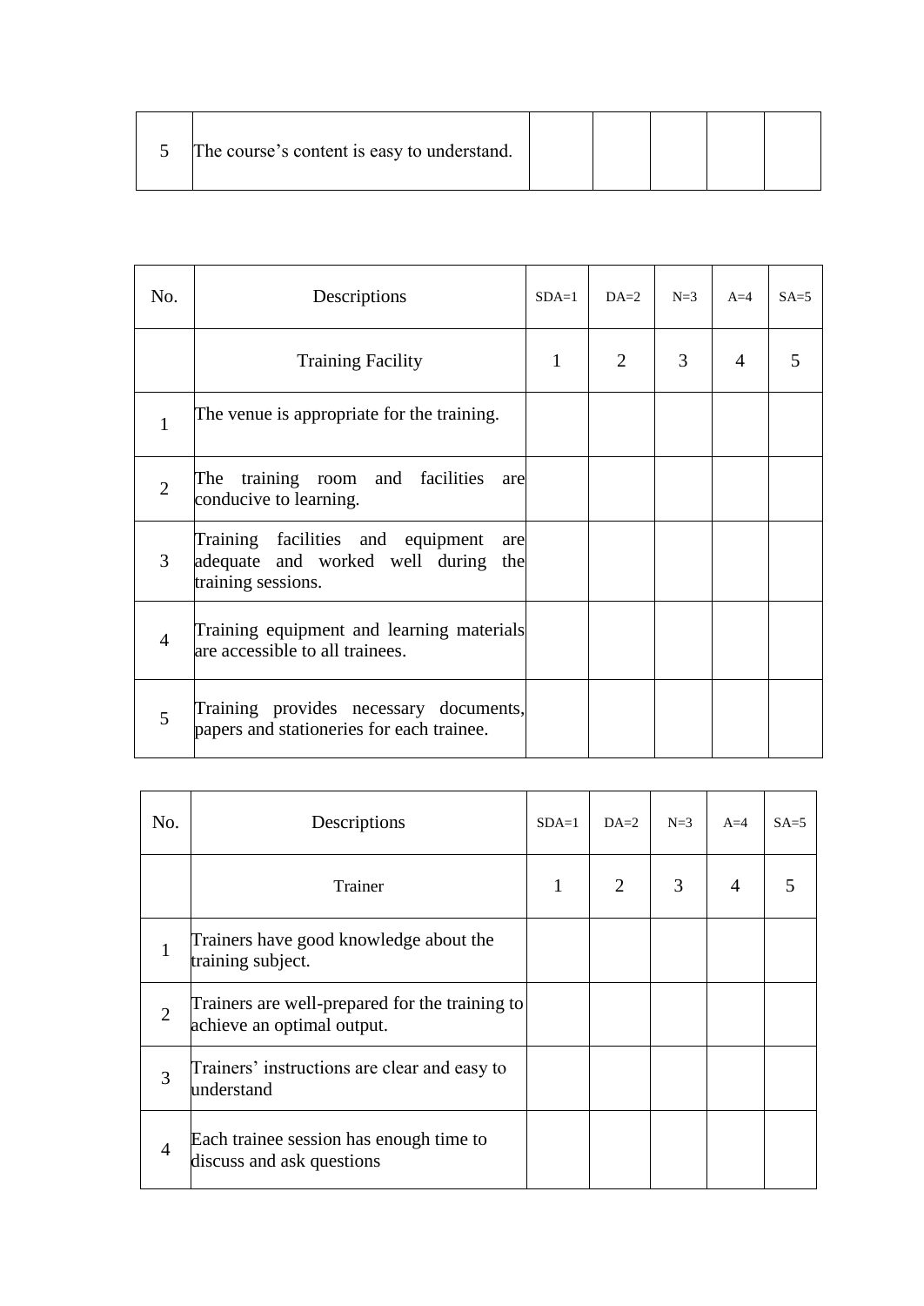| 5 | The course’s content is easy to understand. | | | | | |
|---|---|---|---|---|---|---|

| No. | Descriptions | SDA=1 | DA=2 | N=3 | A=4 | SA=5 |
|---|---|---|---|---|---|---|
| | Training Facility | 1 | 2 | 3 | 4 | 5 |
| 1 | The venue is appropriate for the training. | | | | | |
| 2 | The training room and facilities are conducive to learning. | | | | | |
| 3 | Training facilities and equipment are adequate and worked well during the training sessions. | | | | | |
| 4 | Training equipment and learning materials are accessible to all trainees. | | | | | |
| 5 | Training provides necessary documents, papers and stationeries for each trainee. | | | | | |

| No. | Descriptions | SDA=1 | DA=2 | N=3 | A=4 | SA=5 |
|---|---|---|---|---|---|---|
| | Trainer | 1 | 2 | 3 | 4 | 5 |
| 1 | Trainers have good knowledge about the training subject. | | | | | |
| 2 | Trainers are well-prepared for the training to achieve an optimal output. | | | | | |
| 3 | Trainers’ instructions are clear and easy to understand | | | | | |
| 4 | Each trainee session has enough time to discuss and ask questions | | | | | |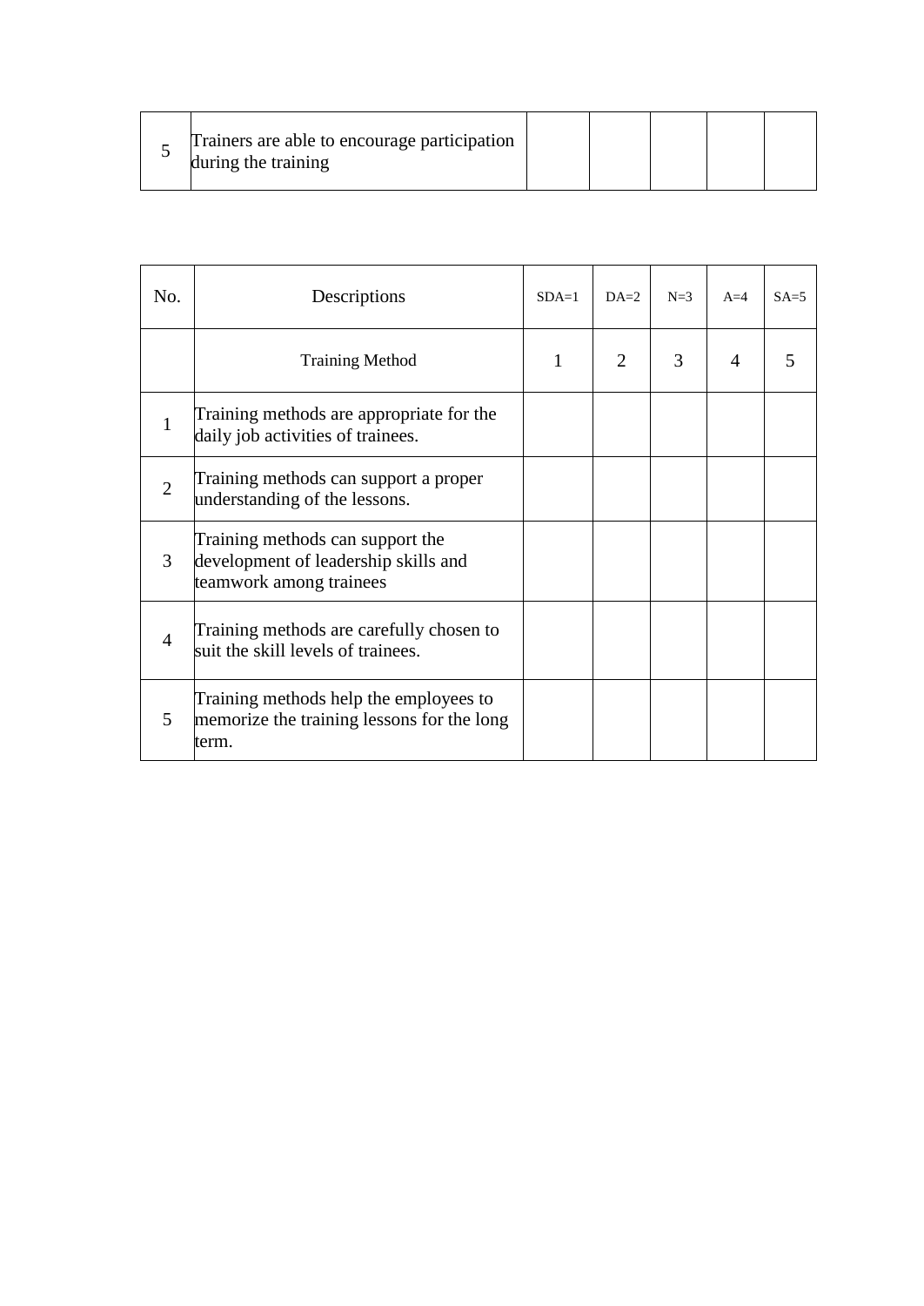| 5 | Trainers are able to encourage participation during the training | | | | | |
|---|---|---|---|---|---|---|

| No. | Descriptions | SDA=1 | DA=2 | N=3 | A=4 | SA=5 |
|---|---|---|---|---|---|---|
| | Training Method | 1 | 2 | 3 | 4 | 5 |
| 1 | Training methods are appropriate for the daily job activities of trainees. | | | | | |
| 2 | Training methods can support a proper understanding of the lessons. | | | | | |
| 3 | Training methods can support the development of leadership skills and teamwork among trainees | | | | | |
| 4 | Training methods are carefully chosen to suit the skill levels of trainees. | | | | | |
| 5 | Training methods help the employees to memorize the training lessons for the long term. | | | | | |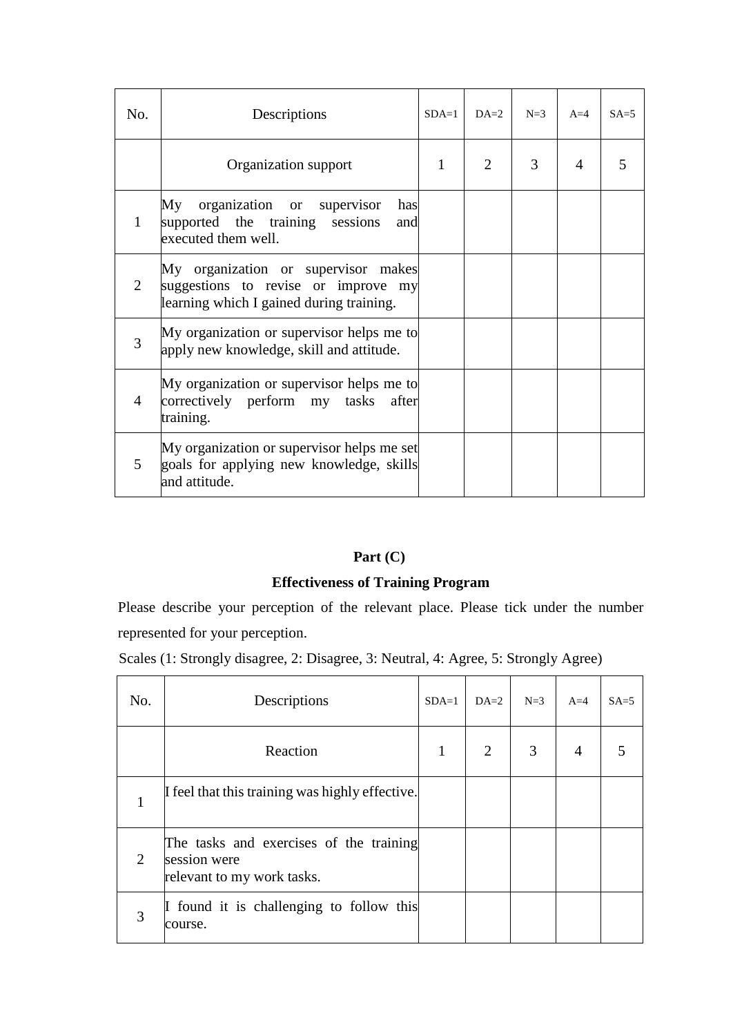| No. | Descriptions | SDA=1 | DA=2 | N=3 | A=4 | SA=5 |
|---|---|---|---|---|---|---|
| | Organization support | 1 | 2 | 3 | 4 | 5 |
| 1 | My organization or supervisor has supported the training sessions and executed them well. | | | | | |
| 2 | My organization or supervisor makes suggestions to revise or improve my learning which I gained during training. | | | | | |
| 3 | My organization or supervisor helps me to apply new knowledge, skill and attitude. | | | | | |
| 4 | My organization or supervisor helps me to correctively perform my tasks after training. | | | | | |
| 5 | My organization or supervisor helps me set goals for applying new knowledge, skills and attitude. | | | | | |

**Part (C)**

**Effectiveness of Training Program**

Please describe your perception of the relevant place. Please tick under the number represented for your perception.

Scales (1: Strongly disagree, 2: Disagree, 3: Neutral, 4: Agree, 5: Strongly Agree)

| No. | Descriptions | SDA=1 | DA=2 | N=3 | A=4 | SA=5 |
|---|---|---|---|---|---|---|
| | Reaction | 1 | 2 | 3 | 4 | 5 |
| 1 | I feel that this training was highly effective. | | | | | |
| 2 | The tasks and exercises of the training session were relevant to my work tasks. | | | | | |
| 3 | I found it is challenging to follow this course. | | | | | |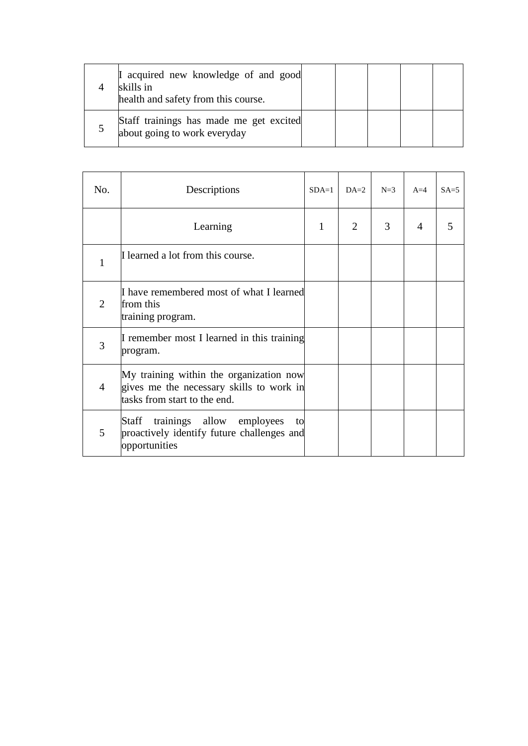| | | | | | | |
|---|---|---|---|---|---|---|
| 4 | I acquired new knowledge of and good skills in health and safety from this course. | | | | | |
| 5 | Staff trainings has made me get excited about going to work everyday | | | | | |

| No. | Descriptions | SDA=1 | DA=2 | N=3 | A=4 | SA=5 |
|---|---|---|---|---|---|---|
| | Learning | 1 | 2 | 3 | 4 | 5 |
| 1 | I learned a lot from this course. | | | | | |
| 2 | I have remembered most of what I learned from this training program. | | | | | |
| 3 | I remember most I learned in this training program. | | | | | |
| 4 | My training within the organization now gives me the necessary skills to work in tasks from start to the end. | | | | | |
| 5 | Staff trainings allow employees to proactively identify future challenges and opportunities | | | | | |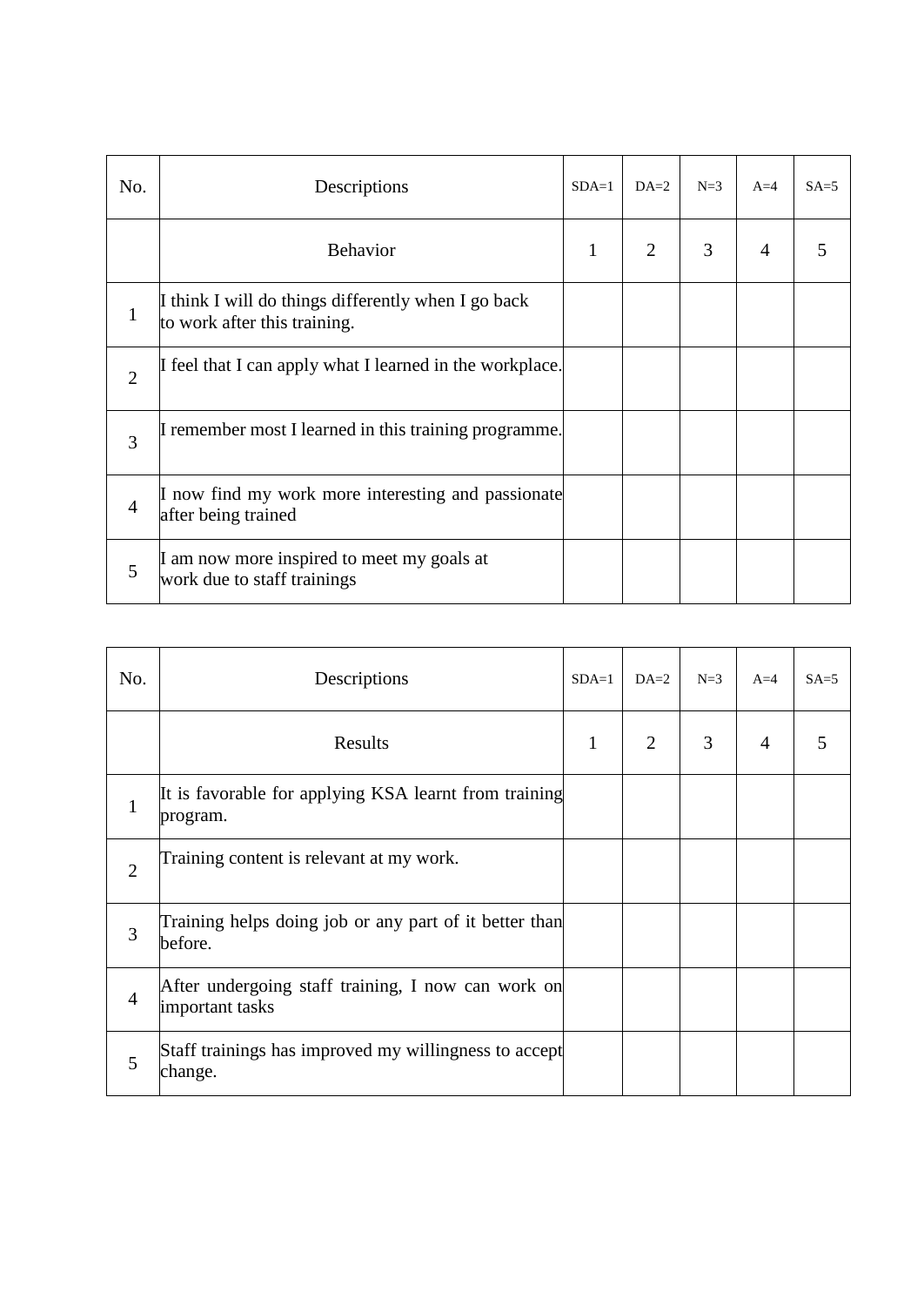| No. | Descriptions | SDA=1 | DA=2 | N=3 | A=4 | SA=5 |
|---|---|---|---|---|---|---|
| | Behavior | 1 | 2 | 3 | 4 | 5 |
| 1 | I think I will do things differently when I go back to work after this training. | | | | | |
| 2 | I feel that I can apply what I learned in the workplace. | | | | | |
| 3 | I remember most I learned in this training programme. | | | | | |
| 4 | I now find my work more interesting and passionate after being trained | | | | | |
| 5 | I am now more inspired to meet my goals at work due to staff trainings | | | | | |

| No. | Descriptions | SDA=1 | DA=2 | N=3 | A=4 | SA=5 |
|---|---|---|---|---|---|---|
| | Results | 1 | 2 | 3 | 4 | 5 |
| 1 | It is favorable for applying KSA learnt from training program. | | | | | |
| 2 | Training content is relevant at my work. | | | | | |
| 3 | Training helps doing job or any part of it better than before. | | | | | |
| 4 | After undergoing staff training, I now can work on important tasks | | | | | |
| 5 | Staff trainings has improved my willingness to accept change. | | | | | |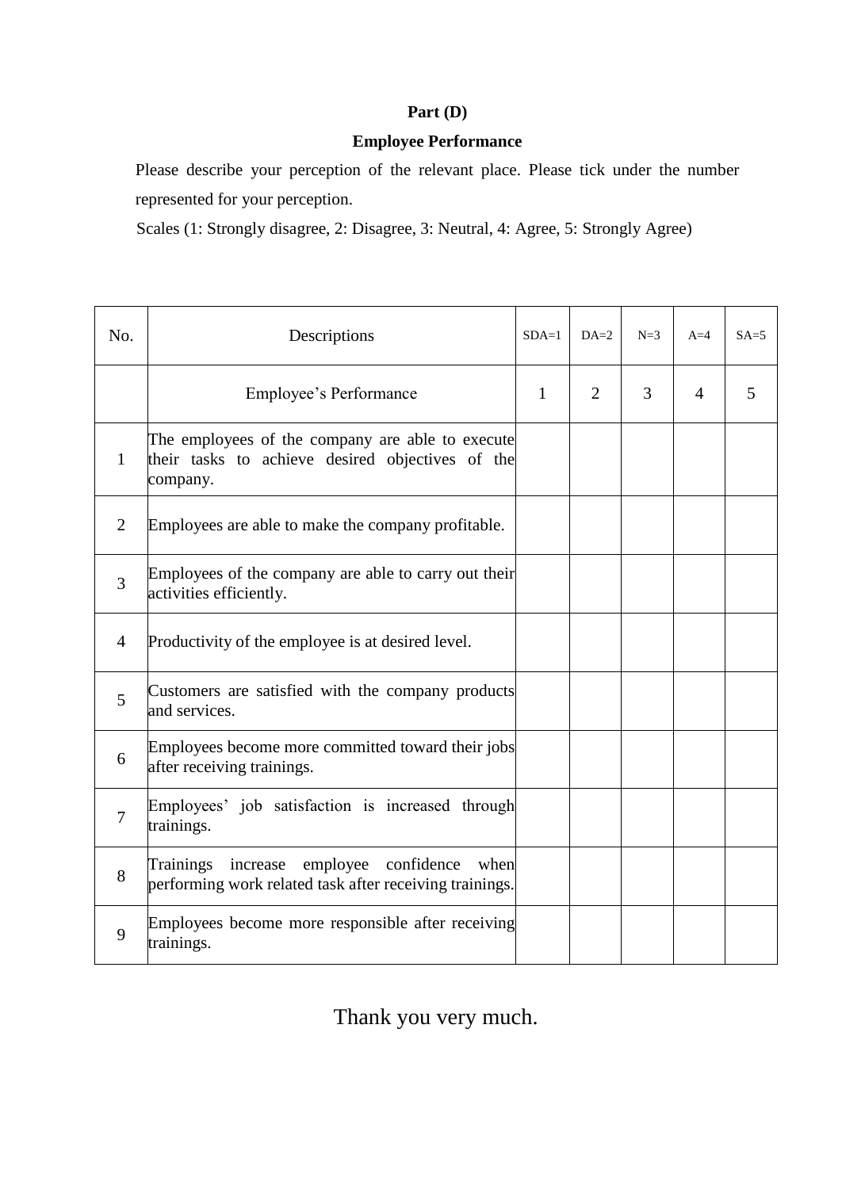**Part (D)**

**Employee Performance**

Please describe your perception of the relevant place. Please tick under the number represented for your perception.

Scales (1: Strongly disagree, 2: Disagree, 3: Neutral, 4: Agree, 5: Strongly Agree)

| No. | Descriptions | SDA=1 | DA=2 | N=3 | A=4 | SA=5 |
|---|---|---|---|---|---|---|
| | Employee's Performance | 1 | 2 | 3 | 4 | 5 |
| 1 | The employees of the company are able to execute their tasks to achieve desired objectives of the company. | | | | | |
| 2 | Employees are able to make the company profitable. | | | | | |
| 3 | Employees of the company are able to carry out their activities efficiently. | | | | | |
| 4 | Productivity of the employee is at desired level. | | | | | |
| 5 | Customers are satisfied with the company products and services. | | | | | |
| 6 | Employees become more committed toward their jobs after receiving trainings. | | | | | |
| 7 | Employees' job satisfaction is increased through trainings. | | | | | |
| 8 | Trainings increase employee confidence when performing work related task after receiving trainings. | | | | | |
| 9 | Employees become more responsible after receiving trainings. | | | | | |

Thank you very much.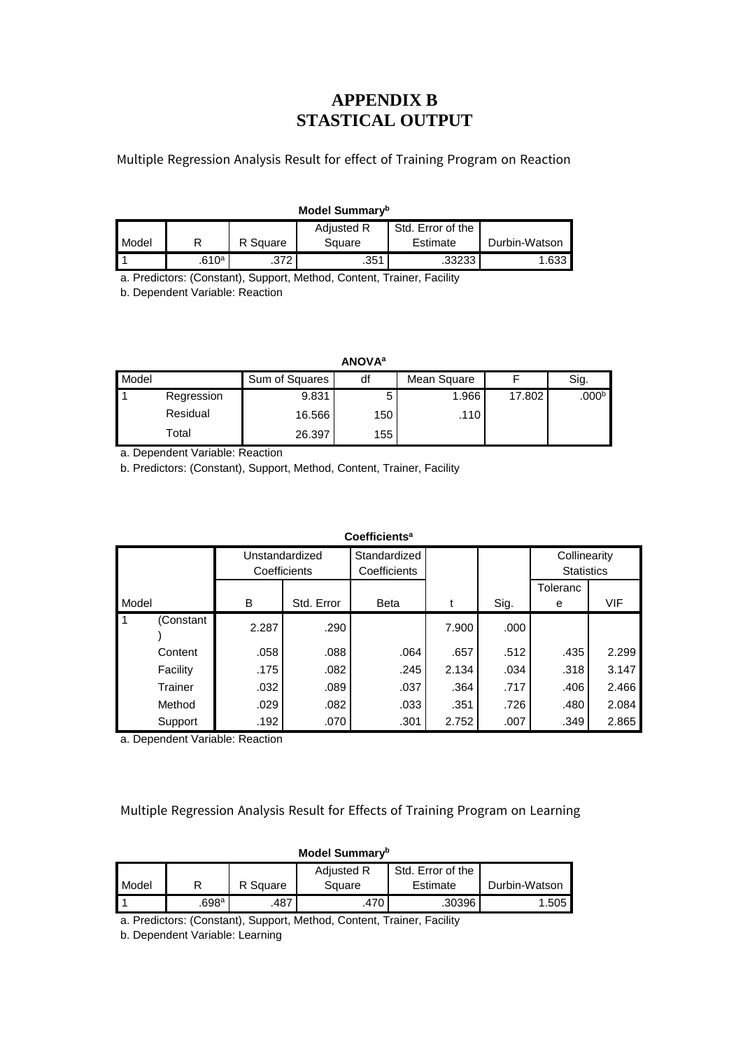# APPENDIX B
# STASTICAL OUTPUT

Multiple Regression Analysis Result for effect of Training Program on Reaction

**Model Summary**[b]

| Model | R | R Square | Adjusted R Square | Std. Error of the Estimate | Durbin-Watson |
|---|---|---|---|---|---|
| 1 | .610[a] | .372 | .351 | .33233 | 1.633 |

a. Predictors: (Constant), Support, Method, Content, Trainer, Facility

b. Dependent Variable: Reaction

**ANOVA**[a]

| Model | | Sum of Squares | df | Mean Square | F | Sig. |
|---|---|---|---|---|---|---|
| 1 | Regression | 9.831 | 5 | 1.966 | 17.802 | .000[b] |
| | Residual | 16.566 | 150 | .110 | | |
| | Total | 26.397 | 155 | | | |

a. Dependent Variable: Reaction

b. Predictors: (Constant), Support, Method, Content, Trainer, Facility

**Coefficients**[a]

| Model | | Unstandardized Coefficients | | Standardized Coefficients | t | Sig. | Collinearity Statistics | |
|---|---|---|---|---|---|---|---|---|
| | | B | Std. Error | Beta | | | Tolerance | VIF |
| 1 | (Constant) | 2.287 | .290 | | 7.900 | .000 | | |
| | Content | .058 | .088 | .064 | .657 | .512 | .435 | 2.299 |
| | Facility | .175 | .082 | .245 | 2.134 | .034 | .318 | 3.147 |
| | Trainer | .032 | .089 | .037 | .364 | .717 | .406 | 2.466 |
| | Method | .029 | .082 | .033 | .351 | .726 | .480 | 2.084 |
| | Support | .192 | .070 | .301 | 2.752 | .007 | .349 | 2.865 |

a. Dependent Variable: Reaction

Multiple Regression Analysis Result for Effects of Training Program on Learning

**Model Summary**[b]

| Model | R | R Square | Adjusted R Square | Std. Error of the Estimate | Durbin-Watson |
|---|---|---|---|---|---|
| 1 | .698[a] | .487 | .470 | .30396 | 1.505 |

a. Predictors: (Constant), Support, Method, Content, Trainer, Facility

b. Dependent Variable: Learning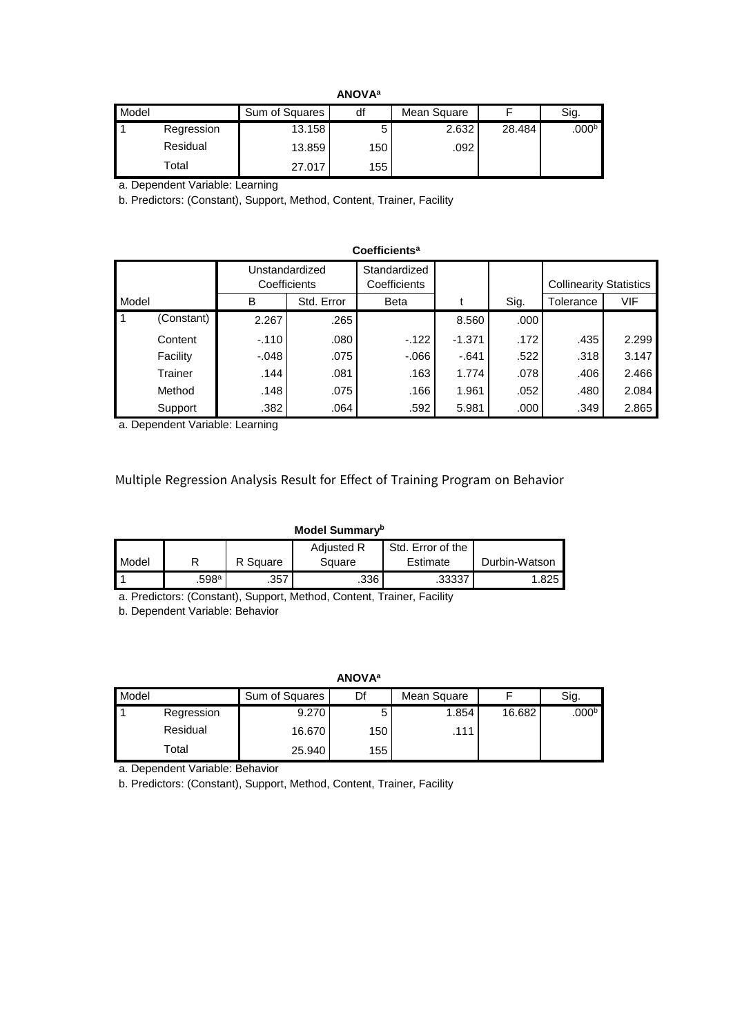**ANOVA[a]**

| Model | | Sum of Squares | df | Mean Square | F | Sig. |
|---|---|---|---|---|---|---|
| 1 | Regression | 13.158 | 5 | 2.632 | 28.484 | .000[b] |
| | Residual | 13.859 | 150 | .092 | | |
| | Total | 27.017 | 155 | | | |

a. Dependent Variable: Learning

b. Predictors: (Constant), Support, Method, Content, Trainer, Facility

**Coefficients[a]**

| Model | | Unstandardized Coefficients | | Standardized Coefficients | t | Sig. | Collinearity Statistics | |
|---|---|---|---|---|---|---|---|---|
| | | B | Std. Error | Beta | | | Tolerance | VIF |
| 1 | (Constant) | 2.267 | .265 | | 8.560 | .000 | | |
| | Content | -.110 | .080 | -.122 | -1.371 | .172 | .435 | 2.299 |
| | Facility | -.048 | .075 | -.066 | -.641 | .522 | .318 | 3.147 |
| | Trainer | .144 | .081 | .163 | 1.774 | .078 | .406 | 2.466 |
| | Method | .148 | .075 | .166 | 1.961 | .052 | .480 | 2.084 |
| | Support | .382 | .064 | .592 | 5.981 | .000 | .349 | 2.865 |

a. Dependent Variable: Learning

Multiple Regression Analysis Result for Effect of Training Program on Behavior

**Model Summary[b]**

| Model | R | R Square | Adjusted R Square | Std. Error of the Estimate | Durbin-Watson |
|---|---|---|---|---|---|
| 1 | .598[a] | .357 | .336 | .33337 | 1.825 |

a. Predictors: (Constant), Support, Method, Content, Trainer, Facility

b. Dependent Variable: Behavior

**ANOVA[a]**

| Model | | Sum of Squares | Df | Mean Square | F | Sig. |
|---|---|---|---|---|---|---|
| 1 | Regression | 9.270 | 5 | 1.854 | 16.682 | .000[b] |
| | Residual | 16.670 | 150 | .111 | | |
| | Total | 25.940 | 155 | | | |

a. Dependent Variable: Behavior

b. Predictors: (Constant), Support, Method, Content, Trainer, Facility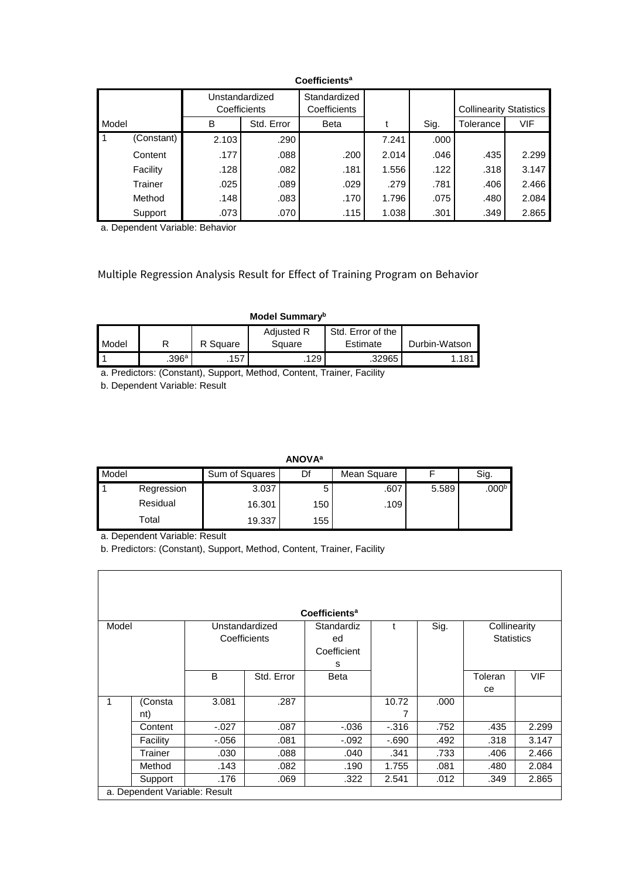**Coefficients[a]**

| Model | | Unstandardized Coefficients | | Standardized Coefficients | t | Sig. | Collinearity Statistics | |
|---|---|---|---|---|---|---|---|---|
| | | B | Std. Error | Beta | | | Tolerance | VIF |
| 1 | (Constant) | 2.103 | .290 | | 7.241 | .000 | | |
| | Content | .177 | .088 | .200 | 2.014 | .046 | .435 | 2.299 |
| | Facility | .128 | .082 | .181 | 1.556 | .122 | .318 | 3.147 |
| | Trainer | .025 | .089 | .029 | .279 | .781 | .406 | 2.466 |
| | Method | .148 | .083 | .170 | 1.796 | .075 | .480 | 2.084 |
| | Support | .073 | .070 | .115 | 1.038 | .301 | .349 | 2.865 |

a. Dependent Variable: Behavior

Multiple Regression Analysis Result for Effect of Training Program on Behavior

**Model Summary[b]**

| Model | R | R Square | Adjusted R Square | Std. Error of the Estimate | Durbin-Watson |
|---|---|---|---|---|---|
| 1 | .396[a] | .157 | .129 | .32965 | 1.181 |

a. Predictors: (Constant), Support, Method, Content, Trainer, Facility

b. Dependent Variable: Result

**ANOVA[a]**

| Model | | Sum of Squares | Df | Mean Square | F | Sig. |
|---|---|---|---|---|---|---|
| 1 | Regression | 3.037 | 5 | .607 | 5.589 | .000[b] |
| | Residual | 16.301 | 150 | .109 | | |
| | Total | 19.337 | 155 | | | |

a. Dependent Variable: Result

b. Predictors: (Constant), Support, Method, Content, Trainer, Facility

**Coefficients[a]**

| Model | | Unstandardized Coefficients | | Standardized Coefficients | t | Sig. | Collinearity Statistics | |
|---|---|---|---|---|---|---|---|---|
| | | B | Std. Error | Beta | | | Tolerance | VIF |
| 1 | (Constant) | 3.081 | .287 | | 10.727 | .000 | | |
| | Content | -.027 | .087 | -.036 | -.316 | .752 | .435 | 2.299 |
| | Facility | -.056 | .081 | -.092 | -.690 | .492 | .318 | 3.147 |
| | Trainer | .030 | .088 | .040 | .341 | .733 | .406 | 2.466 |
| | Method | .143 | .082 | .190 | 1.755 | .081 | .480 | 2.084 |
| | Support | .176 | .069 | .322 | 2.541 | .012 | .349 | 2.865 |

a. Dependent Variable: Result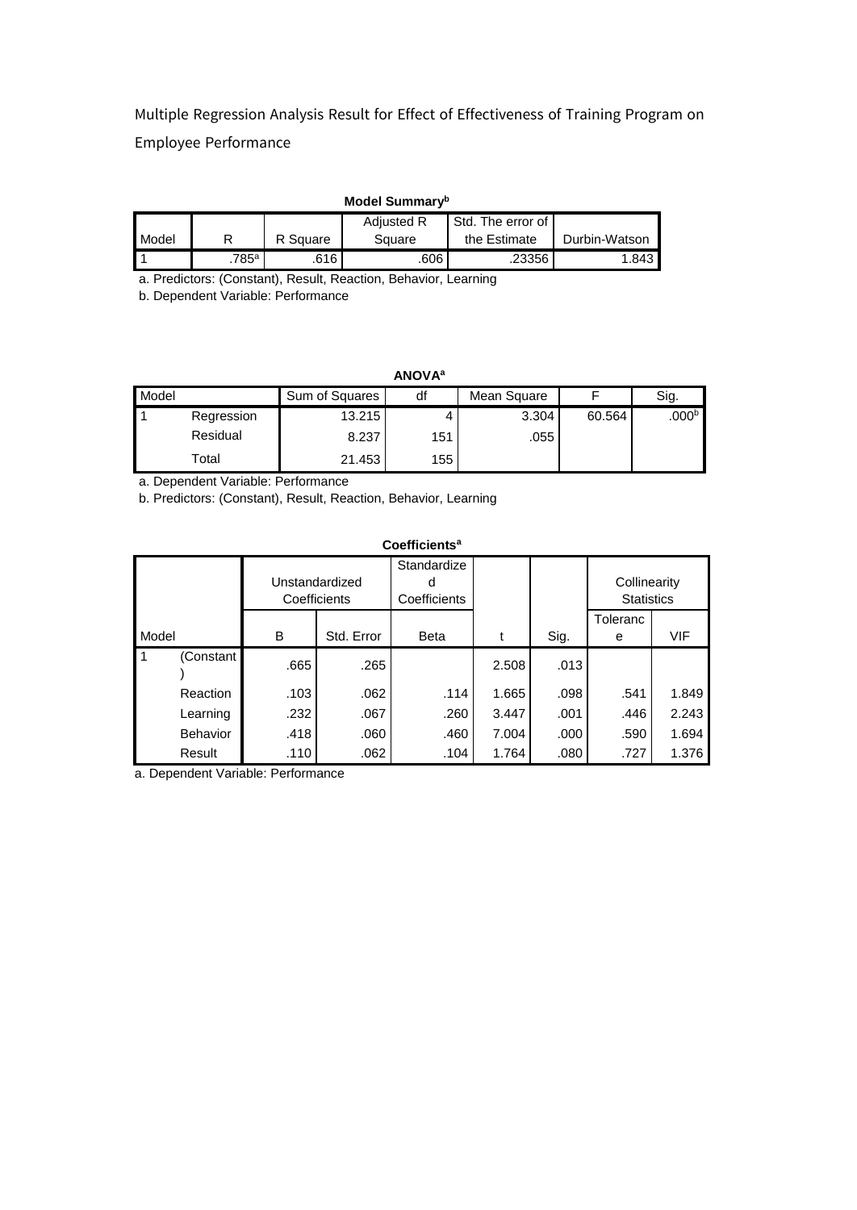Multiple Regression Analysis Result for Effect of Effectiveness of Training Program on Employee Performance

**Model Summary[b]**

| Model | R | R Square | Adjusted R Square | Std. The error of the Estimate | Durbin-Watson |
|---|---|---|---|---|---|
| 1 | .785[a] | .616 | .606 | .23356 | 1.843 |

a. Predictors: (Constant), Result, Reaction, Behavior, Learning

b. Dependent Variable: Performance

**ANOVA[a]**

| Model | | Sum of Squares | df | Mean Square | F | Sig. |
|---|---|---|---|---|---|---|
| 1 | Regression | 13.215 | 4 | 3.304 | 60.564 | .000[b] |
| | Residual | 8.237 | 151 | .055 | | |
| | Total | 21.453 | 155 | | | |

a. Dependent Variable: Performance

b. Predictors: (Constant), Result, Reaction, Behavior, Learning

**Coefficients[a]**

| Model | | Unstandardized Coefficients | | Standardized Coefficients | t | Sig. | Collinearity Statistics | |
|---|---|---|---|---|---|---|---|---|
| | | B | Std. Error | Beta | | | Tolerance | VIF |
| 1 | (Constant) | .665 | .265 | | 2.508 | .013 | | |
| | Reaction | .103 | .062 | .114 | 1.665 | .098 | .541 | 1.849 |
| | Learning | .232 | .067 | .260 | 3.447 | .001 | .446 | 2.243 |
| | Behavior | .418 | .060 | .460 | 7.004 | .000 | .590 | 1.694 |
| | Result | .110 | .062 | .104 | 1.764 | .080 | .727 | 1.376 |

a. Dependent Variable: Performance